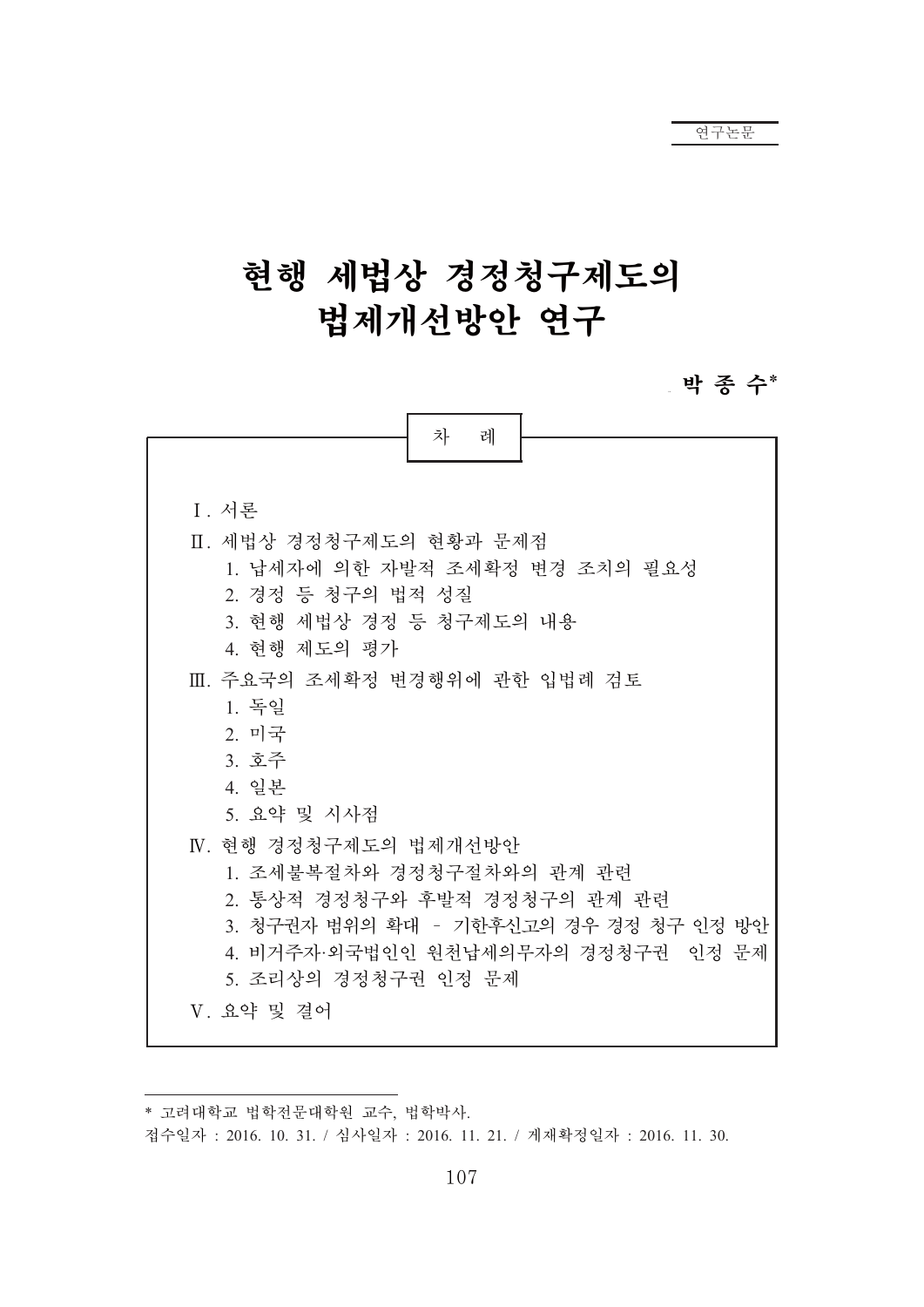연구논문

# 현행 세법상 경정청구제도의 법제개선방안 연구

**박 종 수***

차 례

Ⅰ. 서론

Ⅱ. 세법상 경정청구제도의 현황과 문제점
  1. 납세자에 의한 자발적 조세확정 변경 조치의 필요성
  2. 경정 등 청구의 법적 성질
  3. 현행 세법상 경정 등 청구제도의 내용
  4. 현행 제도의 평가

Ⅲ. 주요국의 조세확정 변경행위에 관한 입법례 검토
  1. 독일
  2. 미국
  3. 호주
  4. 일본
  5. 요약 및 시사점

Ⅳ. 현행 경정청구제도의 법제개선방안
  1. 조세불복절차와 경정청구절차와의 관계 관련
  2. 통상적 경정청구와 후발적 경정청구의 관계 관련
  3. 청구권자 범위의 확대 – 기한후신고의 경우 경정 청구 인정 방안
  4. 비거주자·외국법인인 원천납세의무자의 경정청구권 인정 문제
  5. 조리상의 경정청구권 인정 문제

Ⅴ. 요약 및 결어

---

* 고려대학교 법학전문대학원 교수, 법학박사.

접수일자 : 2016. 10. 31. / 심사일자 : 2016. 11. 21. / 게재확정일자 : 2016. 11. 30.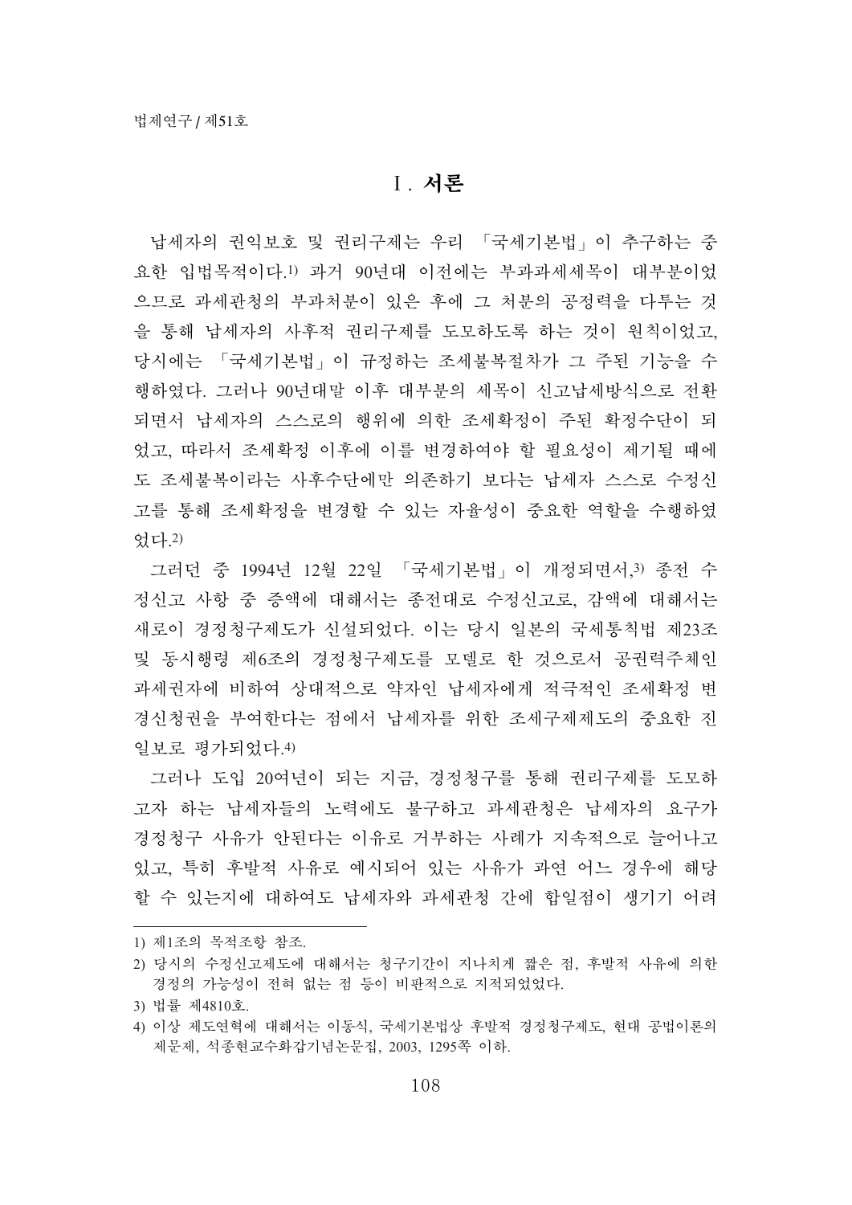# Ⅰ. 서론

납세자의 권익보호 및 권리구제는 우리 「국세기본법」이 추구하는 중요한 입법목적이다.[1] 과거 90년대 이전에는 부과과세세목이 대부분이었으므로 과세관청의 부과처분이 있은 후에 그 처분의 공정력을 다투는 것을 통해 납세자의 사후적 권리구제를 도모하도록 하는 것이 원칙이었고, 당시에는 「국세기본법」이 규정하는 조세불복절차가 그 주된 기능을 수행하였다. 그러나 90년대말 이후 대부분의 세목이 신고납세방식으로 전환되면서 납세자의 스스로의 행위에 의한 조세확정이 주된 확정수단이 되었고, 따라서 조세확정 이후에 이를 변경하여야 할 필요성이 제기될 때에도 조세불복이라는 사후수단에만 의존하기 보다는 납세자 스스로 수정신고를 통해 조세확정을 변경할 수 있는 자율성이 중요한 역할을 수행하였었다.[2]

그러던 중 1994년 12월 22일 「국세기본법」이 개정되면서,[3] 종전 수정신고 사항 중 증액에 대해서는 종전대로 수정신고로, 감액에 대해서는 새로이 경정청구제도가 신설되었다. 이는 당시 일본의 국세통칙법 제23조 및 동시행령 제6조의 경정청구제도를 모델로 한 것으로서 공권력주체인 과세권자에 비하여 상대적으로 약자인 납세자에게 적극적인 조세확정 변경신청권을 부여한다는 점에서 납세자를 위한 조세구제제도의 중요한 진일보로 평가되었다.[4]

그러나 도입 20여년이 되는 지금, 경정청구를 통해 권리구제를 도모하고자 하는 납세자들의 노력에도 불구하고 과세관청은 납세자의 요구가 경정청구 사유가 안된다는 이유로 거부하는 사례가 지속적으로 늘어나고 있고, 특히 후발적 사유로 예시되어 있는 사유가 과연 어느 경우에 해당할 수 있는지에 대하여도 납세자와 과세관청 간에 합일점이 생기기 어려

---

1) 제1조의 목적조항 참조.

2) 당시의 수정신고제도에 대해서는 청구기간이 지나치게 짧은 점, 후발적 사유에 의한 경정의 가능성이 전혀 없는 점 등이 비판적으로 지적되었었다.

3) 법률 제4810호.

4) 이상 제도연혁에 대해서는 이동식, 국세기본법상 후발적 경정청구제도, 현대 공법이론의 제문제, 석종현교수화갑기념논문집, 2003, 1295쪽 이하.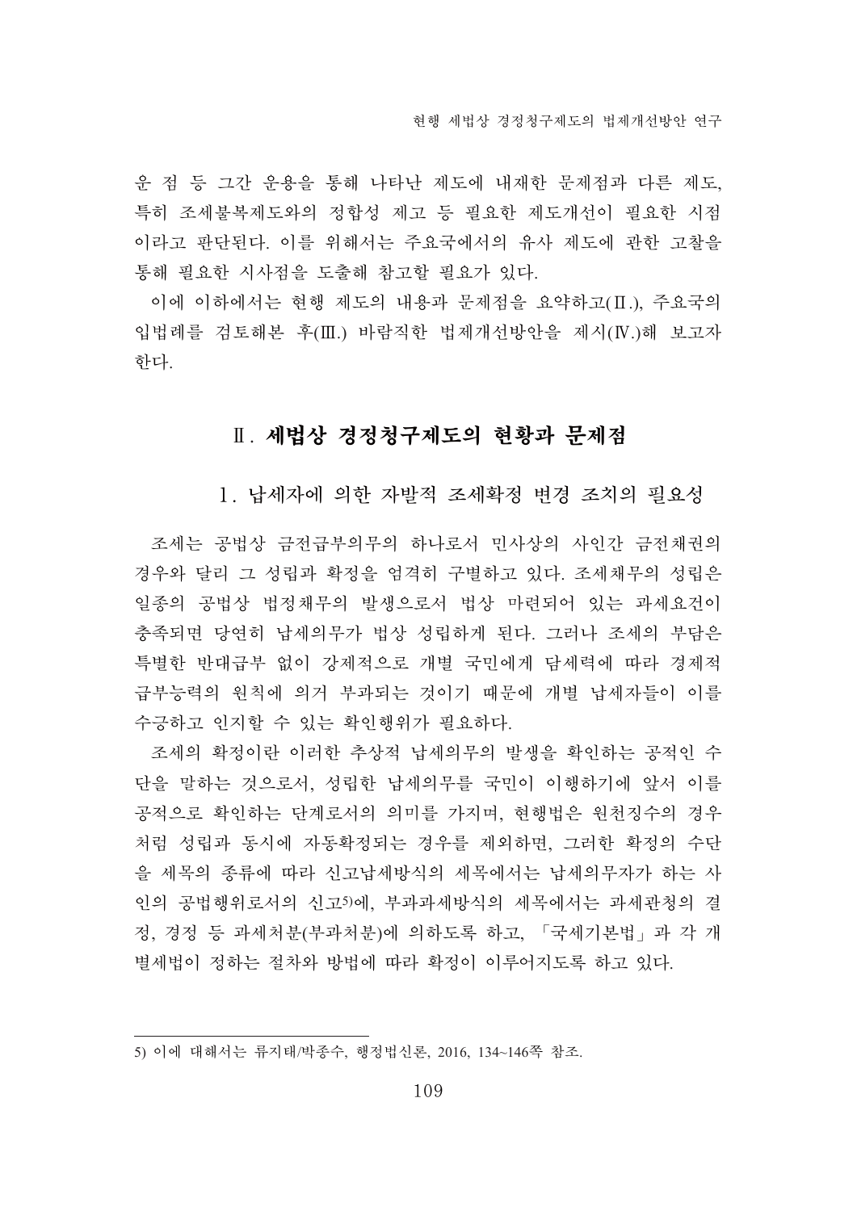운 점 등 그간 운용을 통해 나타난 제도에 내재한 문제점과 다른 제도, 특히 조세불복제도와의 정합성 제고 등 필요한 제도개선이 필요한 시점이라고 판단된다. 이를 위해서는 주요국에서의 유사 제도에 관한 고찰을 통해 필요한 시사점을 도출해 참고할 필요가 있다.

이에 이하에서는 현행 제도의 내용과 문제점을 요약하고(Ⅱ.), 주요국의 입법례를 검토해본 후(Ⅲ.) 바람직한 법제개선방안을 제시(Ⅳ.)해 보고자 한다.

## Ⅱ. 세법상 경정청구제도의 현황과 문제점

### 1. 납세자에 의한 자발적 조세확정 변경 조치의 필요성

조세는 공법상 금전급부의무의 하나로서 민사상의 사인간 금전채권의 경우와 달리 그 성립과 확정을 엄격히 구별하고 있다. 조세채무의 성립은 일종의 공법상 법정채무의 발생으로서 법상 마련되어 있는 과세요건이 충족되면 당연히 납세의무가 법상 성립하게 된다. 그러나 조세의 부담은 특별한 반대급부 없이 강제적으로 개별 국민에게 담세력에 따라 경제적 급부능력의 원칙에 의거 부과되는 것이기 때문에 개별 납세자들이 이를 수긍하고 인지할 수 있는 확인행위가 필요하다.

조세의 확정이란 이러한 추상적 납세의무의 발생을 확인하는 공적인 수단을 말하는 것으로서, 성립한 납세의무를 국민이 이행하기에 앞서 이를 공적으로 확인하는 단계로서의 의미를 가지며, 현행법은 원천징수의 경우처럼 성립과 동시에 자동확정되는 경우를 제외하면, 그러한 확정의 수단을 세목의 종류에 따라 신고납세방식의 세목에서는 납세의무자가 하는 사인의 공법행위로서의 신고[5]에, 부과과세방식의 세목에서는 과세관청의 결정, 경정 등 과세처분(부과처분)에 의하도록 하고, 「국세기본법」과 각 개별세법이 정하는 절차와 방법에 따라 확정이 이루어지도록 하고 있다.

---

5) 이에 대해서는 류지태/박종수, 행정법신론, 2016, 134~146쪽 참조.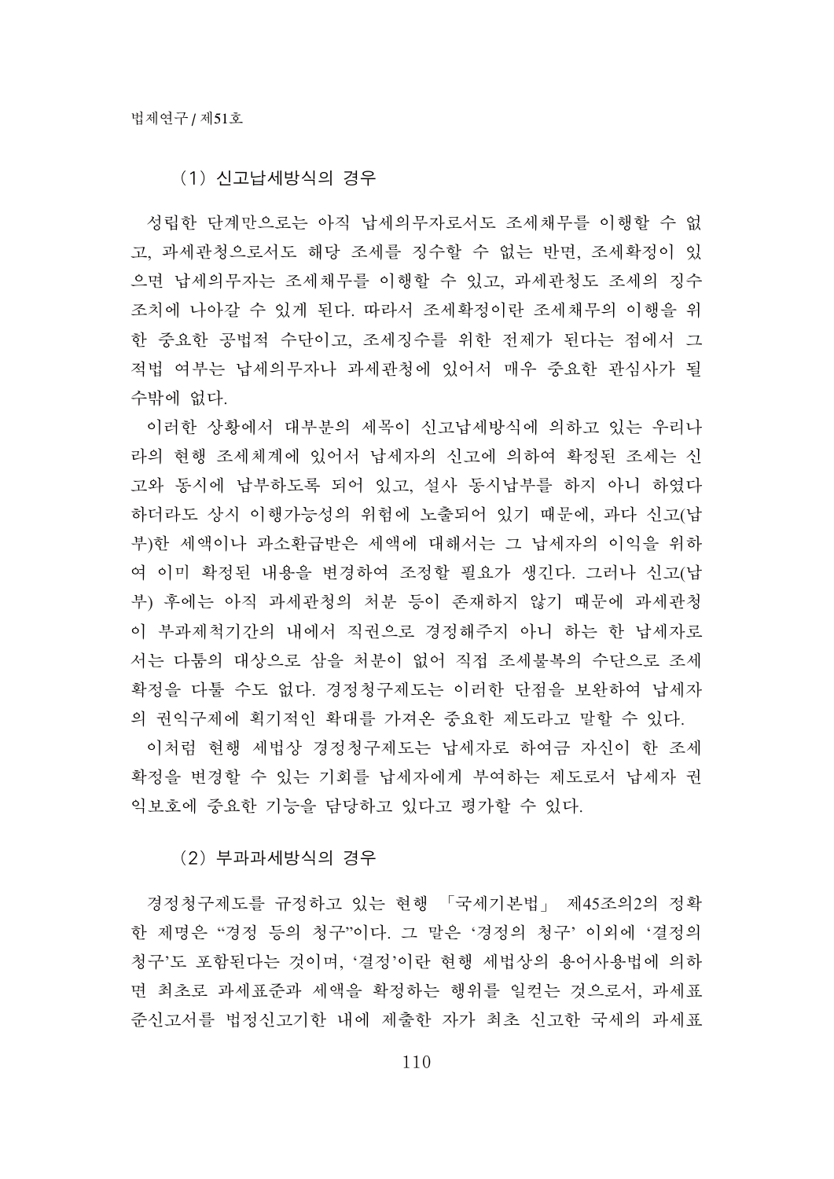#### (1) 신고납세방식의 경우

성립한 단계만으로는 아직 납세의무자로서도 조세채무를 이행할 수 없고, 과세관청으로서도 해당 조세를 징수할 수 없는 반면, 조세확정이 있으면 납세의무자는 조세채무를 이행할 수 있고, 과세관청도 조세의 징수조치에 나아갈 수 있게 된다. 따라서 조세확정이란 조세채무의 이행을 위한 중요한 공법적 수단이고, 조세징수를 위한 전제가 된다는 점에서 그 적법 여부는 납세의무자나 과세관청에 있어서 매우 중요한 관심사가 될 수밖에 없다.

이러한 상황에서 대부분의 세목이 신고납세방식에 의하고 있는 우리나라의 현행 조세체계에 있어서 납세자의 신고에 의하여 확정된 조세는 신고와 동시에 납부하도록 되어 있고, 설사 동시납부를 하지 아니 하였다 하더라도 상시 이행가능성의 위험에 노출되어 있기 때문에, 과다 신고(납부)한 세액이나 과소환급받은 세액에 대해서는 그 납세자의 이익을 위하여 이미 확정된 내용을 변경하여 조정할 필요가 생긴다. 그러나 신고(납부) 후에는 아직 과세관청의 처분 등이 존재하지 않기 때문에 과세관청이 부과제척기간의 내에서 직권으로 경정해주지 아니 하는 한 납세자로서는 다툼의 대상으로 삼을 처분이 없어 직접 조세불복의 수단으로 조세확정을 다툴 수도 없다. 경정청구제도는 이러한 단점을 보완하여 납세자의 권익구제에 획기적인 확대를 가져온 중요한 제도라고 말할 수 있다.

이처럼 현행 세법상 경정청구제도는 납세자로 하여금 자신이 한 조세확정을 변경할 수 있는 기회를 납세자에게 부여하는 제도로서 납세자 권익보호에 중요한 기능을 담당하고 있다고 평가할 수 있다.

#### (2) 부과과세방식의 경우

경정청구제도를 규정하고 있는 현행 「국세기본법」 제45조의2의 정확한 제명은 "경정 등의 청구"이다. 그 말은 '경정의 청구' 이외에 '결정의 청구'도 포함된다는 것이며, '결정'이란 현행 세법상의 용어사용법에 의하면 최초로 과세표준과 세액을 확정하는 행위를 일컫는 것으로서, 과세표준신고서를 법정신고기한 내에 제출한 자가 최초 신고한 국세의 과세표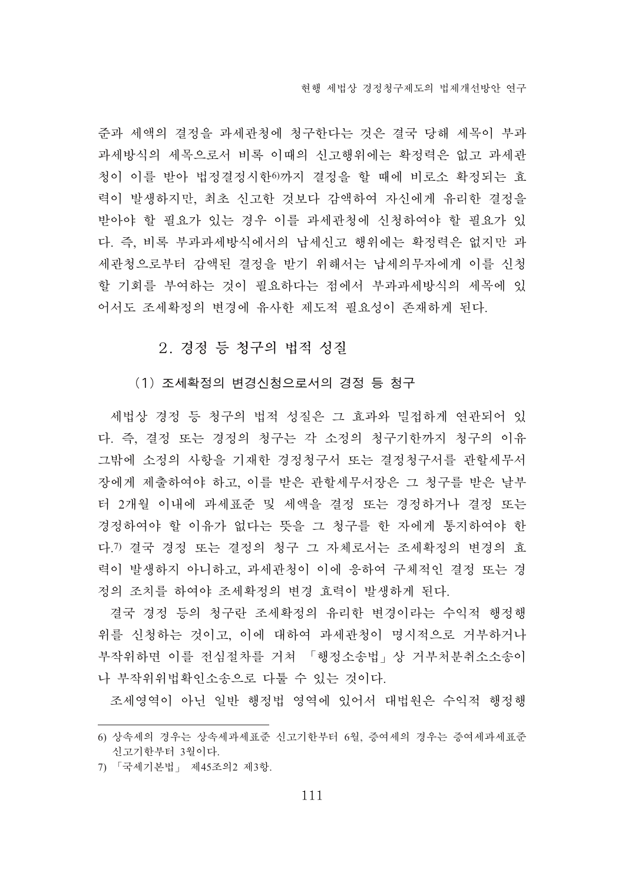준과 세액의 결정을 과세관청에 청구한다는 것은 결국 당해 세목이 부과과세방식의 세목으로서 비록 이때의 신고행위에는 확정력은 없고 과세관청이 이를 받아 법정결정시한[6]까지 결정을 할 때에 비로소 확정되는 효력이 발생하지만, 최초 신고한 것보다 감액하여 자신에게 유리한 결정을 받아야 할 필요가 있는 경우 이를 과세관청에 신청하여야 할 필요가 있다. 즉, 비록 부과과세방식에서의 납세신고 행위에는 확정력은 없지만 과세관청으로부터 감액된 결정을 받기 위해서는 납세의무자에게 이를 신청할 기회를 부여하는 것이 필요하다는 점에서 부과과세방식의 세목에 있어서도 조세확정의 변경에 유사한 제도적 필요성이 존재하게 된다.

## 2. 경정 등 청구의 법적 성질

### (1) 조세확정의 변경신청으로서의 경정 등 청구

세법상 경정 등 청구의 법적 성질은 그 효과와 밀접하게 연관되어 있다. 즉, 결정 또는 경정의 청구는 각 소정의 청구기한까지 청구의 이유 그밖에 소정의 사항을 기재한 경정청구서 또는 결정청구서를 관할세무서장에게 제출하여야 하고, 이를 받은 관할세무서장은 그 청구를 받은 날부터 2개월 이내에 과세표준 및 세액을 결정 또는 경정하거나 결정 또는 경정하여야 할 이유가 없다는 뜻을 그 청구를 한 자에게 통지하여야 한다.[7] 결국 경정 또는 결정의 청구 그 자체로서는 조세확정의 변경의 효력이 발생하지 아니하고, 과세관청이 이에 응하여 구체적인 결정 또는 경정의 조치를 하여야 조세확정의 변경 효력이 발생하게 된다.

결국 경정 등의 청구란 조세확정의 유리한 변경이라는 수익적 행정행위를 신청하는 것이고, 이에 대하여 과세관청이 명시적으로 거부하거나 부작위하면 이를 전심절차를 거쳐 「행정소송법」상 거부처분취소소송이나 부작위위법확인소송으로 다툴 수 있는 것이다.

조세영역이 아닌 일반 행정법 영역에 있어서 대법원은 수익적 행정행

---

6) 상속세의 경우는 상속세과세표준 신고기한부터 6월, 증여세의 경우는 증여세과세표준 신고기한부터 3월이다.

7) 「국세기본법」 제45조의2 제3항.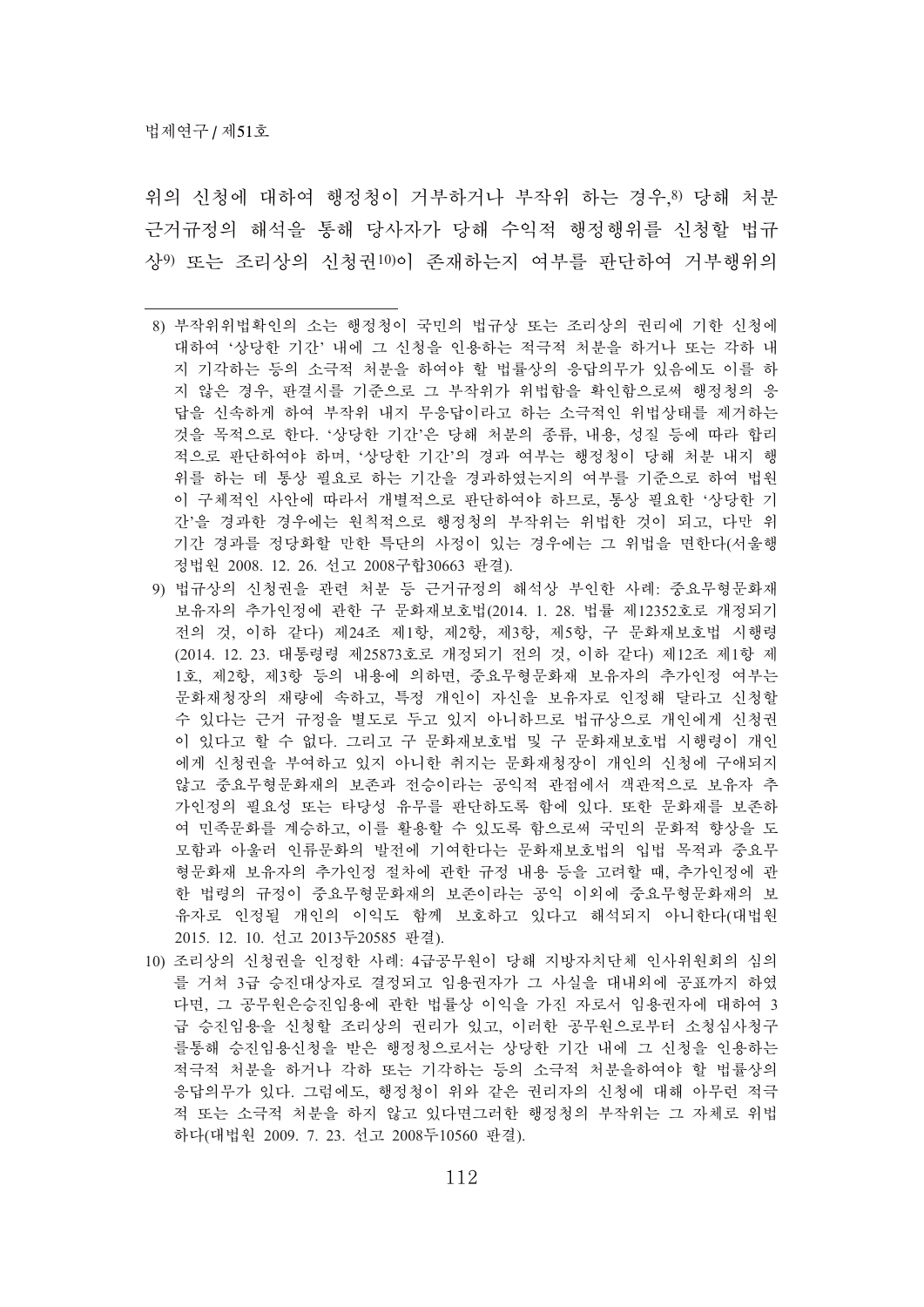위의 신청에 대하여 행정청이 거부하거나 부작위 하는 경우,[8] 당해 처분 근거규정의 해석을 통해 당사자가 당해 수익적 행정행위를 신청할 법규상[9] 또는 조리상의 신청권[10]이 존재하는지 여부를 판단하여 거부행위의

---

8) 부작위위법확인의 소는 행정청이 국민의 법규상 또는 조리상의 권리에 기한 신청에 대하여 '상당한 기간' 내에 그 신청을 인용하는 적극적 처분을 하거나 또는 각하 내지 기각하는 등의 소극적 처분을 하여야 할 법률상의 응답의무가 있음에도 이를 하지 않은 경우, 판결시를 기준으로 그 부작위가 위법함을 확인함으로써 행정청의 응답을 신속하게 하여 부작위 내지 무응답이라고 하는 소극적인 위법상태를 제거하는 것을 목적으로 한다. '상당한 기간'은 당해 처분의 종류, 내용, 성질 등에 따라 합리적으로 판단하여야 하며, '상당한 기간'의 경과 여부는 행정청이 당해 처분 내지 행위를 하는 데 통상 필요로 하는 기간을 경과하였는지의 여부를 기준으로 하여 법원이 구체적인 사안에 따라서 개별적으로 판단하여야 하므로, 통상 필요한 '상당한 기간'을 경과한 경우에는 원칙적으로 행정청의 부작위는 위법한 것이 되고, 다만 위 기간 경과를 정당화할 만한 특단의 사정이 있는 경우에는 그 위법을 면한다(서울행정법원 2008. 12. 26. 선고 2008구합30663 판결).

9) 법규상의 신청권을 관련 처분 등 근거규정의 해석상 부인한 사례: 중요무형문화재 보유자의 추가인정에 관한 구 문화재보호법(2014. 1. 28. 법률 제12352호로 개정되기 전의 것, 이하 같다) 제24조 제1항, 제2항, 제3항, 제5항, 구 문화재보호법 시행령(2014. 12. 23. 대통령령 제25873호로 개정되기 전의 것, 이하 같다) 제12조 제1항 제1호, 제2항, 제3항 등의 내용에 의하면, 중요무형문화재 보유자의 추가인정 여부는 문화재청장의 재량에 속하고, 특정 개인이 자신을 보유자로 인정해 달라고 신청할 수 있다는 근거 규정을 별도로 두고 있지 아니하므로 법규상으로 개인에게 신청권이 있다고 할 수 없다. 그리고 구 문화재보호법 및 구 문화재보호법 시행령이 개인에게 신청권을 부여하고 있지 아니한 취지는 문화재청장이 개인의 신청에 구애되지 않고 중요무형문화재의 보존과 전승이라는 공익적 관점에서 객관적으로 보유자 추가인정의 필요성 또는 타당성 유무를 판단하도록 함에 있다. 또한 문화재를 보존하여 민족문화를 계승하고, 이를 활용할 수 있도록 함으로써 국민의 문화적 향상을 도모함과 아울러 인류문화의 발전에 기여한다는 문화재보호법의 입법 목적과 중요무형문화재 보유자의 추가인정 절차에 관한 규정 내용 등을 고려할 때, 추가인정에 관한 법령의 규정이 중요무형문화재의 보존이라는 공익 이외에 중요무형문화재의 보유자로 인정될 개인의 이익도 함께 보호하고 있다고 해석되지 아니한다(대법원 2015. 12. 10. 선고 2013두20585 판결).

10) 조리상의 신청권을 인정한 사례: 4급공무원이 당해 지방자치단체 인사위원회의 심의를 거쳐 3급 승진대상자로 결정되고 임용권자가 그 사실을 대내외에 공표까지 하였다면, 그 공무원은승진임용에 관한 법률상 이익을 가진 자로서 임용권자에 대하여 3급 승진임용을 신청할 조리상의 권리가 있고, 이러한 공무원으로부터 소청심사청구를통해 승진임용신청을 받은 행정청으로서는 상당한 기간 내에 그 신청을 인용하는 적극적 처분을 하거나 각하 또는 기각하는 등의 소극적 처분을하여야 할 법률상의 응답의무가 있다. 그럼에도, 행정청이 위와 같은 권리자의 신청에 대해 아무런 적극적 또는 소극적 처분을 하지 않고 있다면그러한 행정청의 부작위는 그 자체로 위법하다(대법원 2009. 7. 23. 선고 2008두10560 판결).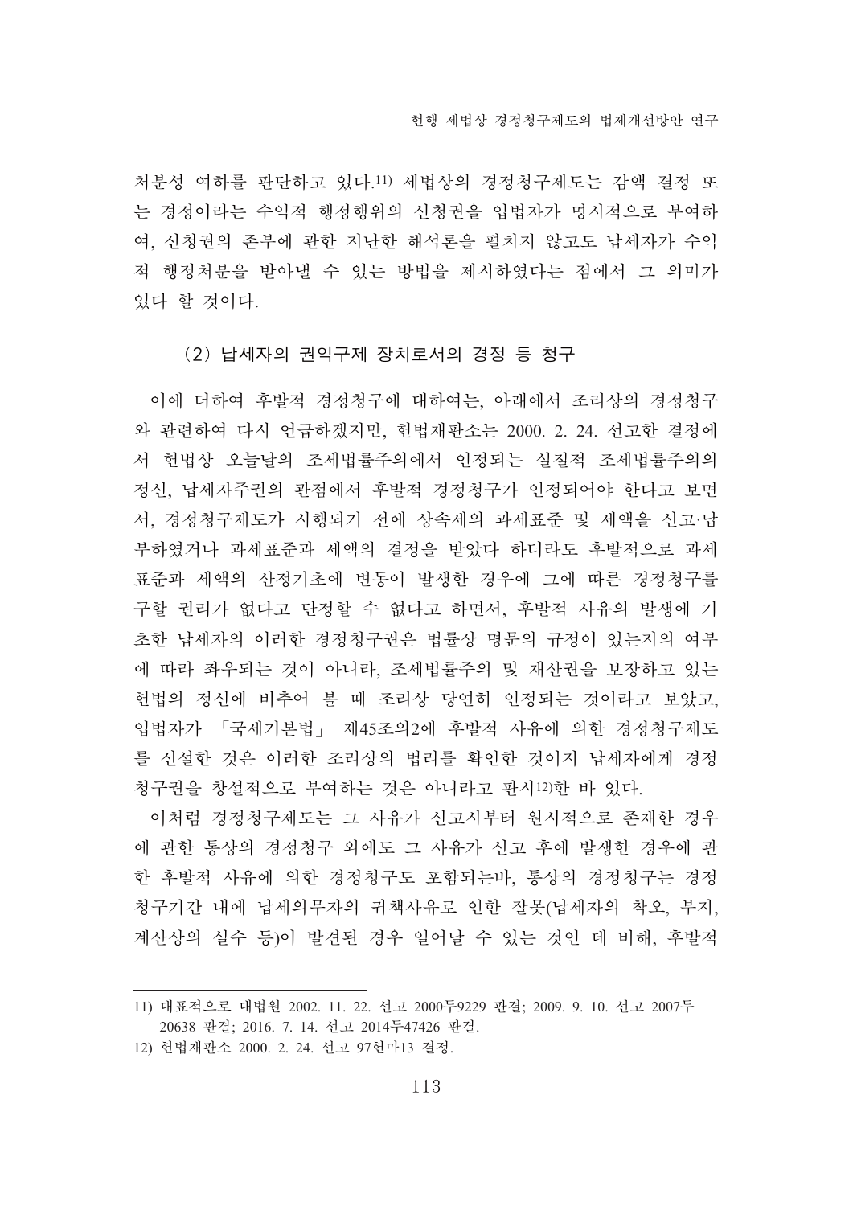처분성 여하를 판단하고 있다.[11] 세법상의 경정청구제도는 감액 결정 또는 경정이라는 수익적 행정행위의 신청권을 입법자가 명시적으로 부여하여, 신청권의 존부에 관한 지난한 해석론을 펼치지 않고도 납세자가 수익적 행정처분을 받아낼 수 있는 방법을 제시하였다는 점에서 그 의미가 있다 할 것이다.

### (2) 납세자의 권익구제 장치로서의 경정 등 청구

이에 더하여 후발적 경정청구에 대하여는, 아래에서 조리상의 경정청구와 관련하여 다시 언급하겠지만, 헌법재판소는 2000. 2. 24. 선고한 결정에서 헌법상 오늘날의 조세법률주의에서 인정되는 실질적 조세법률주의의 정신, 납세자주권의 관점에서 후발적 경정청구가 인정되어야 한다고 보면서, 경정청구제도가 시행되기 전에 상속세의 과세표준 및 세액을 신고·납부하였거나 과세표준과 세액의 결정을 받았다 하더라도 후발적으로 과세표준과 세액의 산정기초에 변동이 발생한 경우에 그에 따른 경정청구를 구할 권리가 없다고 단정할 수 없다고 하면서, 후발적 사유의 발생에 기초한 납세자의 이러한 경정청구권은 법률상 명문의 규정이 있는지의 여부에 따라 좌우되는 것이 아니라, 조세법률주의 및 재산권을 보장하고 있는 헌법의 정신에 비추어 볼 때 조리상 당연히 인정되는 것이라고 보았고, 입법자가 「국세기본법」 제45조의2에 후발적 사유에 의한 경정청구제도를 신설한 것은 이러한 조리상의 법리를 확인한 것이지 납세자에게 경정청구권을 창설적으로 부여하는 것은 아니라고 판시[12]한 바 있다.

이처럼 경정청구제도는 그 사유가 신고시부터 원시적으로 존재한 경우에 관한 통상의 경정청구 외에도 그 사유가 신고 후에 발생한 경우에 관한 후발적 사유에 의한 경정청구도 포함되는바, 통상의 경정청구는 경정청구기간 내에 납세의무자의 귀책사유로 인한 잘못(납세자의 착오, 부지, 계산상의 실수 등)이 발견된 경우 일어날 수 있는 것인 데 비해, 후발적

---

11) 대표적으로 대법원 2002. 11. 22. 선고 2000두9229 판결; 2009. 9. 10. 선고 2007두20638 판결; 2016. 7. 14. 선고 2014두47426 판결.

12) 헌법재판소 2000. 2. 24. 선고 97헌마13 결정.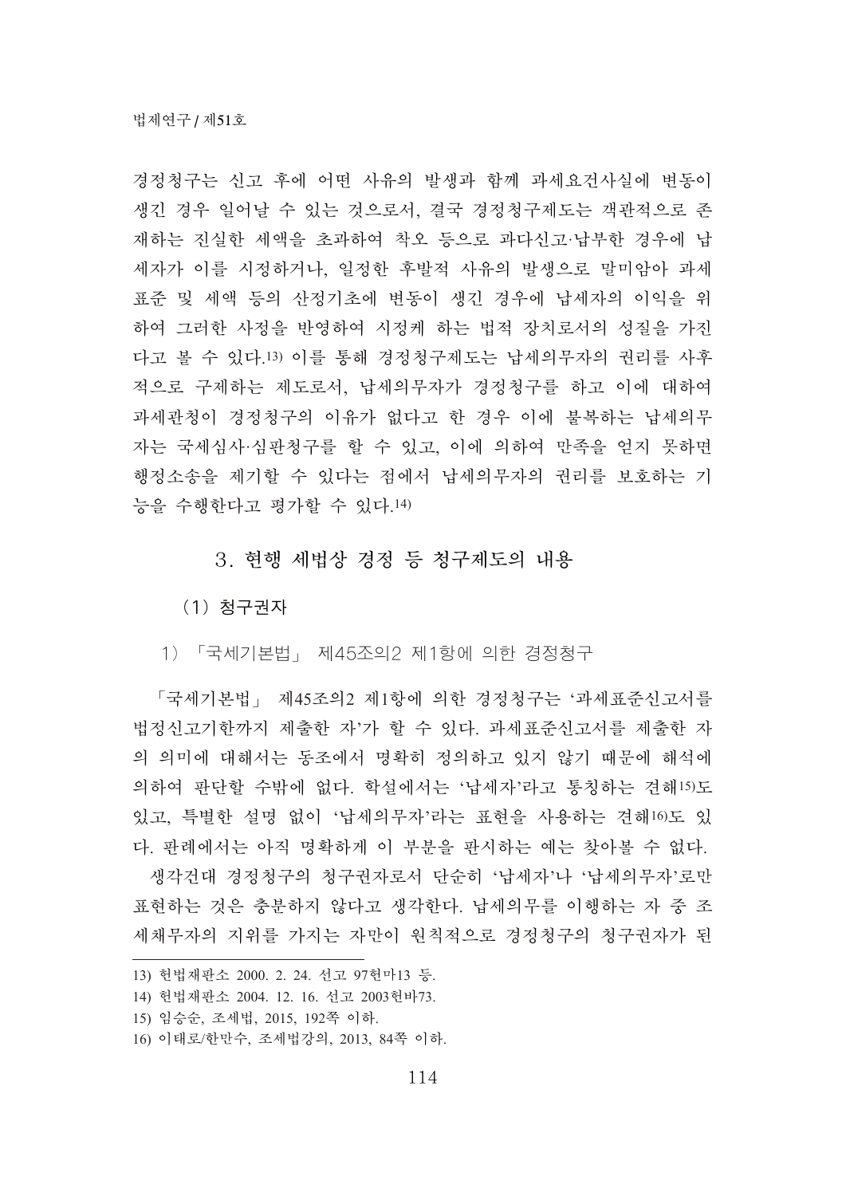경정청구는 신고 후에 어떤 사유의 발생과 함께 과세요건사실에 변동이 생긴 경우 일어날 수 있는 것으로서, 결국 경정청구제도는 객관적으로 존재하는 진실한 세액을 초과하여 착오 등으로 과다신고·납부한 경우에 납세자가 이를 시정하거나, 일정한 후발적 사유의 발생으로 말미암아 과세표준 및 세액 등의 산정기초에 변동이 생긴 경우에 납세자의 이익을 위하여 그러한 사정을 반영하여 시정케 하는 법적 장치로서의 성질을 가진다고 볼 수 있다.[13] 이를 통해 경정청구제도는 납세의무자의 권리를 사후적으로 구제하는 제도로서, 납세의무자가 경정청구를 하고 이에 대하여 과세관청이 경정청구의 이유가 없다고 한 경우 이에 불복하는 납세의무자는 국세심사·심판청구를 할 수 있고, 이에 의하여 만족을 얻지 못하면 행정소송을 제기할 수 있다는 점에서 납세의무자의 권리를 보호하는 기능을 수행한다고 평가할 수 있다.[14]

## 3. 현행 세법상 경정 등 청구제도의 내용

### (1) 청구권자

#### 1) 「국세기본법」 제45조의2 제1항에 의한 경정청구

「국세기본법」 제45조의2 제1항에 의한 경정청구는 '과세표준신고서를 법정신고기한까지 제출한 자'가 할 수 있다. 과세표준신고서를 제출한 자의 의미에 대해서는 동조에서 명확히 정의하고 있지 않기 때문에 해석에 의하여 판단할 수밖에 없다. 학설에서는 '납세자'라고 통칭하는 견해[15]도 있고, 특별한 설명 없이 '납세의무자'라는 표현을 사용하는 견해[16]도 있다. 판례에서는 아직 명확하게 이 부분을 판시하는 예는 찾아볼 수 없다.

생각건대 경정청구의 청구권자로서 단순히 '납세자'나 '납세의무자'로만 표현하는 것은 충분하지 않다고 생각한다. 납세의무를 이행하는 자 중 조세채무자의 지위를 가지는 자만이 원칙적으로 경정청구의 청구권자가 된

---

13) 헌법재판소 2000. 2. 24. 선고 97헌마13 등.

14) 헌법재판소 2004. 12. 16. 선고 2003헌바73.

15) 임승순, 조세법, 2015, 192쪽 이하.

16) 이태로/한만수, 조세법강의, 2013, 84쪽 이하.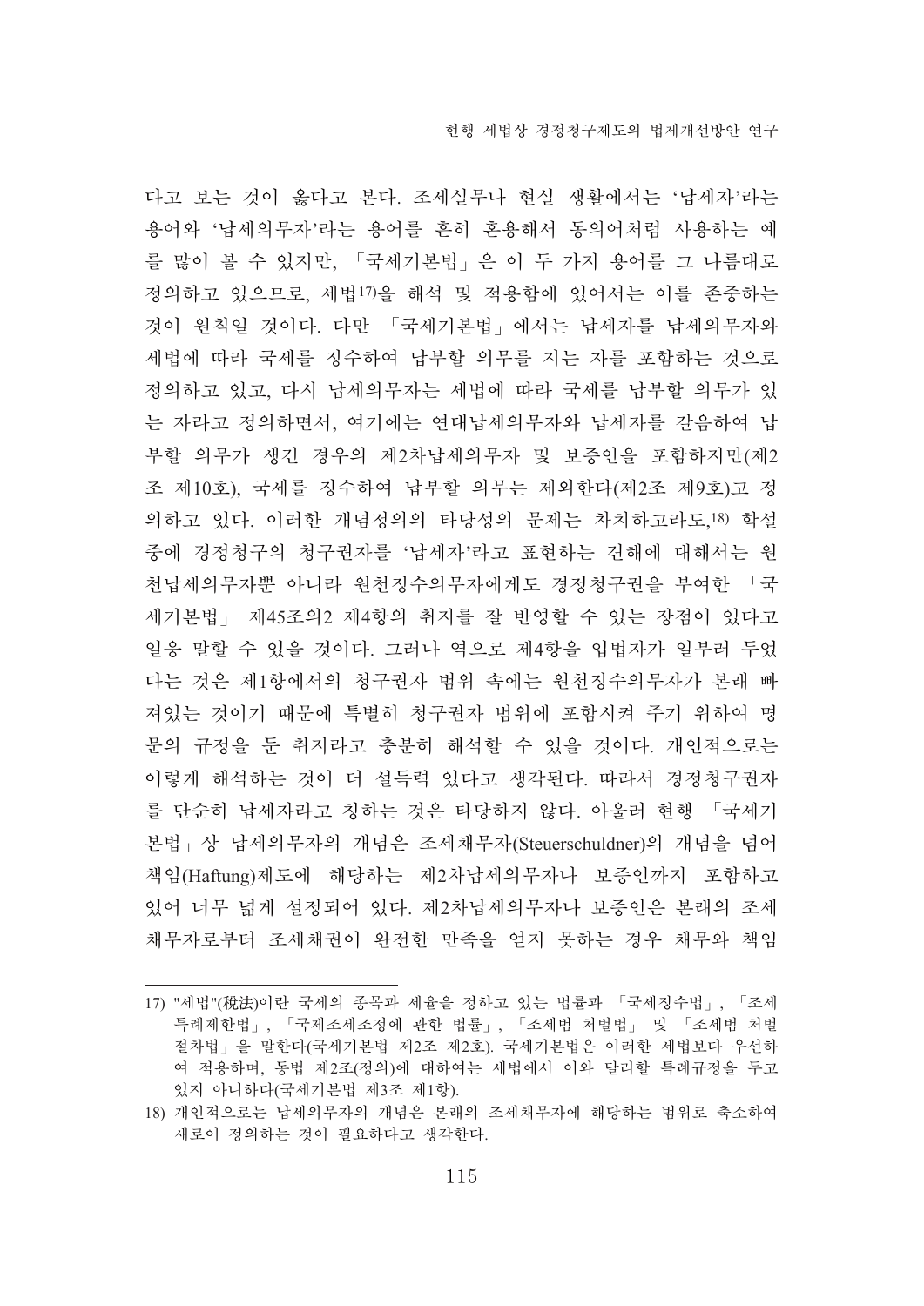다고 보는 것이 옳다고 본다. 조세실무나 현실 생활에서는 '납세자'라는 용어와 '납세의무자'라는 용어를 흔히 혼용해서 동의어처럼 사용하는 예를 많이 볼 수 있지만, 「국세기본법」은 이 두 가지 용어를 그 나름대로 정의하고 있으므로, 세법[17]을 해석 및 적용함에 있어서는 이를 존중하는 것이 원칙일 것이다. 다만 「국세기본법」에서는 납세자를 납세의무자와 세법에 따라 국세를 징수하여 납부할 의무를 지는 자를 포함하는 것으로 정의하고 있고, 다시 납세의무자는 세법에 따라 국세를 납부할 의무가 있는 자라고 정의하면서, 여기에는 연대납세의무자와 납세자를 갈음하여 납부할 의무가 생긴 경우의 제2차납세의무자 및 보증인을 포함하지만(제2조 제10호), 국세를 징수하여 납부할 의무는 제외한다(제2조 제9호)고 정의하고 있다. 이러한 개념정의의 타당성의 문제는 차치하고라도,[18] 학설 중에 경정청구의 청구권자를 '납세자'라고 표현하는 견해에 대해서는 원천납세의무자뿐 아니라 원천징수의무자에게도 경정청구권을 부여한 「국세기본법」 제45조의2 제4항의 취지를 잘 반영할 수 있는 장점이 있다고 일응 말할 수 있을 것이다. 그러나 역으로 제4항을 입법자가 일부러 두었다는 것은 제1항에서의 청구권자 범위 속에는 원천징수의무자가 본래 빠져있는 것이기 때문에 특별히 청구권자 범위에 포함시켜 주기 위하여 명문의 규정을 둔 취지라고 충분히 해석할 수 있을 것이다. 개인적으로는 이렇게 해석하는 것이 더 설득력 있다고 생각된다. 따라서 경정청구권자를 단순히 납세자라고 칭하는 것은 타당하지 않다. 아울러 현행 「국세기본법」상 납세의무자의 개념은 조세채무자(Steuerschuldner)의 개념을 넘어 책임(Haftung)제도에 해당하는 제2차납세의무자나 보증인까지 포함하고 있어 너무 넓게 설정되어 있다. 제2차납세의무자나 보증인은 본래의 조세채무자로부터 조세채권이 완전한 만족을 얻지 못하는 경우 채무와 책임

---

17) "세법"(稅法)이란 국세의 종목과 세율을 정하고 있는 법률과 「국세징수법」, 「조세특례제한법」, 「국제조세조정에 관한 법률」, 「조세범 처벌법」 및 「조세범 처벌절차법」을 말한다(국세기본법 제2조 제2호). 국세기본법은 이러한 세법보다 우선하여 적용하며, 동법 제2조(정의)에 대하여는 세법에서 이와 달리할 특례규정을 두고 있지 아니하다(국세기본법 제3조 제1항).

18) 개인적으로는 납세의무자의 개념은 본래의 조세채무자에 해당하는 범위로 축소하여 새로이 정의하는 것이 필요하다고 생각한다.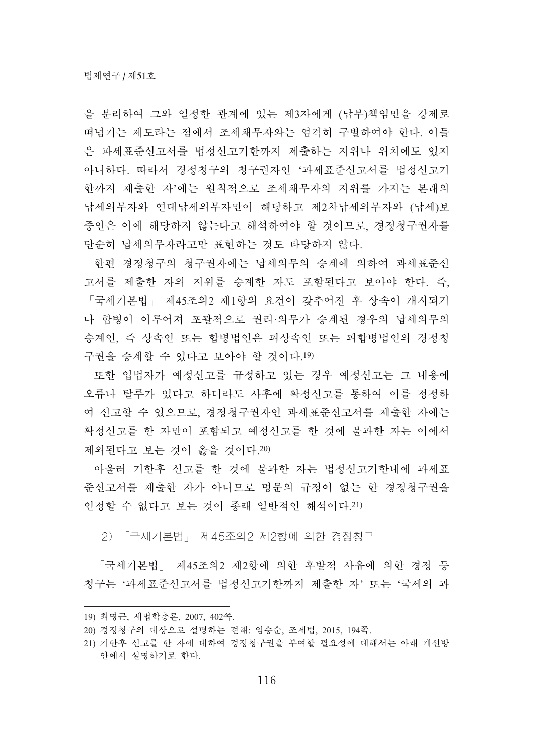을 분리하여 그와 일정한 관계에 있는 제3자에게 (납부)책임만을 강제로 떠넘기는 제도라는 점에서 조세채무자와는 엄격히 구별하여야 한다. 이들은 과세표준신고서를 법정신고기한까지 제출하는 지위나 위치에도 있지 아니하다. 따라서 경정청구의 청구권자인 '과세표준신고서를 법정신고기한까지 제출한 자'에는 원칙적으로 조세채무자의 지위를 가지는 본래의 납세의무자와 연대납세의무자만이 해당하고 제2차납세의무자와 (납세)보증인은 이에 해당하지 않는다고 해석하여야 할 것이므로, 경정청구권자를 단순히 납세의무자라고만 표현하는 것도 타당하지 않다.

한편 경정청구의 청구권자에는 납세의무의 승계에 의하여 과세표준신고서를 제출한 자의 지위를 승계한 자도 포함된다고 보아야 한다. 즉, 「국세기본법」 제45조의2 제1항의 요건이 갖추어진 후 상속이 개시되거나 합병이 이루어져 포괄적으로 권리·의무가 승계된 경우의 납세의무의 승계인, 즉 상속인 또는 합병법인은 피상속인 또는 피합병법인의 경정청구권을 승계할 수 있다고 보아야 할 것이다.[19]

또한 입법자가 예정신고를 규정하고 있는 경우 예정신고는 그 내용에 오류나 탈루가 있다고 하더라도 사후에 확정신고를 통하여 이를 정정하여 신고할 수 있으므로, 경정청구권자인 과세표준신고서를 제출한 자에는 확정신고를 한 자만이 포함되고 예정신고를 한 것에 불과한 자는 이에서 제외된다고 보는 것이 옳을 것이다.[20]

아울러 기한후 신고를 한 것에 불과한 자는 법정신고기한내에 과세표준신고서를 제출한 자가 아니므로 명문의 규정이 없는 한 경정청구권을 인정할 수 없다고 보는 것이 종래 일반적인 해석이다.[21]

#### 2) 「국세기본법」 제45조의2 제2항에 의한 경정청구

「국세기본법」 제45조의2 제2항에 의한 후발적 사유에 의한 경정 등 청구는 '과세표준신고서를 법정신고기한까지 제출한 자' 또는 '국세의 과

---

19) 최명근, 세법학총론, 2007, 402쪽.

20) 경정청구의 대상으로 설명하는 견해: 임승순, 조세법, 2015, 194쪽.

21) 기한후 신고를 한 자에 대하여 경정청구권을 부여할 필요성에 대해서는 아래 개선방안에서 설명하기로 한다.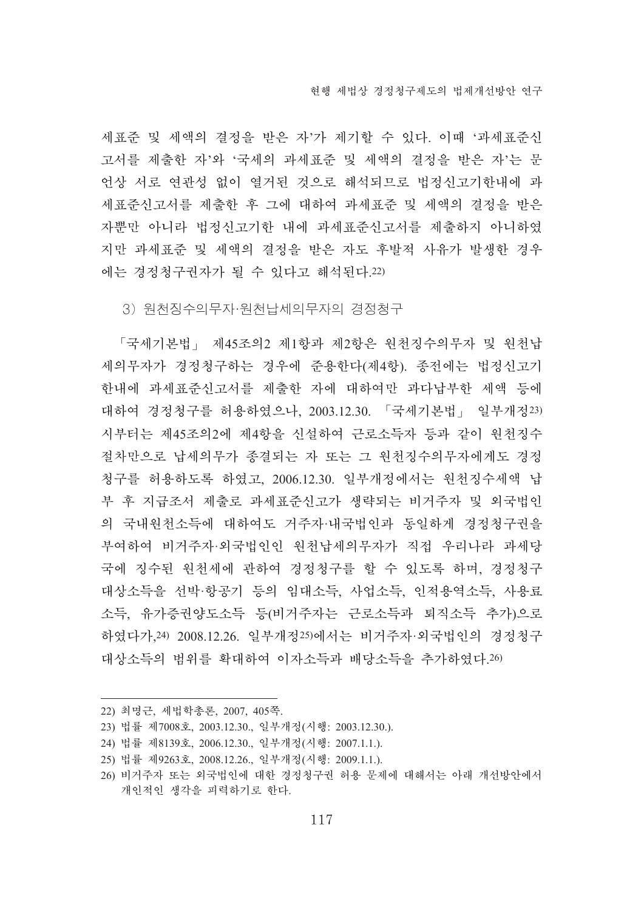세표준 및 세액의 결정을 받은 자'가 제기할 수 있다. 이때 '과세표준신고서를 제출한 자'와 '국세의 과세표준 및 세액의 결정을 받은 자'는 문언상 서로 연관성 없이 열거된 것으로 해석되므로 법정신고기한내에 과세표준신고서를 제출한 후 그에 대하여 과세표준 및 세액의 결정을 받은 자뿐만 아니라 법정신고기한 내에 과세표준신고서를 제출하지 아니하였지만 과세표준 및 세액의 결정을 받은 자도 후발적 사유가 발생한 경우에는 경정청구권자가 될 수 있다고 해석된다.[22]

3) 원천징수의무자·원천납세의무자의 경정청구

「국세기본법」 제45조의2 제1항과 제2항은 원천징수의무자 및 원천납세의무자가 경정청구하는 경우에 준용한다(제4항). 종전에는 법정신고기한내에 과세표준신고서를 제출한 자에 대하여만 과다납부한 세액 등에 대하여 경정청구를 허용하였으나, 2003.12.30. 「국세기본법」 일부개정[23] 시부터는 제45조의2에 제4항을 신설하여 근로소득자 등과 같이 원천징수 절차만으로 납세의무가 종결되는 자 또는 그 원천징수의무자에게도 경정청구를 허용하도록 하였고, 2006.12.30. 일부개정에서는 원천징수세액 납부 후 지급조서 제출로 과세표준신고가 생략되는 비거주자 및 외국법인의 국내원천소득에 대하여도 거주자·내국법인과 동일하게 경정청구권을 부여하여 비거주자·외국법인인 원천납세의무자가 직접 우리나라 과세당국에 징수된 원천세에 관하여 경정청구를 할 수 있도록 하며, 경정청구 대상소득을 선박·항공기 등의 임대소득, 사업소득, 인적용역소득, 사용료소득, 유가증권양도소득 등(비거주자는 근로소득과 퇴직소득 추가)으로 하였다가,[24] 2008.12.26. 일부개정[25]에서는 비거주자·외국법인의 경정청구 대상소득의 범위를 확대하여 이자소득과 배당소득을 추가하였다.[26]

---

22) 최명근, 세법학총론, 2007, 405쪽.

23) 법률 제7008호, 2003.12.30., 일부개정(시행: 2003.12.30.).

24) 법률 제8139호, 2006.12.30., 일부개정(시행: 2007.1.1.).

25) 법률 제9263호, 2008.12.26., 일부개정(시행: 2009.1.1.).

26) 비거주자 또는 외국법인에 대한 경정청구권 허용 문제에 대해서는 아래 개선방안에서 개인적인 생각을 피력하기로 한다.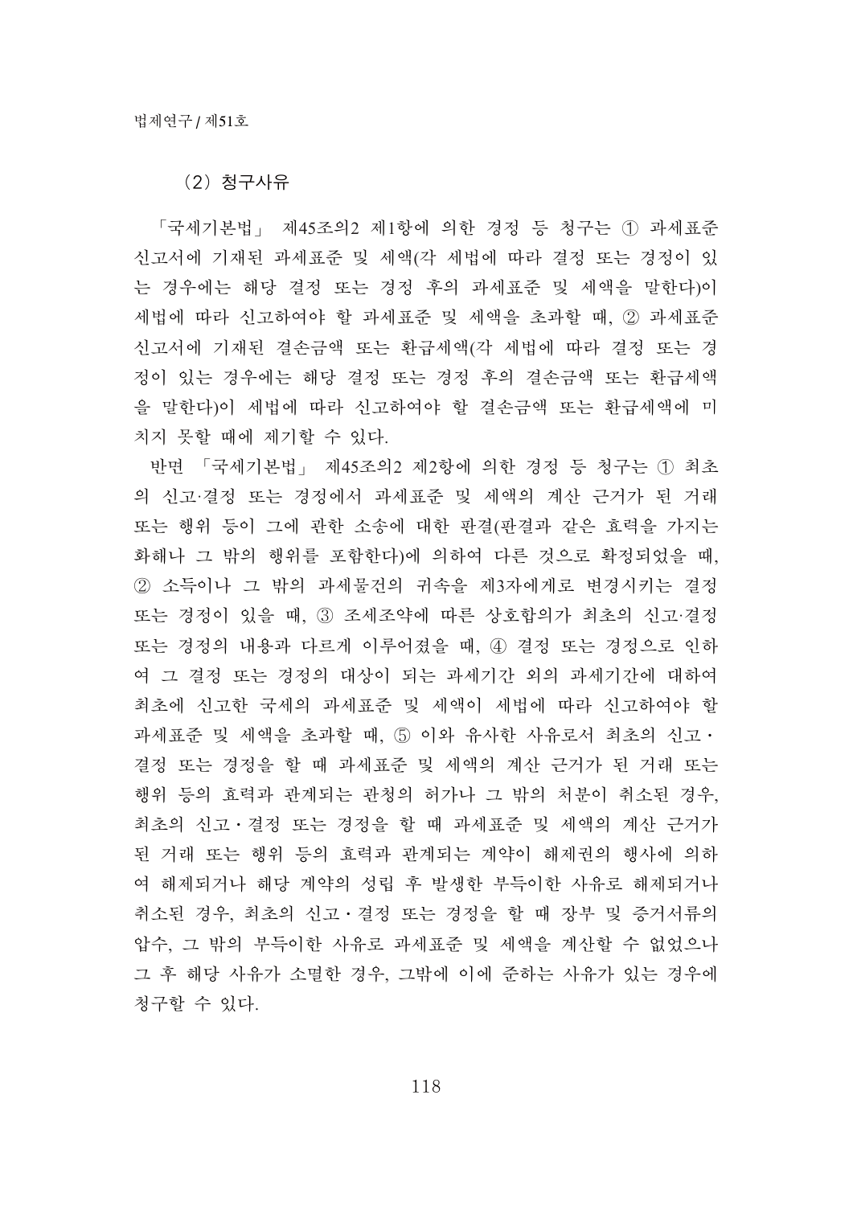### (2) 청구사유

「국세기본법」 제45조의2 제1항에 의한 경정 등 청구는 ① 과세표준 신고서에 기재된 과세표준 및 세액(각 세법에 따라 결정 또는 경정이 있는 경우에는 해당 결정 또는 경정 후의 과세표준 및 세액을 말한다)이 세법에 따라 신고하여야 할 과세표준 및 세액을 초과할 때, ② 과세표준 신고서에 기재된 결손금액 또는 환급세액(각 세법에 따라 결정 또는 경정이 있는 경우에는 해당 결정 또는 경정 후의 결손금액 또는 환급세액을 말한다)이 세법에 따라 신고하여야 할 결손금액 또는 환급세액에 미치지 못할 때에 제기할 수 있다.

반면 「국세기본법」 제45조의2 제2항에 의한 경정 등 청구는 ① 최초의 신고·결정 또는 경정에서 과세표준 및 세액의 계산 근거가 된 거래 또는 행위 등이 그에 관한 소송에 대한 판결(판결과 같은 효력을 가지는 화해나 그 밖의 행위를 포함한다)에 의하여 다른 것으로 확정되었을 때, ② 소득이나 그 밖의 과세물건의 귀속을 제3자에게로 변경시키는 결정 또는 경정이 있을 때, ③ 조세조약에 따른 상호합의가 최초의 신고·결정 또는 경정의 내용과 다르게 이루어졌을 때, ④ 결정 또는 경정으로 인하여 그 결정 또는 경정의 대상이 되는 과세기간 외의 과세기간에 대하여 최초에 신고한 국세의 과세표준 및 세액이 세법에 따라 신고하여야 할 과세표준 및 세액을 초과할 때, ⑤ 이와 유사한 사유로서 최초의 신고・결정 또는 경정을 할 때 과세표준 및 세액의 계산 근거가 된 거래 또는 행위 등의 효력과 관계되는 관청의 허가나 그 밖의 처분이 취소된 경우, 최초의 신고・결정 또는 경정을 할 때 과세표준 및 세액의 계산 근거가 된 거래 또는 행위 등의 효력과 관계되는 계약이 해제권의 행사에 의하여 해제되거나 해당 계약의 성립 후 발생한 부득이한 사유로 해제되거나 취소된 경우, 최초의 신고・결정 또는 경정을 할 때 장부 및 증거서류의 압수, 그 밖의 부득이한 사유로 과세표준 및 세액을 계산할 수 없었으나 그 후 해당 사유가 소멸한 경우, 그밖에 이에 준하는 사유가 있는 경우에 청구할 수 있다.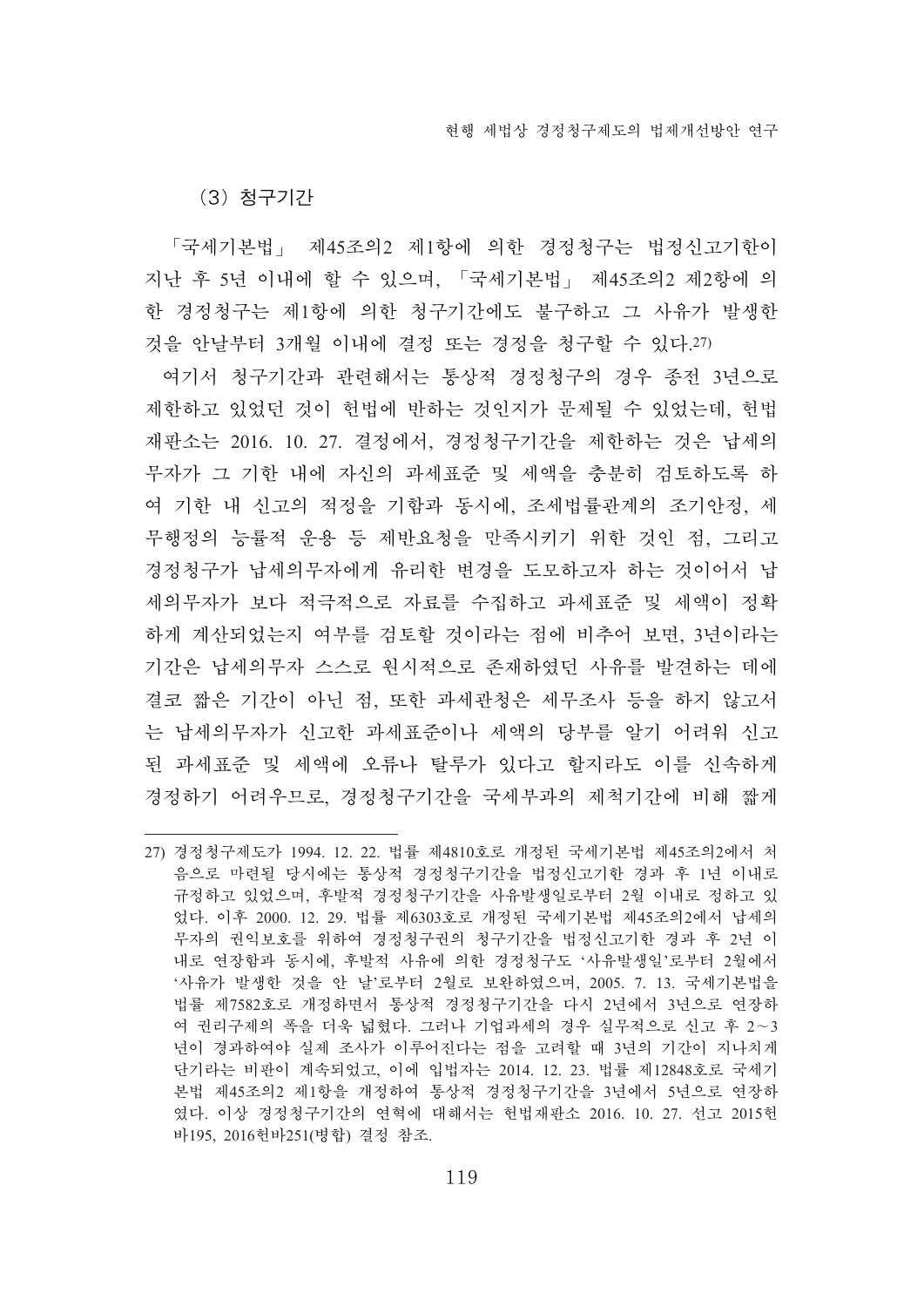(3) 청구기간

「국세기본법」 제45조의2 제1항에 의한 경정청구는 법정신고기한이 지난 후 5년 이내에 할 수 있으며, 「국세기본법」 제45조의2 제2항에 의한 경정청구는 제1항에 의한 청구기간에도 불구하고 그 사유가 발생한 것을 안날부터 3개월 이내에 결정 또는 경정을 청구할 수 있다.[27)]

여기서 청구기간과 관련해서는 통상적 경정청구의 경우 종전 3년으로 제한하고 있었던 것이 헌법에 반하는 것인지가 문제될 수 있었는데, 헌법재판소는 2016. 10. 27. 결정에서, 경정청구기간을 제한하는 것은 납세의무자가 그 기한 내에 자신의 과세표준 및 세액을 충분히 검토하도록 하여 기한 내 신고의 적정을 기함과 동시에, 조세법률관계의 조기안정, 세무행정의 능률적 운용 등 제반요청을 만족시키기 위한 것인 점, 그리고 경정청구가 납세의무자에게 유리한 변경을 도모하고자 하는 것이어서 납세의무자가 보다 적극적으로 자료를 수집하고 과세표준 및 세액이 정확하게 계산되었는지 여부를 검토할 것이라는 점에 비추어 보면, 3년이라는 기간은 납세의무자 스스로 원시적으로 존재하였던 사유를 발견하는 데에 결코 짧은 기간이 아닌 점, 또한 과세관청은 세무조사 등을 하지 않고서는 납세의무자가 신고한 과세표준이나 세액의 당부를 알기 어려워 신고된 과세표준 및 세액에 오류나 탈루가 있다고 할지라도 이를 신속하게 경정하기 어려우므로, 경정청구기간을 국세부과의 제척기간에 비해 짧게

---

27) 경정청구제도가 1994. 12. 22. 법률 제4810호로 개정된 국세기본법 제45조의2에서 처음으로 마련될 당시에는 통상적 경정청구기간을 법정신고기한 경과 후 1년 이내로 규정하고 있었으며, 후발적 경정청구기간을 사유발생일로부터 2월 이내로 정하고 있었다. 이후 2000. 12. 29. 법률 제6303호로 개정된 국세기본법 제45조의2에서 납세의무자의 권익보호를 위하여 경정청구권의 청구기간을 법정신고기한 경과 후 2년 이내로 연장함과 동시에, 후발적 사유에 의한 경정청구도 '사유발생일'로부터 2월에서 '사유가 발생한 것을 안 날'로부터 2월로 보완하였으며, 2005. 7. 13. 국세기본법을 법률 제7582호로 개정하면서 통상적 경정청구기간을 다시 2년에서 3년으로 연장하여 권리구제의 폭을 더욱 넓혔다. 그러나 기업과세의 경우 실무적으로 신고 후 2~3년이 경과하여야 실제 조사가 이루어진다는 점을 고려할 때 3년의 기간이 지나치게 단기라는 비판이 계속되었고, 이에 입법자는 2014. 12. 23. 법률 제12848호로 국세기본법 제45조의2 제1항을 개정하여 통상적 경정청구기간을 3년에서 5년으로 연장하였다. 이상 경정청구기간의 연혁에 대해서는 헌법재판소 2016. 10. 27. 선고 2015헌바195, 2016헌바251(병합) 결정 참조.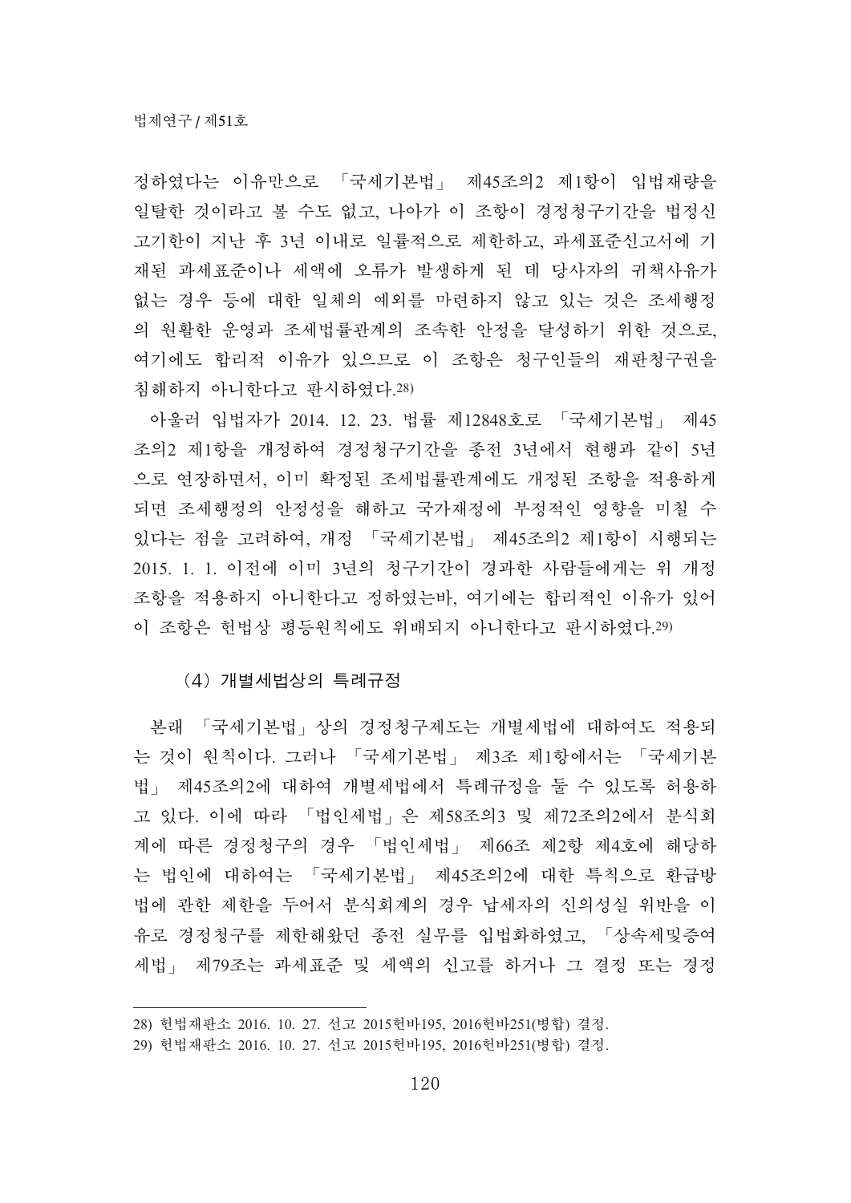정하였다는 이유만으로 「국세기본법」 제45조의2 제1항이 입법재량을 일탈한 것이라고 볼 수도 없고, 나아가 이 조항이 경정청구기간을 법정신고기한이 지난 후 3년 이내로 일률적으로 제한하고, 과세표준신고서에 기재된 과세표준이나 세액에 오류가 발생하게 된 데 당사자의 귀책사유가 없는 경우 등에 대한 일체의 예외를 마련하지 않고 있는 것은 조세행정의 원활한 운영과 조세법률관계의 조속한 안정을 달성하기 위한 것으로, 여기에도 합리적 이유가 있으므로 이 조항은 청구인들의 재판청구권을 침해하지 아니한다고 판시하였다.[28]

아울러 입법자가 2014. 12. 23. 법률 제12848호로 「국세기본법」 제45조의2 제1항을 개정하여 경정청구기간을 종전 3년에서 현행과 같이 5년으로 연장하면서, 이미 확정된 조세법률관계에도 개정된 조항을 적용하게 되면 조세행정의 안정성을 해하고 국가재정에 부정적인 영향을 미칠 수 있다는 점을 고려하여, 개정 「국세기본법」 제45조의2 제1항이 시행되는 2015. 1. 1. 이전에 이미 3년의 청구기간이 경과한 사람들에게는 위 개정조항을 적용하지 아니한다고 정하였는바, 여기에는 합리적인 이유가 있어 이 조항은 헌법상 평등원칙에도 위배되지 아니한다고 판시하였다.[29]

#### (4) 개별세법상의 특례규정

본래 「국세기본법」상의 경정청구제도는 개별세법에 대하여도 적용되는 것이 원칙이다. 그러나 「국세기본법」 제3조 제1항에서는 「국세기본법」 제45조의2에 대하여 개별세법에서 특례규정을 둘 수 있도록 허용하고 있다. 이에 따라 「법인세법」은 제58조의3 및 제72조의2에서 분식회계에 따른 경정청구의 경우 「법인세법」 제66조 제2항 제4호에 해당하는 법인에 대하여는 「국세기본법」 제45조의2에 대한 특칙으로 환급방법에 관한 제한을 두어서 분식회계의 경우 납세자의 신의성실 위반을 이유로 경정청구를 제한해왔던 종전 실무를 입법화하였고, 「상속세및증여세법」 제79조는 과세표준 및 세액의 신고를 하거나 그 결정 또는 경정

---

28) 헌법재판소 2016. 10. 27. 선고 2015헌바195, 2016헌바251(병합) 결정.

29) 헌법재판소 2016. 10. 27. 선고 2015헌바195, 2016헌바251(병합) 결정.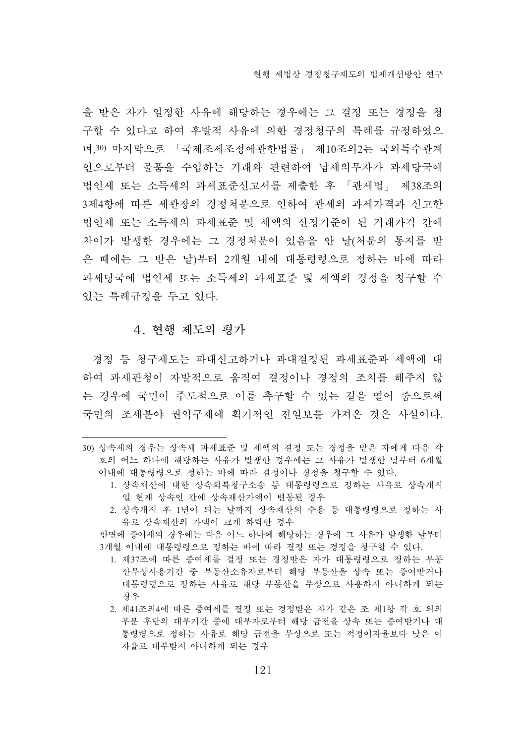을 받은 자가 일정한 사유에 해당하는 경우에는 그 결정 또는 경정을 청구할 수 있다고 하여 후발적 사유에 의한 경정청구의 특례를 규정하였으며,[30] 마지막으로 「국제조세조정에관한법률」 제10조의2는 국외특수관계인으로부터 물품을 수입하는 거래와 관련하여 납세의무자가 과세당국에 법인세 또는 소득세의 과세표준신고서를 제출한 후 「관세법」 제38조의3제4항에 따른 세관장의 경정처분으로 인하여 관세의 과세가격과 신고한 법인세 또는 소득세의 과세표준 및 세액의 산정기준이 된 거래가격 간에 차이가 발생한 경우에는 그 경정처분이 있음을 안 날(처분의 통지를 받은 때에는 그 받은 날)부터 2개월 내에 대통령령으로 정하는 바에 따라 과세당국에 법인세 또는 소득세의 과세표준 및 세액의 경정을 청구할 수 있는 특례규정을 두고 있다.

### 4. 현행 제도의 평가

경정 등 청구제도는 과대신고하거나 과대결정된 과세표준과 세액에 대하여 과세관청이 자발적으로 움직여 결정이나 경정의 조치를 해주지 않는 경우에 국민이 주도적으로 이를 촉구할 수 있는 길을 열어 줌으로써 국민의 조세분야 권익구제에 획기적인 진일보를 가져온 것은 사실이다.

---

30) 상속세의 경우는 상속세 과세표준 및 세액의 결정 또는 경정을 받은 자에게 다음 각 호의 어느 하나에 해당하는 사유가 발생한 경우에는 그 사유가 발생한 날부터 6개월 이내에 대통령령으로 정하는 바에 따라 결정이나 경정을 청구할 수 있다.

1. 상속재산에 대한 상속회복청구소송 등 대통령령으로 정하는 사유로 상속개시일 현재 상속인 간에 상속재산가액이 변동된 경우
2. 상속개시 후 1년이 되는 날까지 상속재산의 수용 등 대통령령으로 정하는 사유로 상속재산의 가액이 크게 하락한 경우

반면에 증여세의 경우에는 다음 어느 하나에 해당하는 경우에 그 사유가 발생한 날부터 3개월 이내에 대통령령으로 정하는 바에 따라 결정 또는 경정을 청구할 수 있다.

1. 제37조에 따른 증여세를 결정 또는 경정받은 자가 대통령령으로 정하는 부동산무상사용기간 중 부동산소유자로부터 해당 부동산을 상속 또는 증여받거나 대통령령으로 정하는 사유로 해당 부동산을 무상으로 사용하지 아니하게 되는 경우
2. 제41조의4에 따른 증여세를 결정 또는 경정받은 자가 같은 조 제1항 각 호 외의 부분 후단의 대부기간 중에 대부자로부터 해당 금전을 상속 또는 증여받거나 대통령령으로 정하는 사유로 해당 금전을 무상으로 또는 적정이자율보다 낮은 이자율로 대부받지 아니하게 되는 경우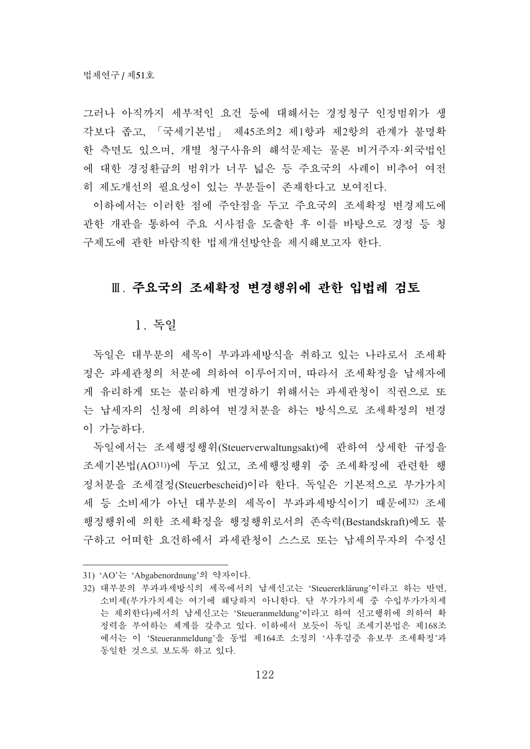그러나 아직까지 세부적인 요건 등에 대해서는 경정청구 인정범위가 생각보다 좁고, 「국세기본법」 제45조의2 제1항과 제2항의 관계가 불명확한 측면도 있으며, 개별 청구사유의 해석문제는 물론 비거주자·외국법인에 대한 경정환급의 범위가 너무 넓은 등 주요국의 사례이 비추어 여전히 제도개선의 필요성이 있는 부분들이 존재한다고 보여진다.

이하에서는 이러한 점에 주안점을 두고 주요국의 조세확정 변경제도에 관한 개관을 통하여 주요 시사점을 도출한 후 이를 바탕으로 경정 등 청구제도에 관한 바람직한 법제개선방안을 제시해보고자 한다.

## Ⅲ. 주요국의 조세확정 변경행위에 관한 입법례 검토

### 1. 독일

독일은 대부분의 세목이 부과과세방식을 취하고 있는 나라로서 조세확정은 과세관청의 처분에 의하여 이루어지며, 따라서 조세확정을 납세자에게 유리하게 또는 불리하게 변경하기 위해서는 과세관청이 직권으로 또는 납세자의 신청에 의하여 변경처분을 하는 방식으로 조세확정의 변경이 가능하다.

독일에서는 조세행정행위(Steuerverwaltungsakt)에 관하여 상세한 규정을 조세기본법(AO[31])에 두고 있고, 조세행정행위 중 조세확정에 관련한 행정처분을 조세결정(Steuerbescheid)이라 한다. 독일은 기본적으로 부가가치세 등 소비세가 아닌 대부분의 세목이 부과과세방식이기 때문에[32] 조세행정행위에 의한 조세확정을 행정행위로서의 존속력(Bestandskraft)에도 불구하고 어떠한 요건하에서 과세관청이 스스로 또는 납세의무자의 수정신

---

31) 'AO'는 'Abgabenordnung'의 약자이다.

32) 대부분의 부과과세방식의 세목에서의 납세신고는 'Steuererklärung'이라고 하는 반면, 소비세(부가가치세는 여기에 해당하지 아니한다. 단 부가가치세 중 수입부가가치세는 제외한다)에서의 납세신고는 'Steueranmeldung'이라고 하여 신고행위에 의하여 확정력을 부여하는 체계를 갖추고 있다. 이하에서 보듯이 독일 조세기본법은 제168조에서는 이 'Steueranmeldung'을 동법 제164조 소정의 '사후검증 유보부 조세확정'과 동일한 것으로 보도록 하고 있다.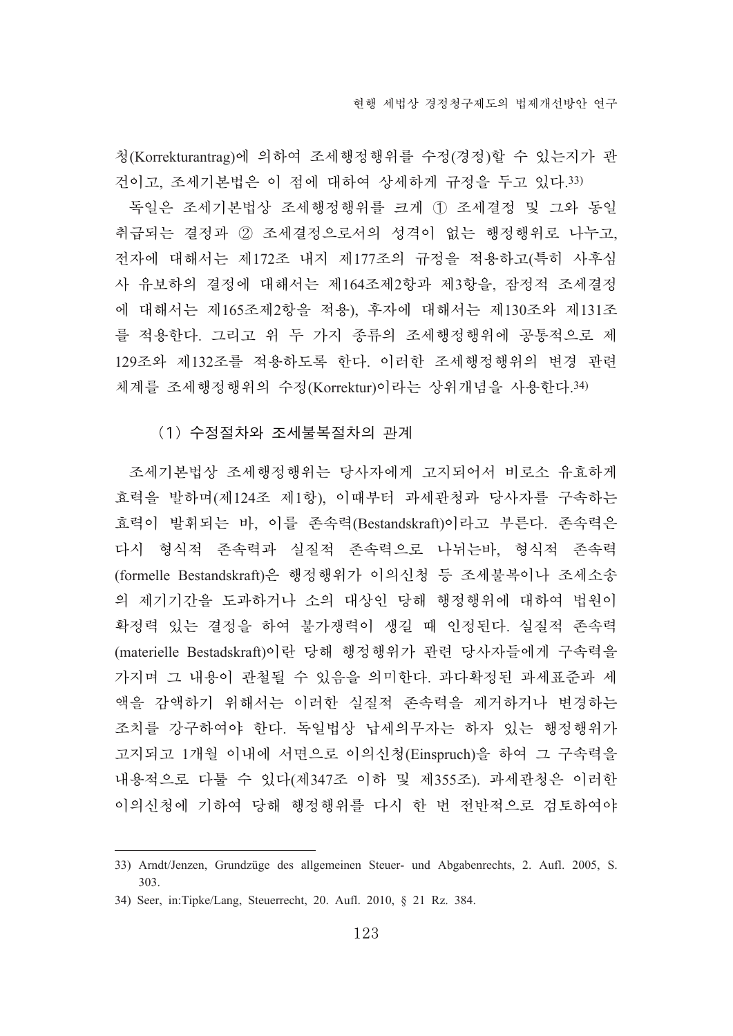청(Korrekturantrag)에 의하여 조세행정행위를 수정(경정)할 수 있는지가 관건이고, 조세기본법은 이 점에 대하여 상세하게 규정을 두고 있다.[33)]

독일은 조세기본법상 조세행정행위를 크게 ① 조세결정 및 그와 동일 취급되는 결정과 ② 조세결정으로서의 성격이 없는 행정행위로 나누고, 전자에 대해서는 제172조 내지 제177조의 규정을 적용하고(특히 사후심사 유보하의 결정에 대해서는 제164조제2항과 제3항을, 잠정적 조세결정에 대해서는 제165조제2항을 적용), 후자에 대해서는 제130조와 제131조를 적용한다. 그리고 위 두 가지 종류의 조세행정행위에 공통적으로 제129조와 제132조를 적용하도록 한다. 이러한 조세행정행위의 변경 관련 체계를 조세행정행위의 수정(Korrektur)이라는 상위개념을 사용한다.[34)]

### (1) 수정절차와 조세불복절차의 관계

조세기본법상 조세행정행위는 당사자에게 고지되어서 비로소 유효하게 효력을 발하며(제124조 제1항), 이때부터 과세관청과 당사자를 구속하는 효력이 발휘되는 바, 이를 존속력(Bestandskraft)이라고 부른다. 존속력은 다시 형식적 존속력과 실질적 존속력으로 나뉘는바, 형식적 존속력(formelle Bestandskraft)은 행정행위가 이의신청 등 조세불복이나 조세소송의 제기기간을 도과하거나 소의 대상인 당해 행정행위에 대하여 법원이 확정력 있는 결정을 하여 불가쟁력이 생길 때 인정된다. 실질적 존속력(materielle Bestadskraft)이란 당해 행정행위가 관련 당사자들에게 구속력을 가지며 그 내용이 관철될 수 있음을 의미한다. 과다확정된 과세표준과 세액을 감액하기 위해서는 이러한 실질적 존속력을 제거하거나 변경하는 조치를 강구하여야 한다. 독일법상 납세의무자는 하자 있는 행정행위가 고지되고 1개월 이내에 서면으로 이의신청(Einspruch)을 하여 그 구속력을 내용적으로 다툴 수 있다(제347조 이하 및 제355조). 과세관청은 이러한 이의신청에 기하여 당해 행정행위를 다시 한 번 전반적으로 검토하여야

---

33) Arndt/Jenzen, Grundzüge des allgemeinen Steuer- und Abgabenrechts, 2. Aufl. 2005, S. 303.

34) Seer, in:Tipke/Lang, Steuerrecht, 20. Aufl. 2010, § 21 Rz. 384.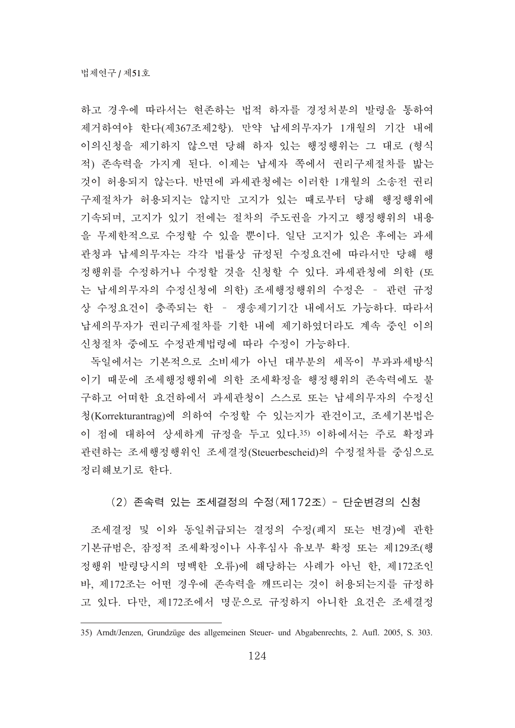하고 경우에 따라서는 현존하는 법적 하자를 경정처분의 발령을 통하여 제거하여야 한다(제367조제2항). 만약 납세의무자가 1개월의 기간 내에 이의신청을 제기하지 않으면 당해 하자 있는 행정행위는 그 대로 (형식적) 존속력을 가지게 된다. 이제는 납세자 쪽에서 권리구제절차를 밟는 것이 허용되지 않는다. 반면에 과세관청에는 이러한 1개월의 소송전 권리구제절차가 허용되지는 않지만 고지가 있는 때로부터 당해 행정행위에 기속되며, 고지가 있기 전에는 절차의 주도권을 가지고 행정행위의 내용을 무제한적으로 수정할 수 있을 뿐이다. 일단 고지가 있은 후에는 과세관청과 납세의무자는 각각 법률상 규정된 수정요건에 따라서만 당해 행정행위를 수정하거나 수정할 것을 신청할 수 있다. 과세관청에 의한 (또는 납세의무자의 수정신청에 의한) 조세행정행위의 수정은 – 관련 규정상 수정요건이 충족되는 한 – 쟁송제기기간 내에서도 가능하다. 따라서 납세의무자가 권리구제절차를 기한 내에 제기하였더라도 계속 중인 이의신청절차 중에도 수정관계법령에 따라 수정이 가능하다.

독일에서는 기본적으로 소비세가 아닌 대부분의 세목이 부과과세방식이기 때문에 조세행정행위에 의한 조세확정을 행정행위의 존속력에도 불구하고 어떠한 요건하에서 과세관청이 스스로 또는 납세의무자의 수정신청(Korrekturantrag)에 의하여 수정할 수 있는지가 관건이고, 조세기본법은 이 점에 대하여 상세하게 규정을 두고 있다.[35] 이하에서는 주로 확정과 관련하는 조세행정행위인 조세결정(Steuerbescheid)의 수정절차를 중심으로 정리해보기로 한다.

### (2) 존속력 있는 조세결정의 수정(제172조) – 단순변경의 신청

조세결정 및 이와 동일취급되는 결정의 수정(폐지 또는 변경)에 관한 기본규범은, 잠정적 조세확정이나 사후심사 유보부 확정 또는 제129조(행정행위 발령당시의 명백한 오류)에 해당하는 사례가 아닌 한, 제172조인바, 제172조는 어떤 경우에 존속력을 깨뜨리는 것이 허용되는지를 규정하고 있다. 다만, 제172조에서 명문으로 규정하지 아니한 요건은 조세결정

---

35) Arndt/Jenzen, Grundzüge des allgemeinen Steuer- und Abgabenrechts, 2. Aufl. 2005, S. 303.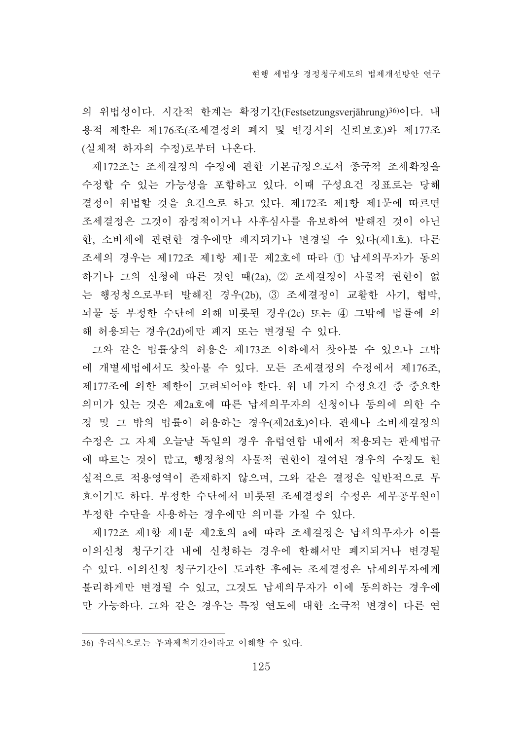의 위법성이다. 시간적 한계는 확정기간(Festsetzungsverjährung)[36]이다. 내용적 제한은 제176조(조세결정의 폐지 및 변경시의 신뢰보호)와 제177조(실체적 하자의 수정)로부터 나온다.

제172조는 조세결정의 수정에 관한 기본규정으로서 종국적 조세확정을 수정할 수 있는 가능성을 포함하고 있다. 이때 구성요건 징표로는 당해 결정이 위법할 것을 요건으로 하고 있다. 제172조 제1항 제1문에 따르면 조세결정은 그것이 잠정적이거나 사후심사를 유보하여 발해진 것이 아닌 한, 소비세에 관련한 경우에만 폐지되거나 변경될 수 있다(제1호). 다른 조세의 경우는 제172조 제1항 제1문 제2호에 따라 ① 납세의무자가 동의하거나 그의 신청에 따른 것인 때(2a), ② 조세결정이 사물적 권한이 없는 행정청으로부터 발해진 경우(2b), ③ 조세결정이 교활한 사기, 협박, 뇌물 등 부정한 수단에 의해 비롯된 경우(2c) 또는 ④ 그밖에 법률에 의해 허용되는 경우(2d)에만 폐지 또는 변경될 수 있다.

그와 같은 법률상의 허용은 제173조 이하에서 찾아볼 수 있으나 그밖에 개별세법에서도 찾아볼 수 있다. 모든 조세결정의 수정에서 제176조, 제177조에 의한 제한이 고려되어야 한다. 위 네 가지 수정요건 중 중요한 의미가 있는 것은 제2a호에 따른 납세의무자의 신청이나 동의에 의한 수정 및 그 밖의 법률이 허용하는 경우(제2d호)이다. 관세나 소비세결정의 수정은 그 자체 오늘날 독일의 경우 유럽연합 내에서 적용되는 관세법규에 따르는 것이 많고, 행정청의 사물적 권한이 결여된 경우의 수정도 현실적으로 적용영역이 존재하지 않으며, 그와 같은 결정은 일반적으로 무효이기도 하다. 부정한 수단에서 비롯된 조세결정의 수정은 세무공무원이 부정한 수단을 사용하는 경우에만 의미를 가질 수 있다.

제172조 제1항 제1문 제2호의 a에 따라 조세결정은 납세의무자가 이를 이의신청 청구기간 내에 신청하는 경우에 한해서만 폐지되거나 변경될 수 있다. 이의신청 청구기간이 도과한 후에는 조세결정은 납세의무자에게 불리하게만 변경될 수 있고, 그것도 납세의무자가 이에 동의하는 경우에만 가능하다. 그와 같은 경우는 특정 연도에 대한 소극적 변경이 다른 연

---

36) 우리식으로는 부과제척기간이라고 이해할 수 있다.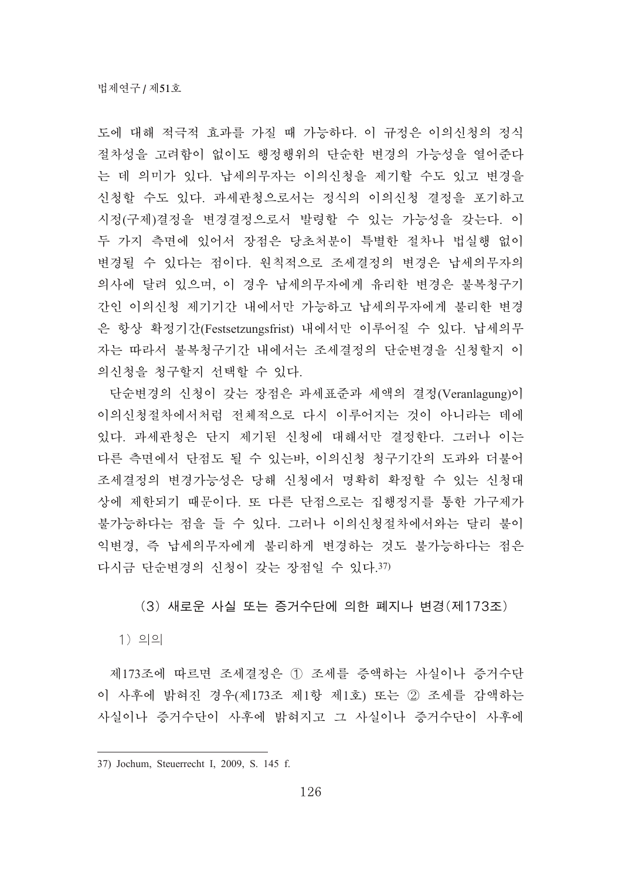도에 대해 적극적 효과를 가질 때 가능하다. 이 규정은 이의신청의 정식 절차성을 고려함이 없이도 행정행위의 단순한 변경의 가능성을 열어준다는 데 의미가 있다. 납세의무자는 이의신청을 제기할 수도 있고 변경을 신청할 수도 있다. 과세관청으로서는 정식의 이의신청 결정을 포기하고 시정(구제)결정을 변경결정으로서 발령할 수 있는 가능성을 갖는다. 이 두 가지 측면에 있어서 장점은 당초처분이 특별한 절차나 법실행 없이 변경될 수 있다는 점이다. 원칙적으로 조세결정의 변경은 납세의무자의 의사에 달려 있으며, 이 경우 납세의무자에게 유리한 변경은 불복청구기간인 이의신청 제기기간 내에서만 가능하고 납세의무자에게 불리한 변경은 항상 확정기간(Festsetzungsfrist) 내에서만 이루어질 수 있다. 납세의무자는 따라서 불복청구기간 내에서는 조세결정의 단순변경을 신청할지 이의신청을 청구할지 선택할 수 있다.

단순변경의 신청이 갖는 장점은 과세표준과 세액의 결정(Veranlagung)이 이의신청절차에서처럼 전체적으로 다시 이루어지는 것이 아니라는 데에 있다. 과세관청은 단지 제기된 신청에 대해서만 결정한다. 그러나 이는 다른 측면에서 단점도 될 수 있는바, 이의신청 청구기간의 도과와 더불어 조세결정의 변경가능성은 당해 신청에서 명확히 확정할 수 있는 신청대상에 제한되기 때문이다. 또 다른 단점으로는 집행정지를 통한 가구제가 불가능하다는 점을 들 수 있다. 그러나 이의신청절차에서와는 달리 불이익변경, 즉 납세의무자에게 불리하게 변경하는 것도 불가능하다는 점은 다시금 단순변경의 신청이 갖는 장점일 수 있다.[37]

### (3) 새로운 사실 또는 증거수단에 의한 폐지나 변경(제173조)

#### 1) 의의

제173조에 따르면 조세결정은 ① 조세를 증액하는 사실이나 증거수단이 사후에 밝혀진 경우(제173조 제1항 제1호) 또는 ② 조세를 감액하는 사실이나 증거수단이 사후에 밝혀지고 그 사실이나 증거수단이 사후에

---

37) Jochum, Steuerrecht I, 2009, S. 145 f.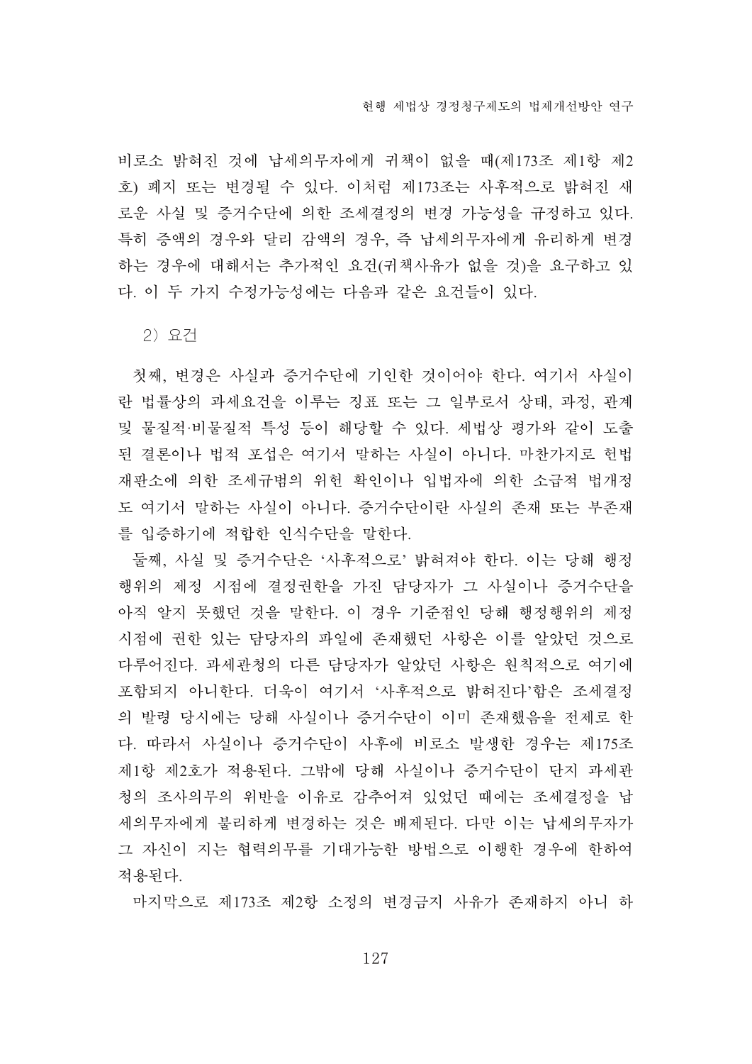비로소 밝혀진 것에 납세의무자에게 귀책이 없을 때(제173조 제1항 제2호) 폐지 또는 변경될 수 있다. 이처럼 제173조는 사후적으로 밝혀진 새로운 사실 및 증거수단에 의한 조세결정의 변경 가능성을 규정하고 있다. 특히 증액의 경우와 달리 감액의 경우, 즉 납세의무자에게 유리하게 변경하는 경우에 대해서는 추가적인 요건(귀책사유가 없을 것)을 요구하고 있다. 이 두 가지 수정가능성에는 다음과 같은 요건들이 있다.

2) 요건

첫째, 변경은 사실과 증거수단에 기인한 것이어야 한다. 여기서 사실이란 법률상의 과세요건을 이루는 징표 또는 그 일부로서 상태, 과정, 관계 및 물질적·비물질적 특성 등이 해당할 수 있다. 세법상 평가와 같이 도출된 결론이나 법적 포섭은 여기서 말하는 사실이 아니다. 마찬가지로 헌법재판소에 의한 조세규범의 위헌 확인이나 입법자에 의한 소급적 법개정도 여기서 말하는 사실이 아니다. 증거수단이란 사실의 존재 또는 부존재를 입증하기에 적합한 인식수단을 말한다.

둘째, 사실 및 증거수단은 '사후적으로' 밝혀져야 한다. 이는 당해 행정행위의 제정 시점에 결정권한을 가진 담당자가 그 사실이나 증거수단을 아직 알지 못했던 것을 말한다. 이 경우 기준점인 당해 행정행위의 제정 시점에 권한 있는 담당자의 파일에 존재했던 사항은 이를 알았던 것으로 다루어진다. 과세관청의 다른 담당자가 알았던 사항은 원칙적으로 여기에 포함되지 아니한다. 더욱이 여기서 '사후적으로 밝혀진다'함은 조세결정의 발령 당시에는 당해 사실이나 증거수단이 이미 존재했음을 전제로 한다. 따라서 사실이나 증거수단이 사후에 비로소 발생한 경우는 제175조 제1항 제2호가 적용된다. 그밖에 당해 사실이나 증거수단이 단지 과세관청의 조사의무의 위반을 이유로 감추어져 있었던 때에는 조세결정을 납세의무자에게 불리하게 변경하는 것은 배제된다. 다만 이는 납세의무자가 그 자신이 지는 협력의무를 기대가능한 방법으로 이행한 경우에 한하여 적용된다.

마지막으로 제173조 제2항 소정의 변경금지 사유가 존재하지 아니 하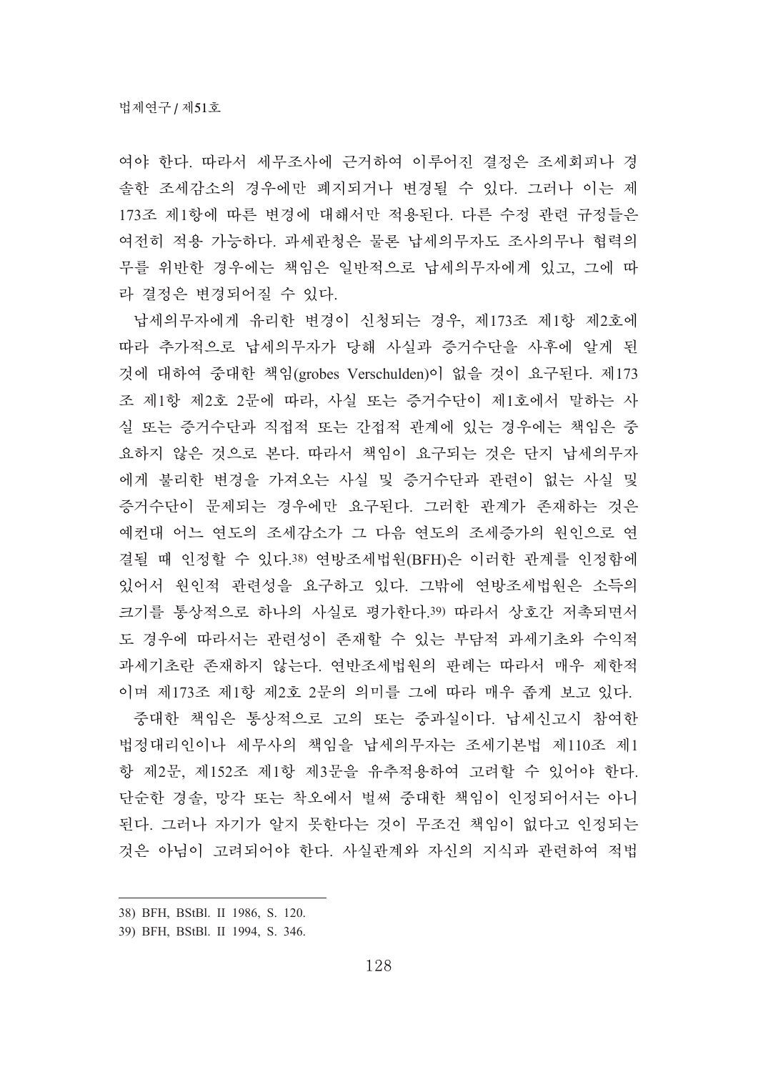여야 한다. 따라서 세무조사에 근거하여 이루어진 결정은 조세회피나 경솔한 조세감소의 경우에만 폐지되거나 변경될 수 있다. 그러나 이는 제173조 제1항에 따른 변경에 대해서만 적용된다. 다른 수정 관련 규정들은 여전히 적용 가능하다. 과세관청은 물론 납세의무자도 조사의무나 협력의무를 위반한 경우에는 책임은 일반적으로 납세의무자에게 있고, 그에 따라 결정은 변경되어질 수 있다.

납세의무자에게 유리한 변경이 신청되는 경우, 제173조 제1항 제2호에 따라 추가적으로 납세의무자가 당해 사실과 증거수단을 사후에 알게 된 것에 대하여 중대한 책임(grobes Verschulden)이 없을 것이 요구된다. 제173조 제1항 제2호 2문에 따라, 사실 또는 증거수단이 제1호에서 말하는 사실 또는 증거수단과 직접적 또는 간접적 관계에 있는 경우에는 책임은 중요하지 않은 것으로 본다. 따라서 책임이 요구되는 것은 단지 납세의무자에게 불리한 변경을 가져오는 사실 및 증거수단과 관련이 없는 사실 및 증거수단이 문제되는 경우에만 요구된다. 그러한 관계가 존재하는 것은 예컨대 어느 연도의 조세감소가 그 다음 연도의 조세증가의 원인으로 연결될 때 인정할 수 있다.[38] 연방조세법원(BFH)은 이러한 관계를 인정함에 있어서 원인적 관련성을 요구하고 있다. 그밖에 연방조세법원은 소득의 크기를 통상적으로 하나의 사실로 평가한다.[39] 따라서 상호간 저촉되면서도 경우에 따라서는 관련성이 존재할 수 있는 부담적 과세기초와 수익적 과세기초란 존재하지 않는다. 연반조세법원의 판례는 따라서 매우 제한적이며 제173조 제1항 제2호 2문의 의미를 그에 따라 매우 좁게 보고 있다.

중대한 책임은 통상적으로 고의 또는 중과실이다. 납세신고시 참여한 법정대리인이나 세무사의 책임을 납세의무자는 조세기본법 제110조 제1항 제2문, 제152조 제1항 제3문을 유추적용하여 고려할 수 있어야 한다. 단순한 경솔, 망각 또는 착오에서 벌써 중대한 책임이 인정되어서는 아니된다. 그러나 자기가 알지 못한다는 것이 무조건 책임이 없다고 인정되는 것은 아님이 고려되어야 한다. 사실관계와 자신의 지식과 관련하여 적법

---

38) BFH, BStBl. II 1986, S. 120.

39) BFH, BStBl. II 1994, S. 346.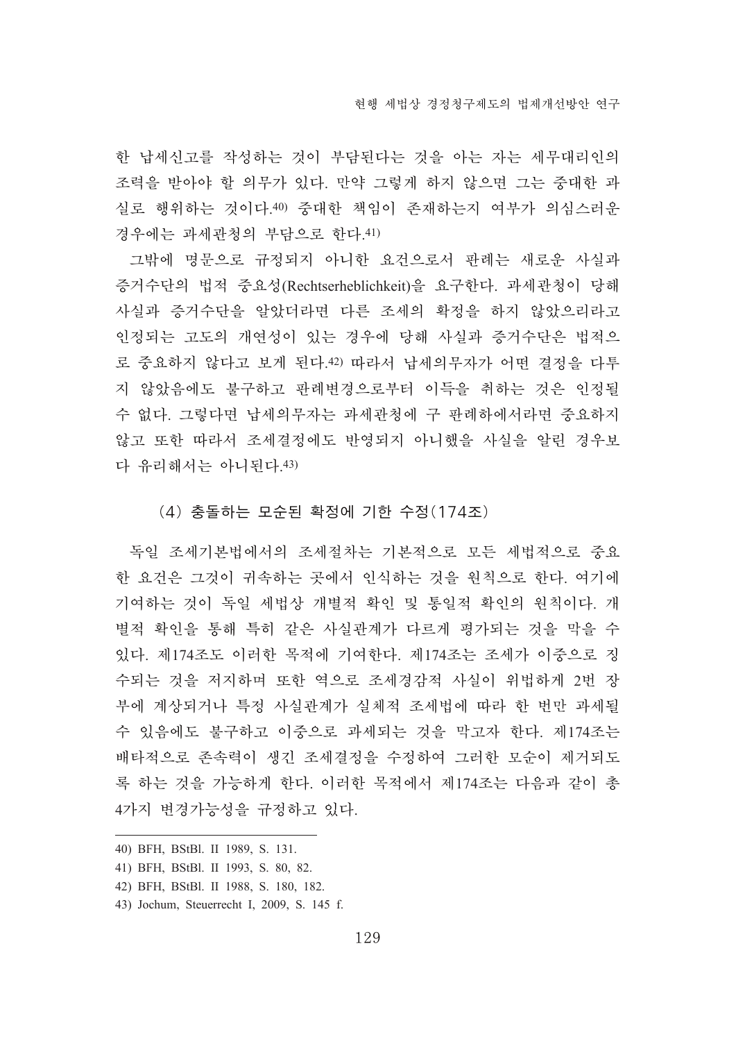한 납세신고를 작성하는 것이 부담된다는 것을 아는 자는 세무대리인의 조력을 받아야 할 의무가 있다. 만약 그렇게 하지 않으면 그는 중대한 과실로 행위하는 것이다.[40] 중대한 책임이 존재하는지 여부가 의심스러운 경우에는 과세관청의 부담으로 한다.[41]

그밖에 명문으로 규정되지 아니한 요건으로서 판례는 새로운 사실과 증거수단의 법적 중요성(Rechtserheblichkeit)을 요구한다. 과세관청이 당해 사실과 증거수단을 알았더라면 다른 조세의 확정을 하지 않았으리라고 인정되는 고도의 개연성이 있는 경우에 당해 사실과 증거수단은 법적으로 중요하지 않다고 보게 된다.[42] 따라서 납세의무자가 어떤 결정을 다투지 않았음에도 불구하고 판례변경으로부터 이득을 취하는 것은 인정될 수 없다. 그렇다면 납세의무자는 과세관청에 구 판례하에서라면 중요하지 않고 또한 따라서 조세결정에도 반영되지 아니했을 사실을 알린 경우보다 유리해서는 아니된다.[43]

#### (4) 충돌하는 모순된 확정에 기한 수정(174조)

독일 조세기본법에서의 조세절차는 기본적으로 모든 세법적으로 중요한 요건은 그것이 귀속하는 곳에서 인식하는 것을 원칙으로 한다. 여기에 기여하는 것이 독일 세법상 개별적 확인 및 통일적 확인의 원칙이다. 개별적 확인을 통해 특히 같은 사실관계가 다르게 평가되는 것을 막을 수 있다. 제174조도 이러한 목적에 기여한다. 제174조는 조세가 이중으로 징수되는 것을 저지하며 또한 역으로 조세경감적 사실이 위법하게 2번 장부에 계상되거나 특정 사실관계가 실체적 조세법에 따라 한 번만 과세될 수 있음에도 불구하고 이중으로 과세되는 것을 막고자 한다. 제174조는 배타적으로 존속력이 생긴 조세결정을 수정하여 그러한 모순이 제거되도록 하는 것을 가능하게 한다. 이러한 목적에서 제174조는 다음과 같이 총 4가지 변경가능성을 규정하고 있다.

---

40) BFH, BStBl. II 1989, S. 131.

41) BFH, BStBl. II 1993, S. 80, 82.

42) BFH, BStBl. II 1988, S. 180, 182.

43) Jochum, Steuerrecht I, 2009, S. 145 f.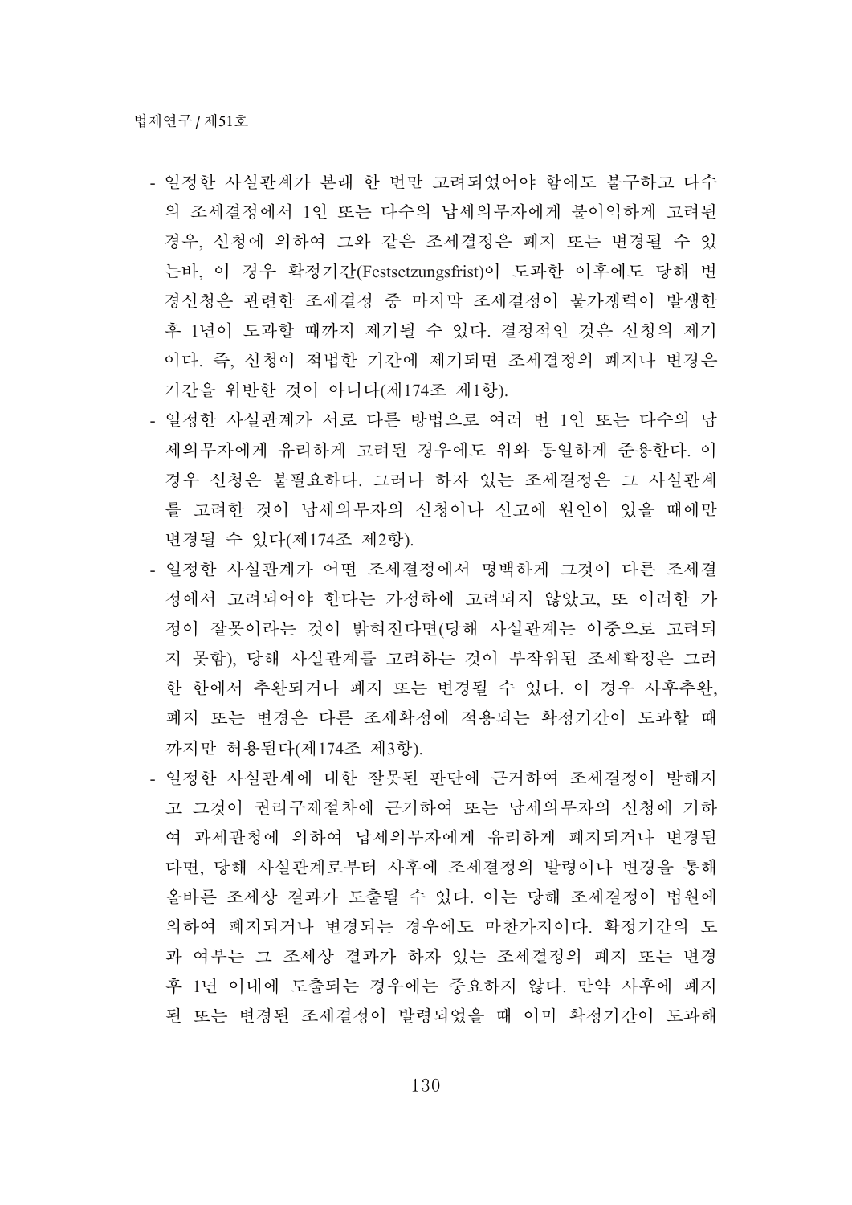- 일정한 사실관계가 본래 한 번만 고려되었어야 함에도 불구하고 다수의 조세결정에서 1인 또는 다수의 납세의무자에게 불이익하게 고려된 경우, 신청에 의하여 그와 같은 조세결정은 폐지 또는 변경될 수 있는바, 이 경우 확정기간(Festsetzungsfrist)이 도과한 이후에도 당해 변경신청은 관련한 조세결정 중 마지막 조세결정이 불가쟁력이 발생한 후 1년이 도과할 때까지 제기될 수 있다. 결정적인 것은 신청의 제기이다. 즉, 신청이 적법한 기간에 제기되면 조세결정의 폐지나 변경은 기간을 위반한 것이 아니다(제174조 제1항).
- 일정한 사실관계가 서로 다른 방법으로 여러 번 1인 또는 다수의 납세의무자에게 유리하게 고려된 경우에도 위와 동일하게 준용한다. 이 경우 신청은 불필요하다. 그러나 하자 있는 조세결정은 그 사실관계를 고려한 것이 납세의무자의 신청이나 신고에 원인이 있을 때에만 변경될 수 있다(제174조 제2항).
- 일정한 사실관계가 어떤 조세결정에서 명백하게 그것이 다른 조세결정에서 고려되어야 한다는 가정하에 고려되지 않았고, 또 이러한 가정이 잘못이라는 것이 밝혀진다면(당해 사실관계는 이중으로 고려되지 못함), 당해 사실관계를 고려하는 것이 부작위된 조세확정은 그러한 한에서 추완되거나 폐지 또는 변경될 수 있다. 이 경우 사후추완, 폐지 또는 변경은 다른 조세확정에 적용되는 확정기간이 도과할 때까지만 허용된다(제174조 제3항).
- 일정한 사실관계에 대한 잘못된 판단에 근거하여 조세결정이 발해지고 그것이 권리구제절차에 근거하여 또는 납세의무자의 신청에 기하여 과세관청에 의하여 납세의무자에게 유리하게 폐지되거나 변경된다면, 당해 사실관계로부터 사후에 조세결정의 발령이나 변경을 통해 올바른 조세상 결과가 도출될 수 있다. 이는 당해 조세결정이 법원에 의하여 폐지되거나 변경되는 경우에도 마찬가지이다. 확정기간의 도과 여부는 그 조세상 결과가 하자 있는 조세결정의 폐지 또는 변경 후 1년 이내에 도출되는 경우에는 중요하지 않다. 만약 사후에 폐지된 또는 변경된 조세결정이 발령되었을 때 이미 확정기간이 도과해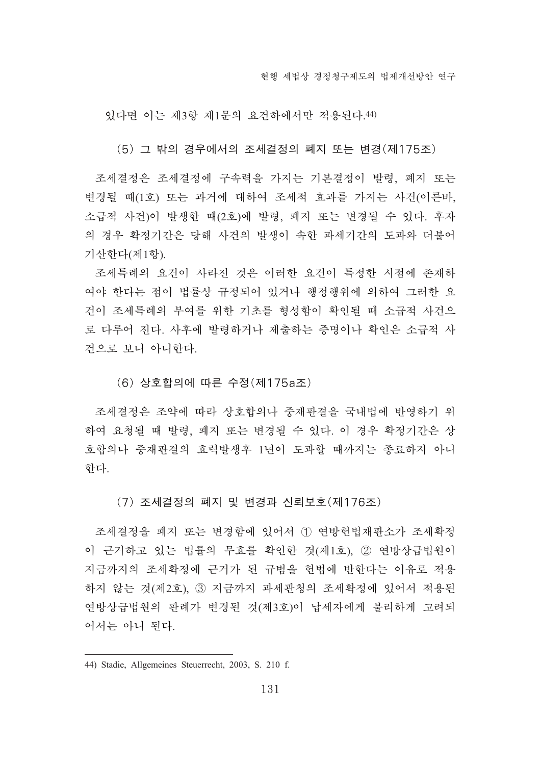있다면 이는 제3항 제1문의 요건하에서만 적용된다.[44]

### (5) 그 밖의 경우에서의 조세결정의 폐지 또는 변경(제175조)

조세결정은 조세결정에 구속력을 가지는 기본결정이 발령, 폐지 또는 변경될 때(1호) 또는 과거에 대하여 조세적 효과를 가지는 사건(이른바, 소급적 사건)이 발생한 때(2호)에 발령, 폐지 또는 변경될 수 있다. 후자의 경우 확정기간은 당해 사건의 발생이 속한 과세기간의 도과와 더불어 기산한다(제1항).

조세특례의 요건이 사라진 것은 이러한 요건이 특정한 시점에 존재하여야 한다는 점이 법률상 규정되어 있거나 행정행위에 의하여 그러한 요건이 조세특례의 부여를 위한 기초를 형성함이 확인될 때 소급적 사건으로 다루어 진다. 사후에 발령하거나 제출하는 증명이나 확인은 소급적 사건으로 보니 아니한다.

### (6) 상호합의에 따른 수정(제175a조)

조세결정은 조약에 따라 상호합의나 중재판결을 국내법에 반영하기 위하여 요청될 때 발령, 폐지 또는 변경될 수 있다. 이 경우 확정기간은 상호합의나 중재판결의 효력발생후 1년이 도과할 때까지는 종료하지 아니한다.

### (7) 조세결정의 폐지 및 변경과 신뢰보호(제176조)

조세결정을 폐지 또는 변경함에 있어서 ① 연방헌법재판소가 조세확정이 근거하고 있는 법률의 무효를 확인한 것(제1호), ② 연방상급법원이 지금까지의 조세확정에 근거가 된 규범을 헌법에 반한다는 이유로 적용하지 않는 것(제2호), ③ 지금까지 과세관청의 조세확정에 있어서 적용된 연방상급법원의 판례가 변경된 것(제3호)이 납세자에게 불리하게 고려되어서는 아니 된다.

---

44) Stadie, Allgemeines Steuerrecht, 2003, S. 210 f.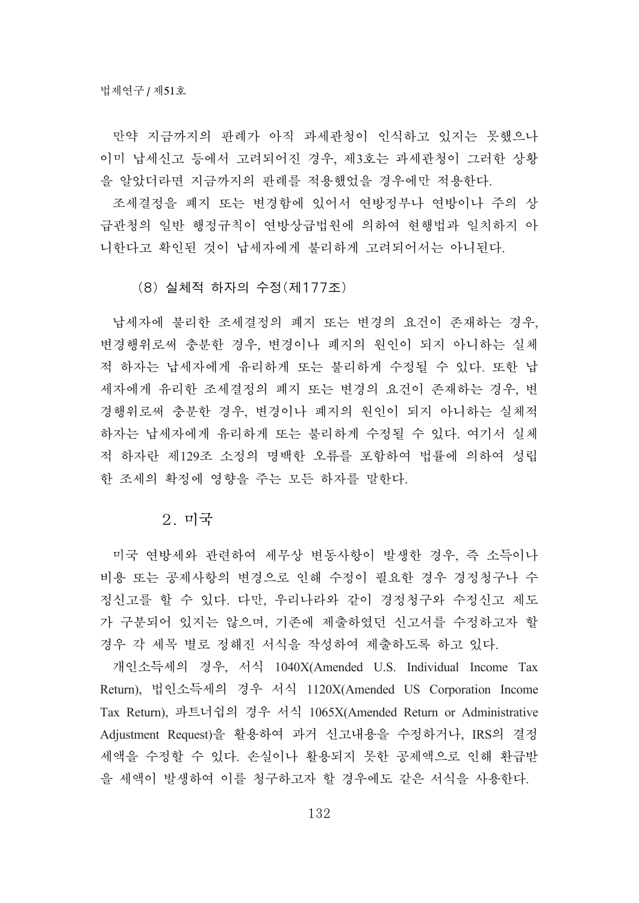만약 지금까지의 판례가 아직 과세관청이 인식하고 있지는 못했으나 이미 납세신고 등에서 고려되어진 경우, 제3호는 과세관청이 그러한 상황을 알았더라면 지금까지의 판례를 적용했었을 경우에만 적용한다.

조세결정을 폐지 또는 변경함에 있어서 연방정부나 연방이나 주의 상급관청의 일반 행정규칙이 연방상급법원에 의하여 현행법과 일치하지 아니한다고 확인된 것이 납세자에게 불리하게 고려되어서는 아니된다.

#### (8) 실체적 하자의 수정(제177조)

납세자에 불리한 조세결정의 폐지 또는 변경의 요건이 존재하는 경우, 변경행위로써 충분한 경우, 변경이나 폐지의 원인이 되지 아니하는 실체적 하자는 납세자에게 유리하게 또는 불리하게 수정될 수 있다. 또한 납세자에게 유리한 조세결정의 폐지 또는 변경의 요건이 존재하는 경우, 변경행위로써 충분한 경우, 변경이나 폐지의 원인이 되지 아니하는 실체적 하자는 납세자에게 유리하게 또는 불리하게 수정될 수 있다. 여기서 실체적 하자란 제129조 소정의 명백한 오류를 포함하여 법률에 의하여 성립한 조세의 확정에 영향을 주는 모든 하자를 말한다.

### 2. 미국

미국 연방세와 관련하여 세무상 변동사항이 발생한 경우, 즉 소득이나 비용 또는 공제사항의 변경으로 인해 수정이 필요한 경우 경정청구나 수정신고를 할 수 있다. 다만, 우리나라와 같이 경정청구와 수정신고 제도가 구분되어 있지는 않으며, 기존에 제출하였던 신고서를 수정하고자 할 경우 각 세목 별로 정해진 서식을 작성하여 제출하도록 하고 있다.

개인소득세의 경우, 서식 1040X(Amended U.S. Individual Income Tax Return), 법인소득세의 경우 서식 1120X(Amended US Corporation Income Tax Return), 파트너쉽의 경우 서식 1065X(Amended Return or Administrative Adjustment Request)을 활용하여 과거 신고내용을 수정하거나, IRS의 결정세액을 수정할 수 있다. 손실이나 활용되지 못한 공제액으로 인해 환급받을 세액이 발생하여 이를 청구하고자 할 경우에도 같은 서식을 사용한다.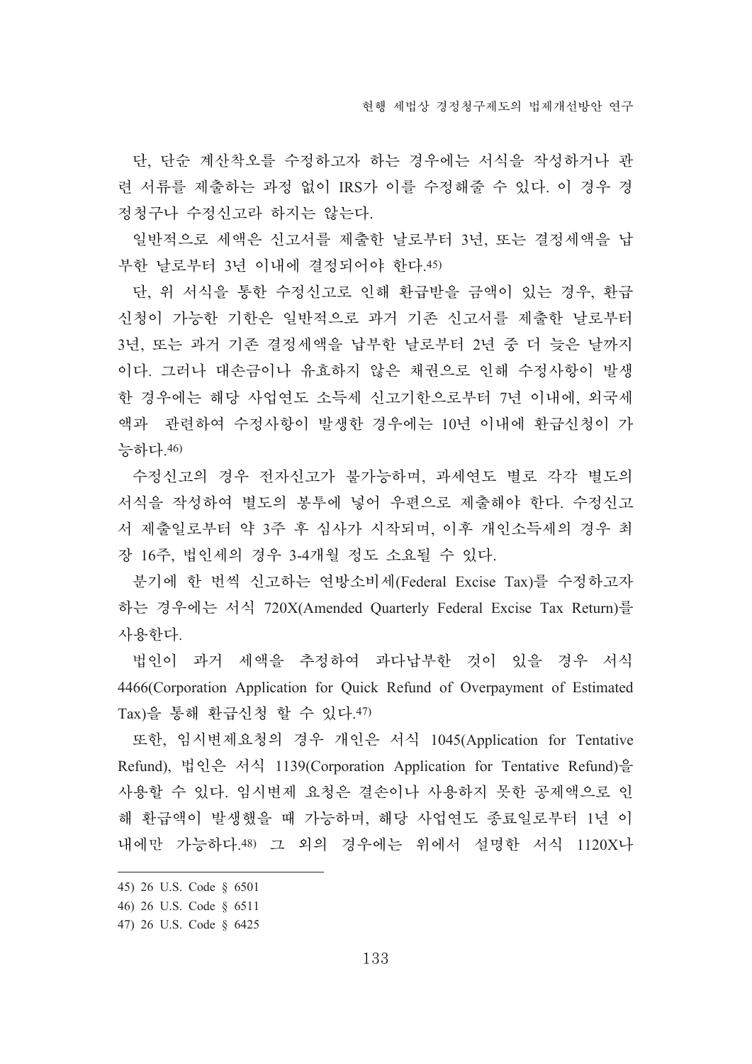단, 단순 계산착오를 수정하고자 하는 경우에는 서식을 작성하거나 관련 서류를 제출하는 과정 없이 IRS가 이를 수정해줄 수 있다. 이 경우 경정청구나 수정신고라 하지는 않는다.

일반적으로 세액은 신고서를 제출한 날로부터 3년, 또는 결정세액을 납부한 날로부터 3년 이내에 결정되어야 한다.[45)]

단, 위 서식을 통한 수정신고로 인해 환급받을 금액이 있는 경우, 환급신청이 가능한 기한은 일반적으로 과거 기존 신고서를 제출한 날로부터 3년, 또는 과거 기존 결정세액을 납부한 날로부터 2년 중 더 늦은 날까지이다. 그러나 대손금이나 유효하지 않은 채권으로 인해 수정사항이 발생한 경우에는 해당 사업연도 소득세 신고기한으로부터 7년 이내에, 외국세액과 관련하여 수정사항이 발생한 경우에는 10년 이내에 환급신청이 가능하다.[46)]

수정신고의 경우 전자신고가 불가능하며, 과세연도 별로 각각 별도의 서식을 작성하여 별도의 봉투에 넣어 우편으로 제출해야 한다. 수정신고서 제출일로부터 약 3주 후 심사가 시작되며, 이후 개인소득세의 경우 최장 16주, 법인세의 경우 3-4개월 정도 소요될 수 있다.

분기에 한 번씩 신고하는 연방소비세(Federal Excise Tax)를 수정하고자 하는 경우에는 서식 720X(Amended Quarterly Federal Excise Tax Return)를 사용한다.

법인이 과거 세액을 추정하여 과다납부한 것이 있을 경우 서식 4466(Corporation Application for Quick Refund of Overpayment of Estimated Tax)을 통해 환급신청 할 수 있다.[47)]

또한, 임시변제요청의 경우 개인은 서식 1045(Application for Tentative Refund), 법인은 서식 1139(Corporation Application for Tentative Refund)을 사용할 수 있다. 임시변제 요청은 결손이나 사용하지 못한 공제액으로 인해 환급액이 발생했을 때 가능하며, 해당 사업연도 종료일로부터 1년 이내에만 가능하다.[48)] 그 외의 경우에는 위에서 설명한 서식 1120X나

---

45) 26 U.S. Code § 6501

46) 26 U.S. Code § 6511

47) 26 U.S. Code § 6425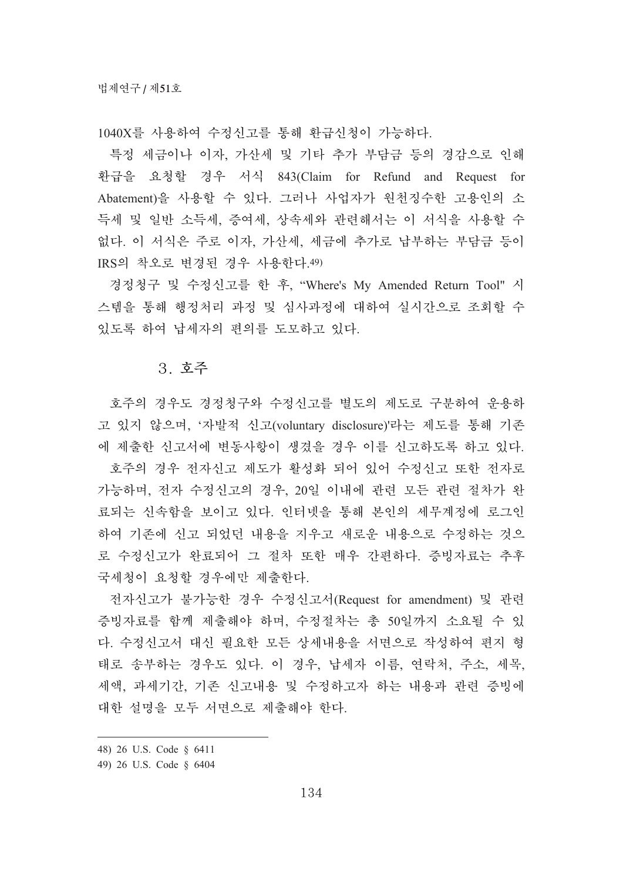1040X를 사용하여 수정신고를 통해 환급신청이 가능하다.

특정 세금이나 이자, 가산세 및 기타 추가 부담금 등의 경감으로 인해 환급을 요청할 경우 서식 843(Claim for Refund and Request for Abatement)을 사용할 수 있다. 그러나 사업자가 원천징수한 고용인의 소득세 및 일반 소득세, 증여세, 상속세와 관련해서는 이 서식을 사용할 수 없다. 이 서식은 주로 이자, 가산세, 세금에 추가로 납부하는 부담금 등이 IRS의 착오로 변경된 경우 사용한다.[49]

경정청구 및 수정신고를 한 후, “Where's My Amended Return Tool" 시스템을 통해 행정처리 과정 및 심사과정에 대하여 실시간으로 조회할 수 있도록 하여 납세자의 편의를 도모하고 있다.

### 3. 호주

호주의 경우도 경정청구와 수정신고를 별도의 제도로 구분하여 운용하고 있지 않으며, ‘자발적 신고(voluntary disclosure)'라는 제도를 통해 기존에 제출한 신고서에 변동사항이 생겼을 경우 이를 신고하도록 하고 있다.

호주의 경우 전자신고 제도가 활성화 되어 있어 수정신고 또한 전자로 가능하며, 전자 수정신고의 경우, 20일 이내에 관련 모든 관련 절차가 완료되는 신속함을 보이고 있다. 인터넷을 통해 본인의 세무계정에 로그인하여 기존에 신고 되었던 내용을 지우고 새로운 내용으로 수정하는 것으로 수정신고가 완료되어 그 절차 또한 매우 간편하다. 증빙자료는 추후 국세청이 요청할 경우에만 제출한다.

전자신고가 불가능한 경우 수정신고서(Request for amendment) 및 관련 증빙자료를 함께 제출해야 하며, 수정절차는 총 50일까지 소요될 수 있다. 수정신고서 대신 필요한 모든 상세내용을 서면으로 작성하여 편지 형태로 송부하는 경우도 있다. 이 경우, 납세자 이름, 연락처, 주소, 세목, 세액, 과세기간, 기존 신고내용 및 수정하고자 하는 내용과 관련 증빙에 대한 설명을 모두 서면으로 제출해야 한다.

---

48) 26 U.S. Code § 6411

49) 26 U.S. Code § 6404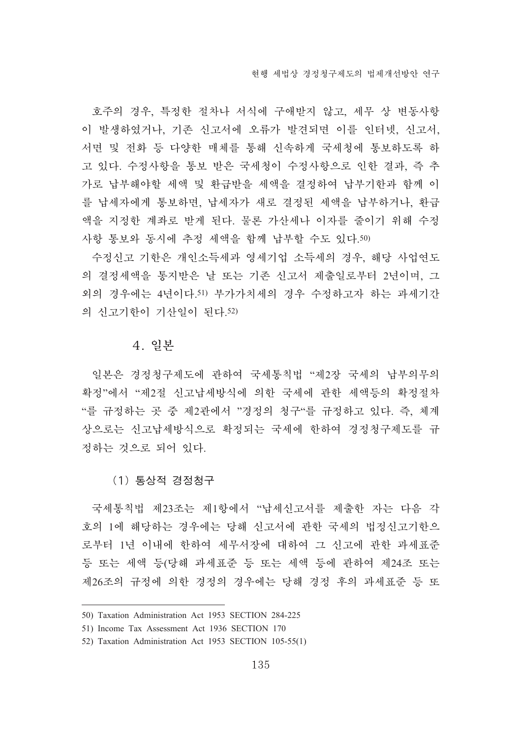호주의 경우, 특정한 절차나 서식에 구애받지 않고, 세무 상 변동사항이 발생하였거나, 기존 신고서에 오류가 발견되면 이를 인터넷, 신고서, 서면 및 전화 등 다양한 매체를 통해 신속하게 국세청에 통보하도록 하고 있다. 수정사항을 통보 받은 국세청이 수정사항으로 인한 결과, 즉 추가로 납부해야할 세액 및 환급받을 세액을 결정하여 납부기한과 함께 이를 납세자에게 통보하면, 납세자가 새로 결정된 세액을 납부하거나, 환급액을 지정한 계좌로 받게 된다. 물론 가산세나 이자를 줄이기 위해 수정사항 통보와 동시에 추정 세액을 함께 납부할 수도 있다.[50]

수정신고 기한은 개인소득세과 영세기업 소득세의 경우, 해당 사업연도의 결정세액을 통지받은 날 또는 기존 신고서 제출일로부터 2년이며, 그 외의 경우에는 4년이다.[51] 부가가치세의 경우 수정하고자 하는 과세기간의 신고기한이 기산일이 된다.[52]

### 4. 일본

일본은 경정청구제도에 관하여 국세통칙법 "제2장 국세의 납부의무의 확정"에서 "제2절 신고납세방식에 의한 국세에 관한 세액등의 확정절차"를 규정하는 곳 중 제2관에서 "경정의 청구"를 규정하고 있다. 즉, 체계상으로는 신고납세방식으로 확정되는 국세에 한하여 경정청구제도를 규정하는 것으로 되어 있다.

#### (1) 통상적 경정청구

국세통칙법 제23조는 제1항에서 "납세신고서를 제출한 자는 다음 각 호의 1에 해당하는 경우에는 당해 신고서에 관한 국세의 법정신고기한으로부터 1년 이내에 한하여 세무서장에 대하여 그 신고에 관한 과세표준 등 또는 세액 등(당해 과세표준 등 또는 세액 등에 관하여 제24조 또는 제26조의 규정에 의한 경정의 경우에는 당해 경정 후의 과세표준 등 또

---

50) Taxation Administration Act 1953 SECTION 284-225

51) Income Tax Assessment Act 1936 SECTION 170

52) Taxation Administration Act 1953 SECTION 105-55(1)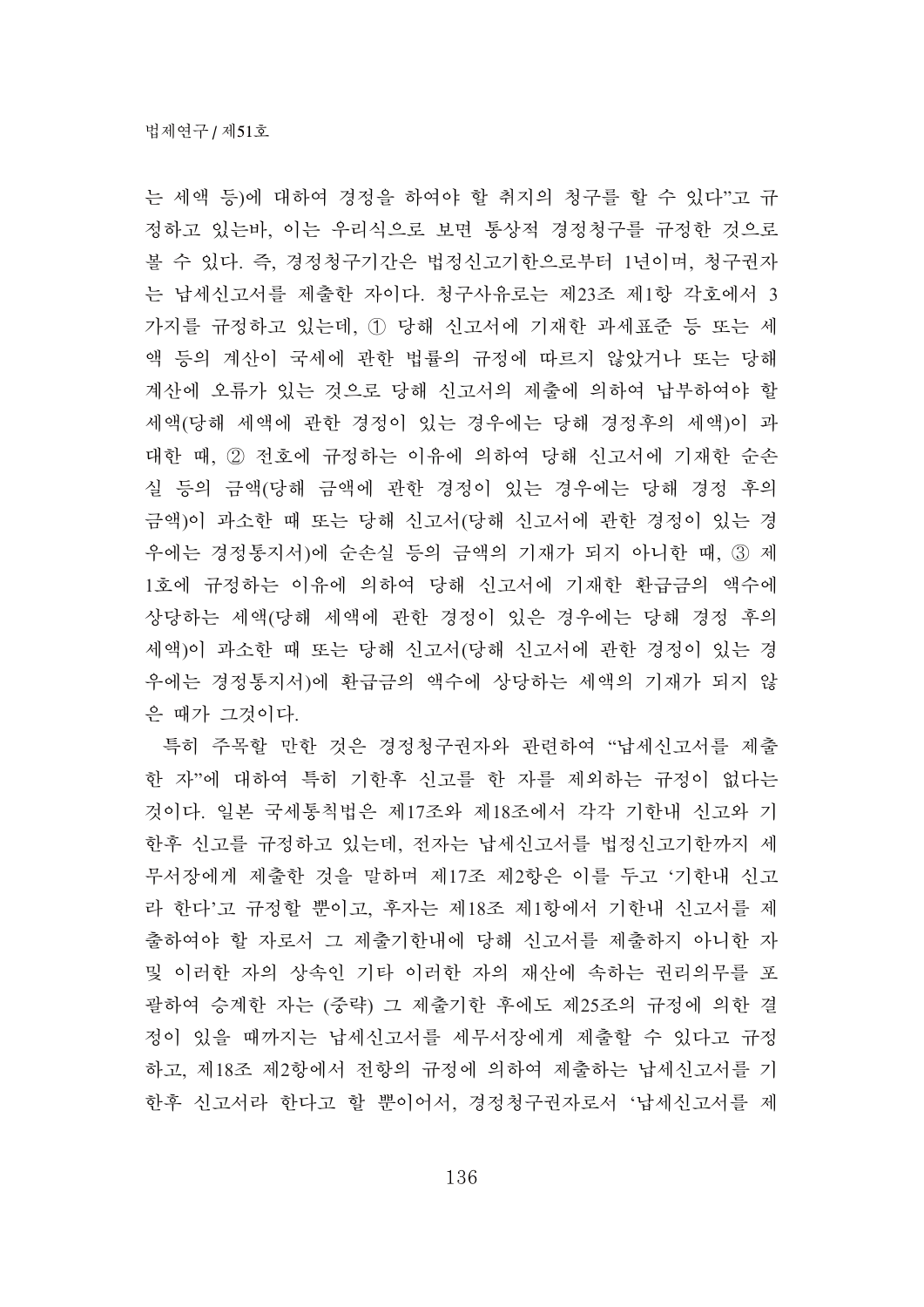는 세액 등)에 대하여 경정을 하여야 할 취지의 청구를 할 수 있다"고 규정하고 있는바, 이는 우리식으로 보면 통상적 경정청구를 규정한 것으로 볼 수 있다. 즉, 경정청구기간은 법정신고기한으로부터 1년이며, 청구권자는 납세신고서를 제출한 자이다. 청구사유로는 제23조 제1항 각호에서 3가지를 규정하고 있는데, ① 당해 신고서에 기재한 과세표준 등 또는 세액 등의 계산이 국세에 관한 법률의 규정에 따르지 않았거나 또는 당해 계산에 오류가 있는 것으로 당해 신고서의 제출에 의하여 납부하여야 할 세액(당해 세액에 관한 경정이 있는 경우에는 당해 경정후의 세액)이 과대한 때, ② 전호에 규정하는 이유에 의하여 당해 신고서에 기재한 순손실 등의 금액(당해 금액에 관한 경정이 있는 경우에는 당해 경정 후의 금액)이 과소한 때 또는 당해 신고서(당해 신고서에 관한 경정이 있는 경우에는 경정통지서)에 순손실 등의 금액의 기재가 되지 아니한 때, ③ 제1호에 규정하는 이유에 의하여 당해 신고서에 기재한 환급금의 액수에 상당하는 세액(당해 세액에 관한 경정이 있은 경우에는 당해 경정 후의 세액)이 과소한 때 또는 당해 신고서(당해 신고서에 관한 경정이 있는 경우에는 경정통지서)에 환급금의 액수에 상당하는 세액의 기재가 되지 않은 때가 그것이다.

특히 주목할 만한 것은 경정청구권자와 관련하여 "납세신고서를 제출한 자"에 대하여 특히 기한후 신고를 한 자를 제외하는 규정이 없다는 것이다. 일본 국세통칙법은 제17조와 제18조에서 각각 기한내 신고와 기한후 신고를 규정하고 있는데, 전자는 납세신고서를 법정신고기한까지 세무서장에게 제출한 것을 말하며 제17조 제2항은 이를 두고 '기한내 신고라 한다'고 규정할 뿐이고, 후자는 제18조 제1항에서 기한내 신고서를 제출하여야 할 자로서 그 제출기한내에 당해 신고서를 제출하지 아니한 자 및 이러한 자의 상속인 기타 이러한 자의 재산에 속하는 권리의무를 포괄하여 승계한 자는 (중략) 그 제출기한 후에도 제25조의 규정에 의한 결정이 있을 때까지는 납세신고서를 세무서장에게 제출할 수 있다고 규정하고, 제18조 제2항에서 전항의 규정에 의하여 제출하는 납세신고서를 기한후 신고서라 한다고 할 뿐이어서, 경정청구권자로서 '납세신고서를 제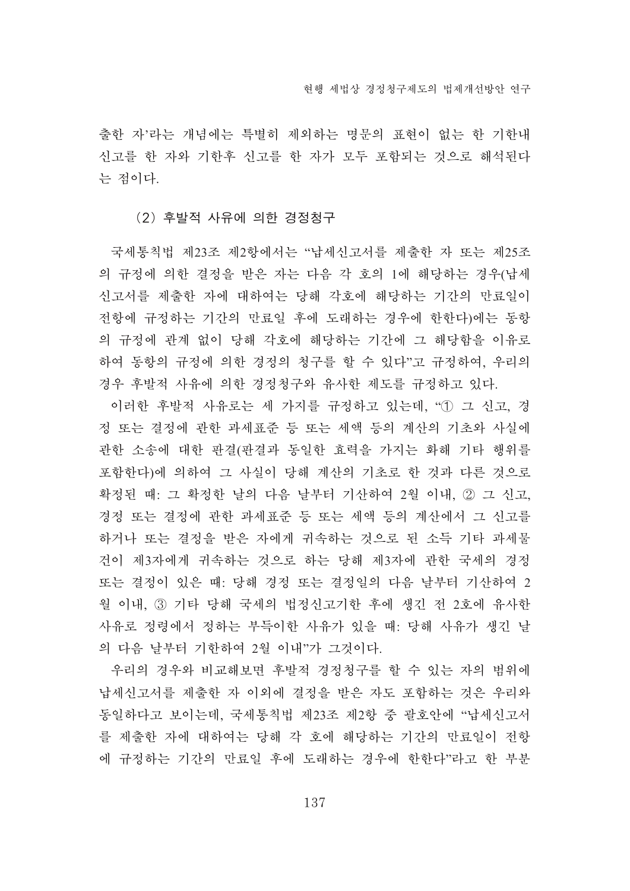출한 자'라는 개념에는 특별히 제외하는 명문의 표현이 없는 한 기한내 신고를 한 자와 기한후 신고를 한 자가 모두 포함되는 것으로 해석된다는 점이다.

### (2) 후발적 사유에 의한 경정청구

국세통칙법 제23조 제2항에서는 "납세신고서를 제출한 자 또는 제25조의 규정에 의한 결정을 받은 자는 다음 각 호의 1에 해당하는 경우(납세신고서를 제출한 자에 대하여는 당해 각호에 해당하는 기간의 만료일이 전항에 규정하는 기간의 만료일 후에 도래하는 경우에 한한다)에는 동항의 규정에 관계 없이 당해 각호에 해당하는 기간에 그 해당함을 이유로 하여 동항의 규정에 의한 경정의 청구를 할 수 있다"고 규정하여, 우리의 경우 후발적 사유에 의한 경정청구와 유사한 제도를 규정하고 있다.

이러한 후발적 사유로는 세 가지를 규정하고 있는데, "① 그 신고, 경정 또는 결정에 관한 과세표준 등 또는 세액 등의 계산의 기초와 사실에 관한 소송에 대한 판결(판결과 동일한 효력을 가지는 화해 기타 행위를 포함한다)에 의하여 그 사실이 당해 계산의 기초로 한 것과 다른 것으로 확정된 때: 그 확정한 날의 다음 날부터 기산하여 2월 이내, ② 그 신고, 경정 또는 결정에 관한 과세표준 등 또는 세액 등의 계산에서 그 신고를 하거나 또는 결정을 받은 자에게 귀속하는 것으로 된 소득 기타 과세물건이 제3자에게 귀속하는 것으로 하는 당해 제3자에 관한 국세의 경정 또는 결정이 있은 때: 당해 경정 또는 결정일의 다음 날부터 기산하여 2월 이내, ③ 기타 당해 국세의 법정신고기한 후에 생긴 전 2호에 유사한 사유로 정령에서 정하는 부득이한 사유가 있을 때: 당해 사유가 생긴 날의 다음 날부터 기한하여 2월 이내"가 그것이다.

우리의 경우와 비교해보면 후발적 경정청구를 할 수 있는 자의 범위에 납세신고서를 제출한 자 이외에 결정을 받은 자도 포함하는 것은 우리와 동일하다고 보이는데, 국세통칙법 제23조 제2항 중 괄호안에 "납세신고서를 제출한 자에 대하여는 당해 각 호에 해당하는 기간의 만료일이 전항에 규정하는 기간의 만료일 후에 도래하는 경우에 한한다"라고 한 부분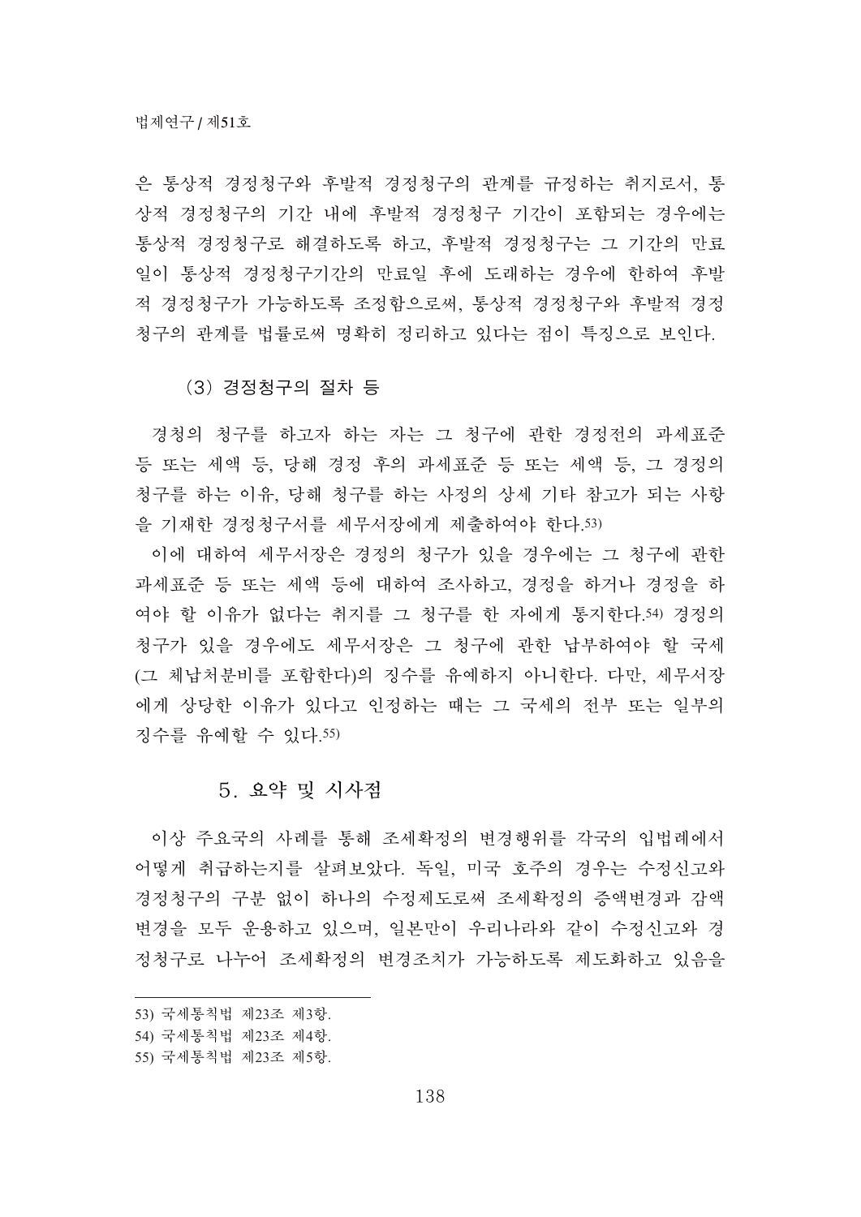은 통상적 경정청구와 후발적 경정청구의 관계를 규정하는 취지로서, 통상적 경정청구의 기간 내에 후발적 경정청구 기간이 포함되는 경우에는 통상적 경정청구로 해결하도록 하고, 후발적 경정청구는 그 기간의 만료일이 통상적 경정청구기간의 만료일 후에 도래하는 경우에 한하여 후발적 경정청구가 가능하도록 조정함으로써, 통상적 경정청구와 후발적 경정청구의 관계를 법률로써 명확히 정리하고 있다는 점이 특징으로 보인다.

#### (3) 경정청구의 절차 등

경청의 청구를 하고자 하는 자는 그 청구에 관한 경정전의 과세표준 등 또는 세액 등, 당해 경정 후의 과세표준 등 또는 세액 등, 그 경정의 청구를 하는 이유, 당해 청구를 하는 사정의 상세 기타 참고가 되는 사항을 기재한 경정청구서를 세무서장에게 제출하여야 한다.[53]

이에 대하여 세무서장은 경정의 청구가 있을 경우에는 그 청구에 관한 과세표준 등 또는 세액 등에 대하여 조사하고, 경정을 하거나 경정을 하여야 할 이유가 없다는 취지를 그 청구를 한 자에게 통지한다.[54] 경정의 청구가 있을 경우에도 세무서장은 그 청구에 관한 납부하여야 할 국세(그 체납처분비를 포함한다)의 징수를 유예하지 아니한다. 다만, 세무서장에게 상당한 이유가 있다고 인정하는 때는 그 국세의 전부 또는 일부의 징수를 유예할 수 있다.[55]

### 5. 요약 및 시사점

이상 주요국의 사례를 통해 조세확정의 변경행위를 각국의 입법례에서 어떻게 취급하는지를 살펴보았다. 독일, 미국 호주의 경우는 수정신고와 경정청구의 구분 없이 하나의 수정제도로써 조세확정의 증액변경과 감액변경을 모두 운용하고 있으며, 일본만이 우리나라와 같이 수정신고와 경정청구로 나누어 조세확정의 변경조치가 가능하도록 제도화하고 있음을

---

53) 국세통칙법 제23조 제3항.

54) 국세통칙법 제23조 제4항.

55) 국세통칙법 제23조 제5항.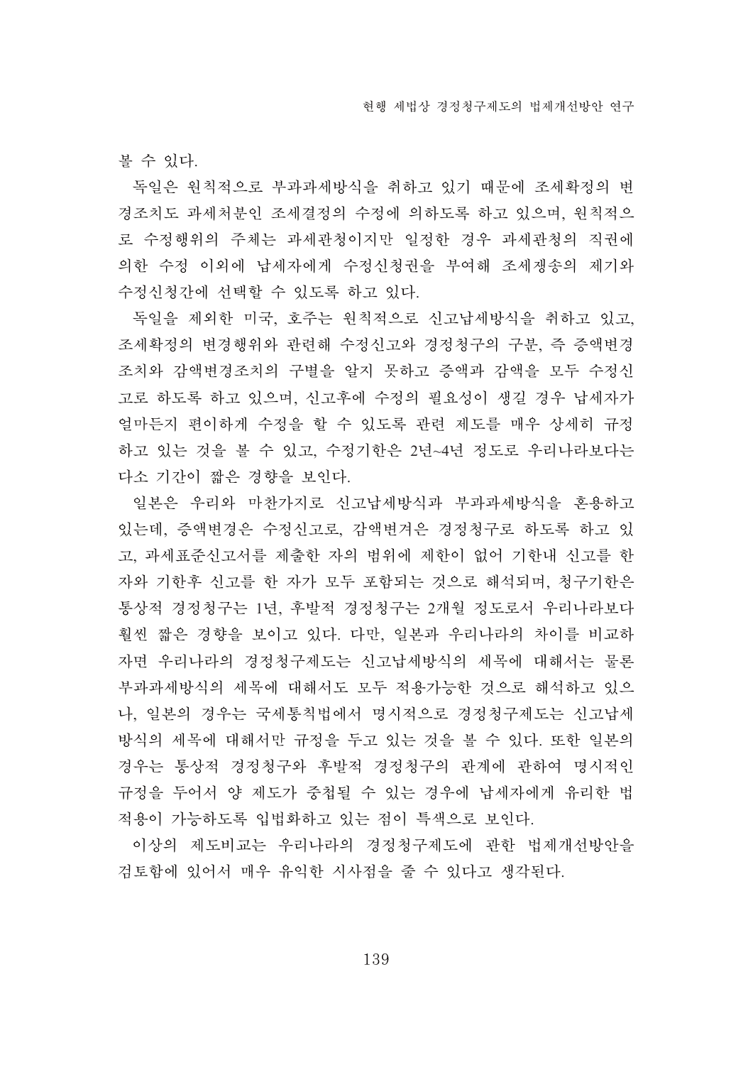볼 수 있다.

독일은 원칙적으로 부과과세방식을 취하고 있기 때문에 조세확정의 변경조치도 과세처분인 조세결정의 수정에 의하도록 하고 있으며, 원칙적으로 수정행위의 주체는 과세관청이지만 일정한 경우 과세관청의 직권에 의한 수정 이외에 납세자에게 수정신청권을 부여해 조세쟁송의 제기와 수정신청간에 선택할 수 있도록 하고 있다.

독일을 제외한 미국, 호주는 원칙적으로 신고납세방식을 취하고 있고, 조세확정의 변경행위와 관련해 수정신고와 경정청구의 구분, 즉 증액변경조치와 감액변경조치의 구별을 알지 못하고 증액과 감액을 모두 수정신고로 하도록 하고 있으며, 신고후에 수정의 필요성이 생길 경우 납세자가 얼마든지 편이하게 수정을 할 수 있도록 관련 제도를 매우 상세히 규정하고 있는 것을 볼 수 있고, 수정기한은 2년~4년 정도로 우리나라보다는 다소 기간이 짧은 경향을 보인다.

일본은 우리와 마찬가지로 신고납세방식과 부과과세방식을 혼용하고 있는데, 증액변경은 수정신고로, 감액변겨은 경정청구로 하도록 하고 있고, 과세표준신고서를 제출한 자의 범위에 제한이 없어 기한내 신고를 한 자와 기한후 신고를 한 자가 모두 포함되는 것으로 해석되며, 청구기한은 통상적 경정청구는 1년, 후발적 경정청구는 2개월 정도로서 우리나라보다 훨씬 짧은 경향을 보이고 있다. 다만, 일본과 우리나라의 차이를 비교하자면 우리나라의 경정청구제도는 신고납세방식의 세목에 대해서는 물론 부과과세방식의 세목에 대해서도 모두 적용가능한 것으로 해석하고 있으나, 일본의 경우는 국세통칙법에서 명시적으로 경정청구제도는 신고납세방식의 세목에 대해서만 규정을 두고 있는 것을 볼 수 있다. 또한 일본의 경우는 통상적 경정청구와 후발적 경정청구의 관계에 관하여 명시적인 규정을 두어서 양 제도가 중첩될 수 있는 경우에 납세자에게 유리한 법적용이 가능하도록 입법화하고 있는 점이 특색으로 보인다.

이상의 제도비교는 우리나라의 경정청구제도에 관한 법제개선방안을 검토함에 있어서 매우 유익한 시사점을 줄 수 있다고 생각된다.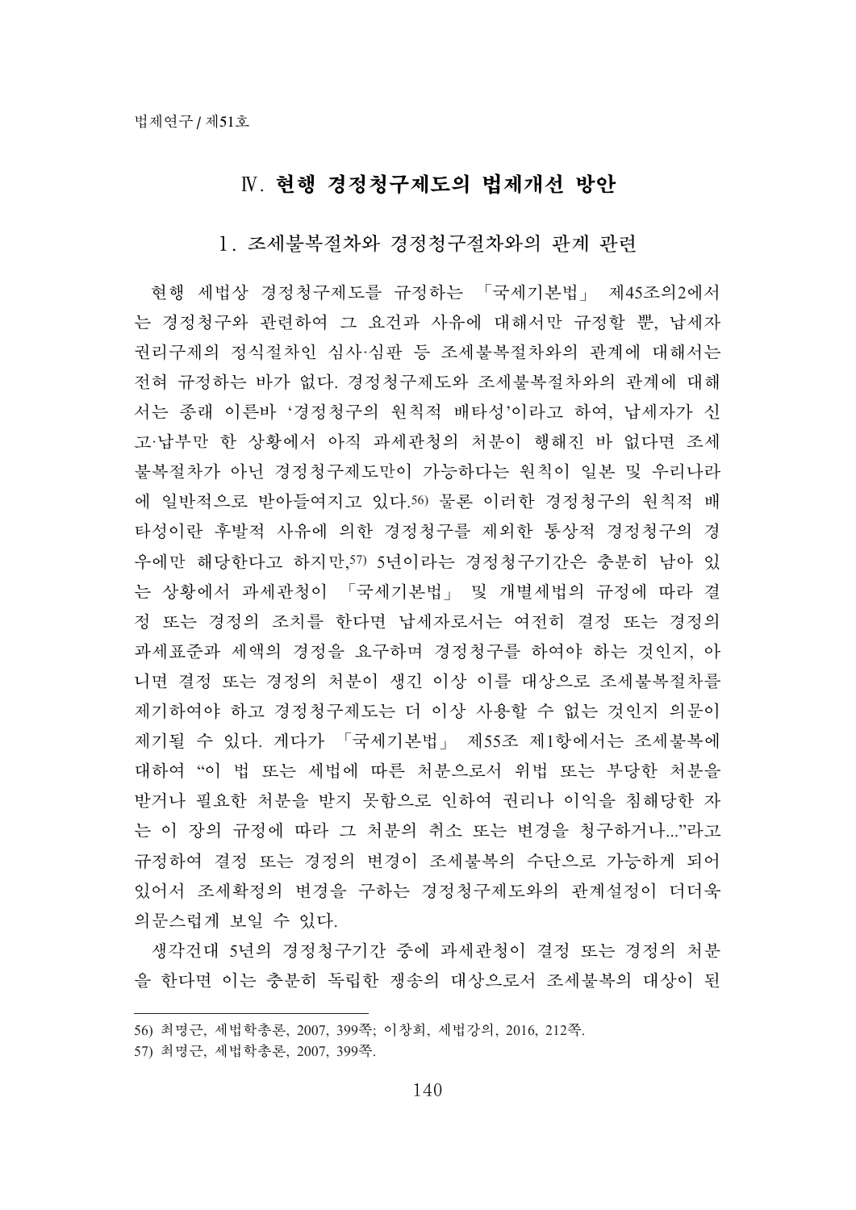## Ⅳ. 현행 경정청구제도의 법제개선 방안

### 1. 조세불복절차와 경정청구절차와의 관계 관련

현행 세법상 경정청구제도를 규정하는 「국세기본법」 제45조의2에서는 경정청구와 관련하여 그 요건과 사유에 대해서만 규정할 뿐, 납세자 권리구제의 정식절차인 심사·심판 등 조세불복절차와의 관계에 대해서는 전혀 규정하는 바가 없다. 경정청구제도와 조세불복절차와의 관계에 대해서는 종래 이른바 '경정청구의 원칙적 배타성'이라고 하여, 납세자가 신고·납부만 한 상황에서 아직 과세관청의 처분이 행해진 바 없다면 조세불복절차가 아닌 경정청구제도만이 가능하다는 원칙이 일본 및 우리나라에 일반적으로 받아들여지고 있다.[56] 물론 이러한 경정청구의 원칙적 배타성이란 후발적 사유에 의한 경정청구를 제외한 통상적 경정청구의 경우에만 해당한다고 하지만,[57] 5년이라는 경정청구기간은 충분히 남아 있는 상황에서 과세관청이 「국세기본법」 및 개별세법의 규정에 따라 결정 또는 경정의 조치를 한다면 납세자로서는 여전히 결정 또는 경정의 과세표준과 세액의 경정을 요구하며 경정청구를 하여야 하는 것인지, 아니면 결정 또는 경정의 처분이 생긴 이상 이를 대상으로 조세불복절차를 제기하여야 하고 경정청구제도는 더 이상 사용할 수 없는 것인지 의문이 제기될 수 있다. 게다가 「국세기본법」 제55조 제1항에서는 조세불복에 대하여 "이 법 또는 세법에 따른 처분으로서 위법 또는 부당한 처분을 받거나 필요한 처분을 받지 못함으로 인하여 권리나 이익을 침해당한 자는 이 장의 규정에 따라 그 처분의 취소 또는 변경을 청구하거나..."라고 규정하여 결정 또는 경정의 변경이 조세불복의 수단으로 가능하게 되어 있어서 조세확정의 변경을 구하는 경정청구제도와의 관계설정이 더더욱 의문스럽게 보일 수 있다.

생각건대 5년의 경정청구기간 중에 과세관청이 결정 또는 경정의 처분을 한다면 이는 충분히 독립한 쟁송의 대상으로서 조세불복의 대상이 된

---

56) 최명근, 세법학총론, 2007, 399쪽; 이창희, 세법강의, 2016, 212쪽.

57) 최명근, 세법학총론, 2007, 399쪽.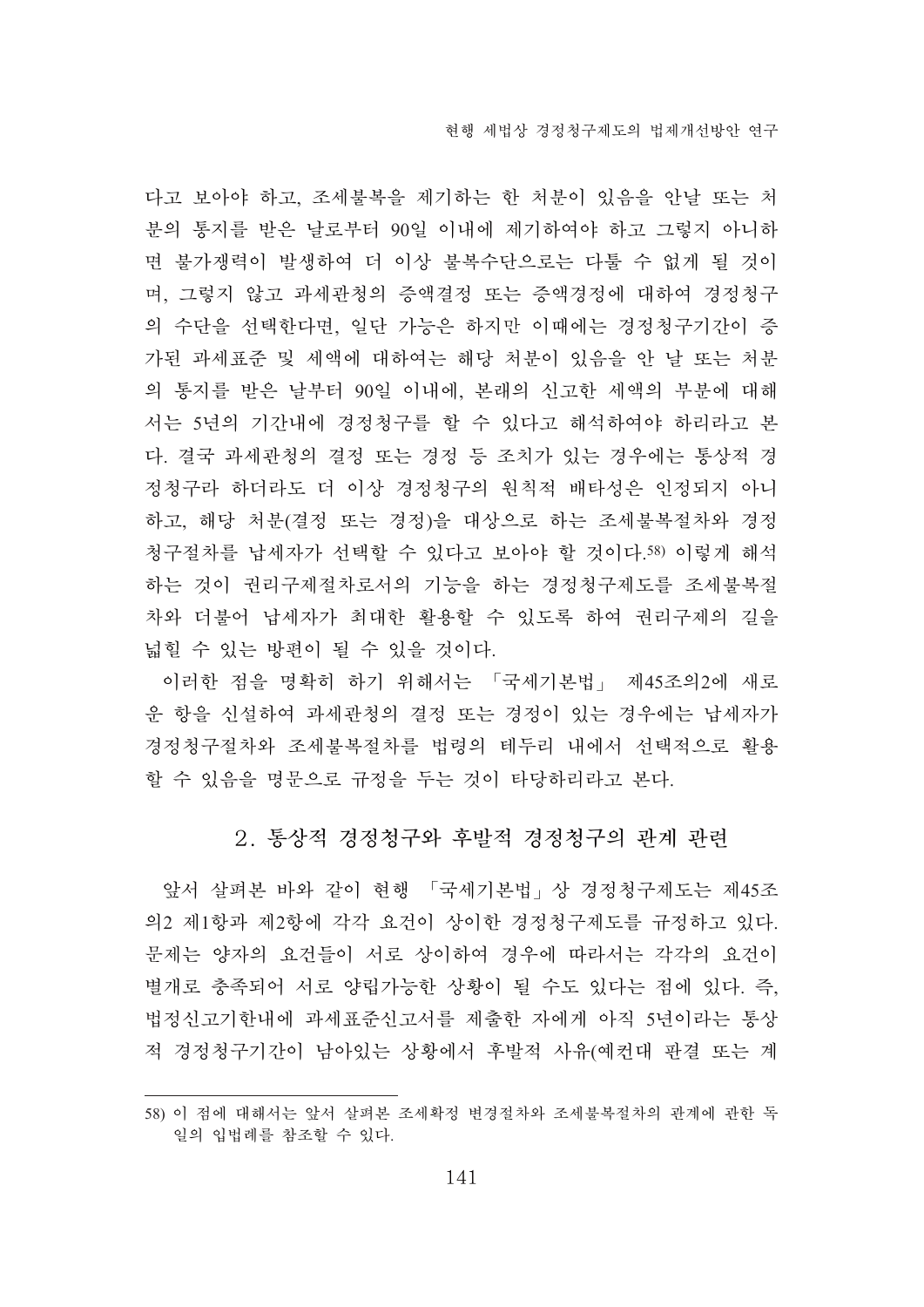다고 보아야 하고, 조세불복을 제기하는 한 처분이 있음을 안날 또는 처분의 통지를 받은 날로부터 90일 이내에 제기하여야 하고 그렇지 아니하면 불가쟁력이 발생하여 더 이상 불복수단으로는 다툴 수 없게 될 것이며, 그렇지 않고 과세관청의 증액결정 또는 증액경정에 대하여 경정청구의 수단을 선택한다면, 일단 가능은 하지만 이때에는 경정청구기간이 증가된 과세표준 및 세액에 대하여는 해당 처분이 있음을 안 날 또는 처분의 통지를 받은 날부터 90일 이내에, 본래의 신고한 세액의 부분에 대해서는 5년의 기간내에 경정청구를 할 수 있다고 해석하여야 하리라고 본다. 결국 과세관청의 결정 또는 경정 등 조치가 있는 경우에는 통상적 경정청구라 하더라도 더 이상 경정청구의 원칙적 배타성은 인정되지 아니하고, 해당 처분(결정 또는 경정)을 대상으로 하는 조세불복절차와 경정청구절차를 납세자가 선택할 수 있다고 보아야 할 것이다.[58] 이렇게 해석하는 것이 권리구제절차로서의 기능을 하는 경정청구제도를 조세불복절차와 더불어 납세자가 최대한 활용할 수 있도록 하여 권리구제의 길을 넓힐 수 있는 방편이 될 수 있을 것이다.

이러한 점을 명확히 하기 위해서는 「국세기본법」 제45조의2에 새로운 항을 신설하여 과세관청의 결정 또는 경정이 있는 경우에는 납세자가 경정청구절차와 조세불복절차를 법령의 테두리 내에서 선택적으로 활용할 수 있음을 명문으로 규정을 두는 것이 타당하리라고 본다.

## 2. 통상적 경정청구와 후발적 경정청구의 관계 관련

앞서 살펴본 바와 같이 현행 「국세기본법」상 경정청구제도는 제45조의2 제1항과 제2항에 각각 요건이 상이한 경정청구제도를 규정하고 있다. 문제는 양자의 요건들이 서로 상이하여 경우에 따라서는 각각의 요건이 별개로 충족되어 서로 양립가능한 상황이 될 수도 있다는 점에 있다. 즉, 법정신고기한내에 과세표준신고서를 제출한 자에게 아직 5년이라는 통상적 경정청구기간이 남아있는 상황에서 후발적 사유(예컨대 판결 또는 계

---

58) 이 점에 대해서는 앞서 살펴본 조세확정 변경절차와 조세불복절차의 관계에 관한 독일의 입법례를 참조할 수 있다.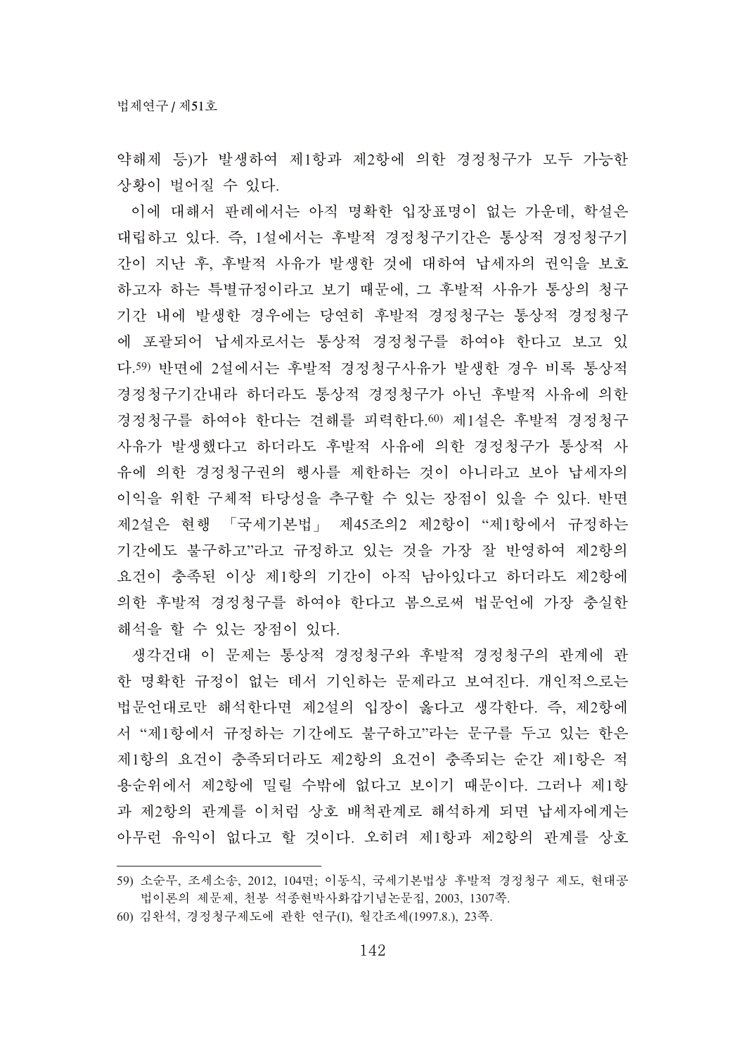약해제 등)가 발생하여 제1항과 제2항에 의한 경정청구가 모두 가능한 상황이 벌어질 수 있다.

이에 대해서 판례에서는 아직 명확한 입장표명이 없는 가운데, 학설은 대립하고 있다. 즉, 1설에서는 후발적 경정청구기간은 통상적 경정청구기간이 지난 후, 후발적 사유가 발생한 것에 대하여 납세자의 권익을 보호하고자 하는 특별규정이라고 보기 때문에, 그 후발적 사유가 통상의 청구기간 내에 발생한 경우에는 당연히 후발적 경정청구는 통상적 경정청구에 포괄되어 납세자로서는 통상적 경정청구를 하여야 한다고 보고 있다.[59] 반면에 2설에서는 후발적 경정청구사유가 발생한 경우 비록 통상적 경정청구기간내라 하더라도 통상적 경정청구가 아닌 후발적 사유에 의한 경정청구를 하여야 한다는 견해를 피력한다.[60] 제1설은 후발적 경정청구사유가 발생했다고 하더라도 후발적 사유에 의한 경정청구가 통상적 사유에 의한 경정청구권의 행사를 제한하는 것이 아니라고 보아 납세자의 이익을 위한 구체적 타당성을 추구할 수 있는 장점이 있을 수 있다. 반면 제2설은 현행 「국세기본법」 제45조의2 제2항이 "제1항에서 규정하는 기간에도 불구하고"라고 규정하고 있는 것을 가장 잘 반영하여 제2항의 요건이 충족된 이상 제1항의 기간이 아직 남아있다고 하더라도 제2항에 의한 후발적 경정청구를 하여야 한다고 봄으로써 법문언에 가장 충실한 해석을 할 수 있는 장점이 있다.

생각건대 이 문제는 통상적 경정청구와 후발적 경정청구의 관계에 관한 명확한 규정이 없는 데서 기인하는 문제라고 보여진다. 개인적으로는 법문언대로만 해석한다면 제2설의 입장이 옳다고 생각한다. 즉, 제2항에서 "제1항에서 규정하는 기간에도 불구하고"라는 문구를 두고 있는 한은 제1항의 요건이 충족되더라도 제2항의 요건이 충족되는 순간 제1항은 적용순위에서 제2항에 밀릴 수밖에 없다고 보이기 때문이다. 그러나 제1항과 제2항의 관계를 이처럼 상호 배척관계로 해석하게 되면 납세자에게는 아무런 유익이 없다고 할 것이다. 오히려 제1항과 제2항의 관계를 상호

---

59) 소순무, 조세소송, 2012, 104면; 이동식, 국세기본법상 후발적 경정청구 제도, 현대공법이론의 제문제, 천봉 석종현박사화갑기념논문집, 2003, 1307쪽.

60) 김완석, 경정청구제도에 관한 연구(I), 월간조세(1997.8.), 23쪽.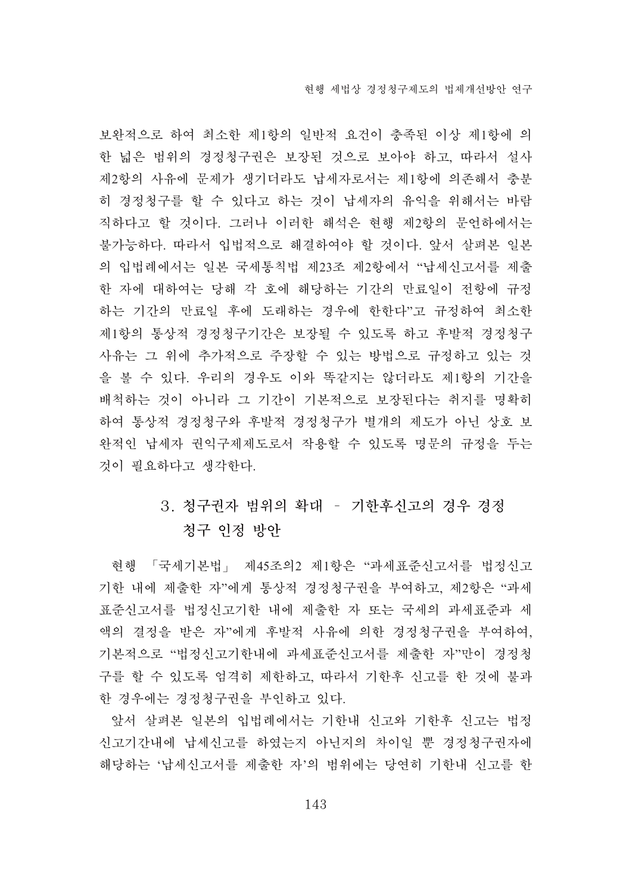보완적으로 하여 최소한 제1항의 일반적 요건이 충족된 이상 제1항에 의한 넓은 범위의 경정청구권은 보장된 것으로 보아야 하고, 따라서 설사 제2항의 사유에 문제가 생기더라도 납세자로서는 제1항에 의존해서 충분히 경정청구를 할 수 있다고 하는 것이 납세자의 유익을 위해서는 바람직하다고 할 것이다. 그러나 이러한 해석은 현행 제2항의 문언하에서는 불가능하다. 따라서 입법적으로 해결하여야 할 것이다. 앞서 살펴본 일본의 입법례에서는 일본 국세통칙법 제23조 제2항에서 "납세신고서를 제출한 자에 대하여는 당해 각 호에 해당하는 기간의 만료일이 전항에 규정하는 기간의 만료일 후에 도래하는 경우에 한한다"고 규정하여 최소한 제1항의 통상적 경정청구기간은 보장될 수 있도록 하고 후발적 경정청구사유는 그 위에 추가적으로 주장할 수 있는 방법으로 규정하고 있는 것을 볼 수 있다. 우리의 경우도 이와 똑같지는 않더라도 제1항의 기간을 배척하는 것이 아니라 그 기간이 기본적으로 보장된다는 취지를 명확히 하여 통상적 경정청구와 후발적 경정청구가 별개의 제도가 아닌 상호 보완적인 납세자 권익구제제도로서 작용할 수 있도록 명문의 규정을 두는 것이 필요하다고 생각한다.

### 3. 청구권자 범위의 확대 - 기한후신고의 경우 경정청구 인정 방안

현행 「국세기본법」 제45조의2 제1항은 "과세표준신고서를 법정신고기한 내에 제출한 자"에게 통상적 경정청구권을 부여하고, 제2항은 "과세표준신고서를 법정신고기한 내에 제출한 자 또는 국세의 과세표준과 세액의 결정을 받은 자"에게 후발적 사유에 의한 경정청구권을 부여하여, 기본적으로 "법정신고기한내에 과세표준신고서를 제출한 자"만이 경정청구를 할 수 있도록 엄격히 제한하고, 따라서 기한후 신고를 한 것에 불과한 경우에는 경정청구권을 부인하고 있다.

앞서 살펴본 일본의 입법례에서는 기한내 신고와 기한후 신고는 법정신고기간내에 납세신고를 하였는지 아닌지의 차이일 뿐 경정청구권자에 해당하는 '납세신고서를 제출한 자'의 범위에는 당연히 기한내 신고를 한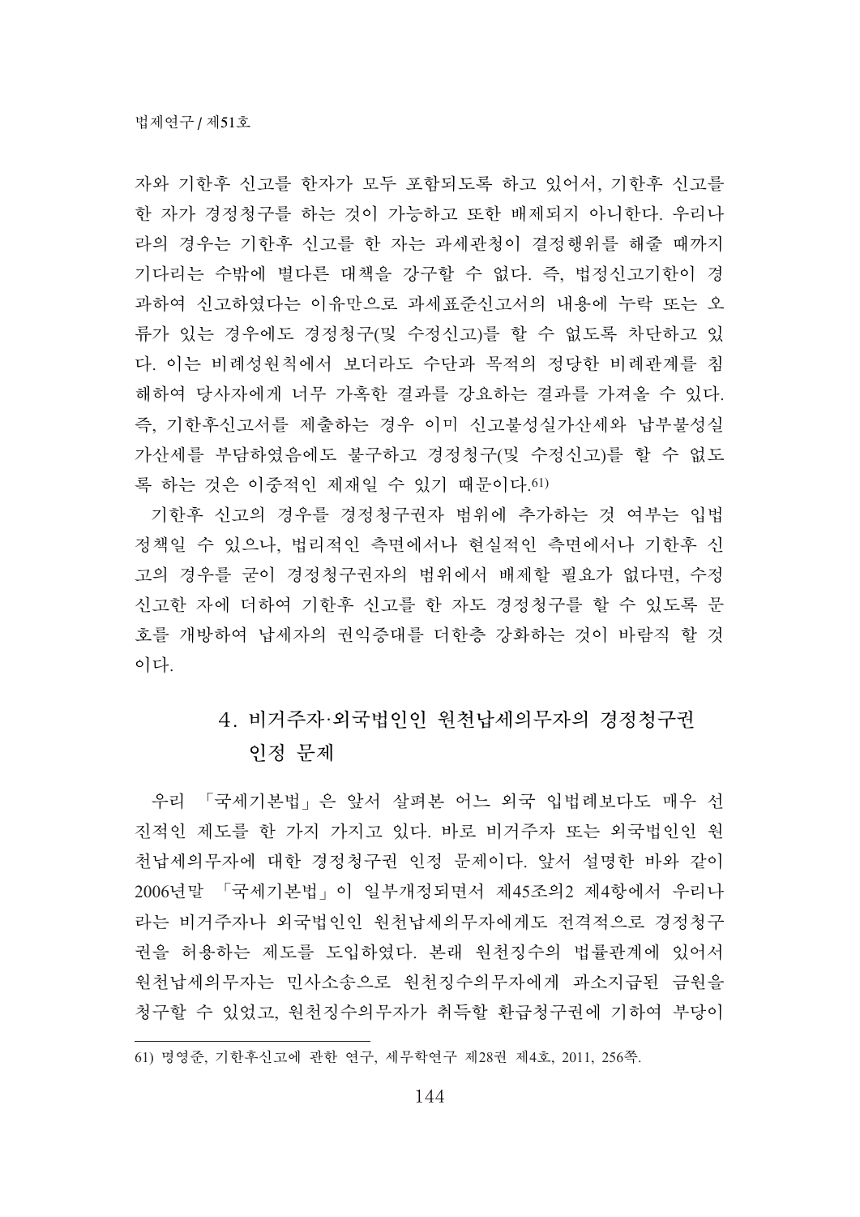자와 기한후 신고를 한자가 모두 포함되도록 하고 있어서, 기한후 신고를 한 자가 경정청구를 하는 것이 가능하고 또한 배제되지 아니한다. 우리나라의 경우는 기한후 신고를 한 자는 과세관청이 결정행위를 해줄 때까지 기다리는 수밖에 별다른 대책을 강구할 수 없다. 즉, 법정신고기한이 경과하여 신고하였다는 이유만으로 과세표준신고서의 내용에 누락 또는 오류가 있는 경우에도 경정청구(및 수정신고)를 할 수 없도록 차단하고 있다. 이는 비례성원칙에서 보더라도 수단과 목적의 정당한 비례관계를 침해하여 당사자에게 너무 가혹한 결과를 강요하는 결과를 가져올 수 있다. 즉, 기한후신고서를 제출하는 경우 이미 신고불성실가산세와 납부불성실가산세를 부담하였음에도 불구하고 경정청구(및 수정신고)를 할 수 없도록 하는 것은 이중적인 제재일 수 있기 때문이다.[61]

기한후 신고의 경우를 경정청구권자 범위에 추가하는 것 여부는 입법정책일 수 있으나, 법리적인 측면에서나 현실적인 측면에서나 기한후 신고의 경우를 굳이 경정청구권자의 범위에서 배제할 필요가 없다면, 수정신고한 자에 더하여 기한후 신고를 한 자도 경정청구를 할 수 있도록 문호를 개방하여 납세자의 권익증대를 더한층 강화하는 것이 바람직 할 것이다.

### 4. 비거주자·외국법인인 원천납세의무자의 경정청구권 인정 문제

우리 「국세기본법」은 앞서 살펴본 어느 외국 입법례보다도 매우 선진적인 제도를 한 가지 가지고 있다. 바로 비거주자 또는 외국법인인 원천납세의무자에 대한 경정청구권 인정 문제이다. 앞서 설명한 바와 같이 2006년말 「국세기본법」이 일부개정되면서 제45조의2 제4항에서 우리나라는 비거주자나 외국법인인 원천납세의무자에게도 전격적으로 경정청구권을 허용하는 제도를 도입하였다. 본래 원천징수의 법률관계에 있어서 원천납세의무자는 민사소송으로 원천징수의무자에게 과소지급된 금원을 청구할 수 있었고, 원천징수의무자가 취득할 환급청구권에 기하여 부당이

---

61) 명영준, 기한후신고에 관한 연구, 세무학연구 제28권 제4호, 2011, 256쪽.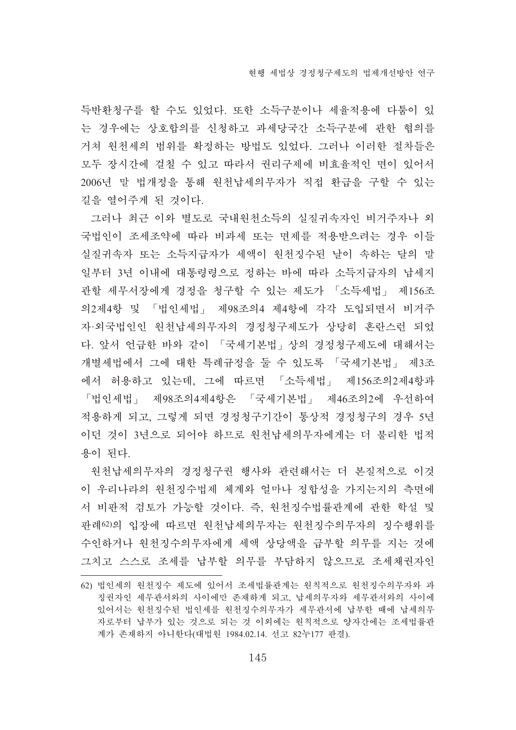득반환청구를 할 수도 있었다. 또한 소득구분이나 세율적용에 다툼이 있는 경우에는 상호합의를 신청하고 과세당국간 소득구분에 관한 협의를 거쳐 원천세의 범위를 확정하는 방법도 있었다. 그러나 이러한 절차들은 모두 장시간에 걸칠 수 있고 따라서 권리구제에 비효율적인 면이 있어서 2006년 말 법개정을 통해 원천납세의무자가 직접 환급을 구할 수 있는 길을 열어주게 된 것이다.

그러나 최근 이와 별도로 국내원천소득의 실질귀속자인 비거주자나 외국법인이 조세조약에 따라 비과세 또는 면제를 적용받으려는 경우 이들 실질귀속자 또는 소득지급자가 세액이 원천징수된 날이 속하는 달의 말일부터 3년 이내에 대통령령으로 정하는 바에 따라 소득지급자의 납세지 관할 세무서장에게 경정을 청구할 수 있는 제도가 「소득세법」 제156조의2제4항 및 「법인세법」 제98조의4 제4항에 각각 도입되면서 비거주자·외국법인인 원천납세의무자의 경정청구제도가 상당히 혼란스런 되었다. 앞서 언급한 바와 같이 「국세기본법」상의 경정청구제도에 대해서는 개별세법에서 그에 대한 특례규정을 둘 수 있도록 「국세기본법」 제3조에서 허용하고 있는데, 그에 따르면 「소득세법」 제156조의2제4항과 「법인세법」 제98조의4제4항은 「국세기본법」 제46조의2에 우선하여 적용하게 되고, 그렇게 되면 경정청구기간이 통상적 경정청구의 경우 5년이던 것이 3년으로 되어야 하므로 원천납세의무자에게는 더 불리한 법적용이 된다.

원천납세의무자의 경정청구권 행사와 관련해서는 더 본질적으로 이것이 우리나라의 원천징수법제 체계와 얼마나 정합성을 가지는지의 측면에서 비판적 검토가 가능할 것이다. 즉, 원천징수법률관계에 관한 학설 및 판례[62]의 입장에 따르면 원천납세의무자는 원천징수의무자의 징수행위를 수인하거나 원천징수의무자에게 세액 상당액을 급부할 의무를 지는 것에 그치고 스스로 조세를 납부할 의무를 부담하지 않으므로 조세채권자인

---

62) 법인세의 원천징수 제도에 있어서 조세법률관계는 원칙적으로 원천징수의무자와 과징권자인 세무관서와의 사이에만 존재하게 되고, 납세의무자와 세무관서와의 사이에 있어서는 원천징수된 법인세를 원천징수의무자가 세무관서에 납부한 때에 납세의무자로부터 납부가 있는 것으로 되는 것 이외에는 원칙적으로 양자간에는 조세법률관계가 존재하지 아니한다(대법원 1984.02.14. 선고 82누177 판결).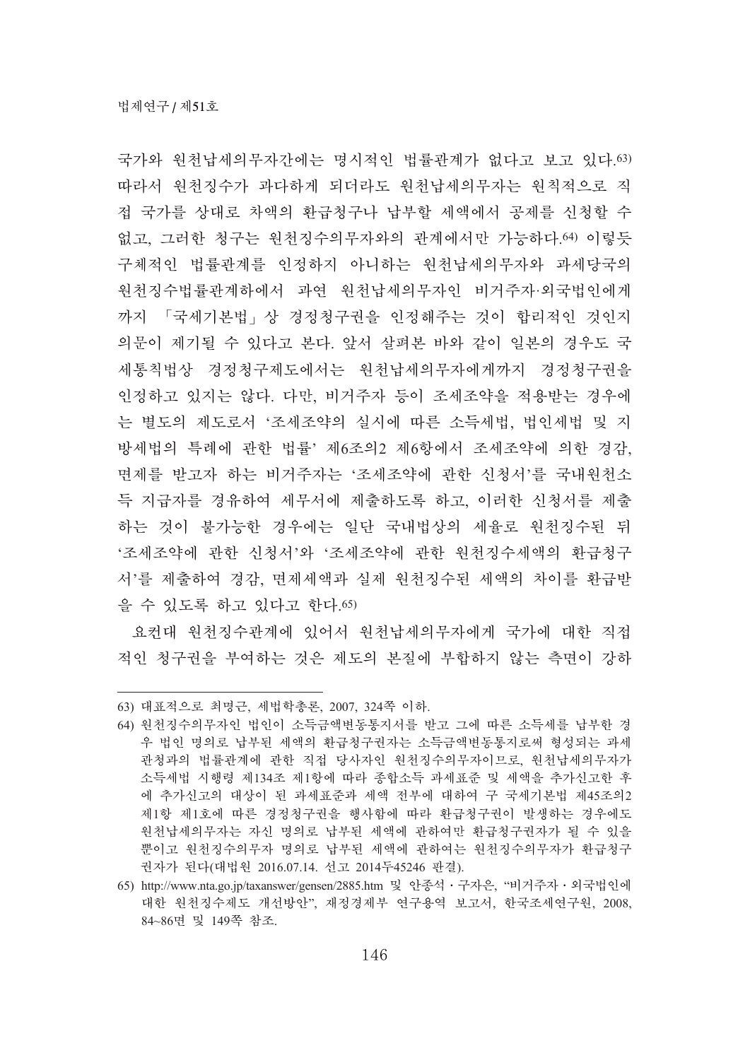국가와 원천납세의무자간에는 명시적인 법률관계가 없다고 보고 있다.[63] 따라서 원천징수가 과다하게 되더라도 원천납세의무자는 원칙적으로 직접 국가를 상대로 차액의 환급청구나 납부할 세액에서 공제를 신청할 수 없고, 그러한 청구는 원천징수의무자와의 관계에서만 가능하다.[64] 이렇듯 구체적인 법률관계를 인정하지 아니하는 원천납세의무자와 과세당국의 원천징수법률관계하에서 과연 원천납세의무자인 비거주자·외국법인에게까지 「국세기본법」상 경정청구권을 인정해주는 것이 합리적인 것인지 의문이 제기될 수 있다고 본다. 앞서 살펴본 바와 같이 일본의 경우도 국세통칙법상 경정청구제도에서는 원천납세의무자에게까지 경정청구권을 인정하고 있지는 않다. 다만, 비거주자 등이 조세조약을 적용받는 경우에는 별도의 제도로서 '조세조약의 실시에 따른 소득세법, 법인세법 및 지방세법의 특례에 관한 법률' 제6조의2 제6항에서 조세조약에 의한 경감, 면제를 받고자 하는 비거주자는 '조세조약에 관한 신청서'를 국내원천소득 지급자를 경유하여 세무서에 제출하도록 하고, 이러한 신청서를 제출하는 것이 불가능한 경우에는 일단 국내법상의 세율로 원천징수된 뒤 '조세조약에 관한 신청서'와 '조세조약에 관한 원천징수세액의 환급청구서'를 제출하여 경감, 면제세액과 실제 원천징수된 세액의 차이를 환급받을 수 있도록 하고 있다고 한다.[65]

요컨대 원천징수관계에 있어서 원천납세의무자에게 국가에 대한 직접적인 청구권을 부여하는 것은 제도의 본질에 부합하지 않는 측면이 강하

---

63) 대표적으로 최명근, 세법학총론, 2007, 324쪽 이하.

64) 원천징수의무자인 법인이 소득금액변동통지서를 받고 그에 따른 소득세를 납부한 경우 법인 명의로 납부된 세액의 환급청구권자는 소득금액변동통지로써 형성되는 과세관청과의 법률관계에 관한 직접 당사자인 원천징수의무자이므로, 원천납세의무자가 소득세법 시행령 제134조 제1항에 따라 종합소득 과세표준 및 세액을 추가신고한 후에 추가신고의 대상이 된 과세표준과 세액 전부에 대하여 구 국세기본법 제45조의2 제1항 제1호에 따른 경정청구권을 행사함에 따라 환급청구권이 발생하는 경우에도 원천납세의무자는 자신 명의로 납부된 세액에 관하여만 환급청구권자가 될 수 있을 뿐이고 원천징수의무자 명의로 납부된 세액에 관하여는 원천징수의무자가 환급청구권자가 된다(대법원 2016.07.14. 선고 2014두45246 판결).

65) http://www.nta.go.jp/taxanswer/gensen/2885.htm 및 안종석・구자은, "비거주자・외국법인에 대한 원천징수제도 개선방안", 재정경제부 연구용역 보고서, 한국조세연구원, 2008, 84~86면 및 149쪽 참조.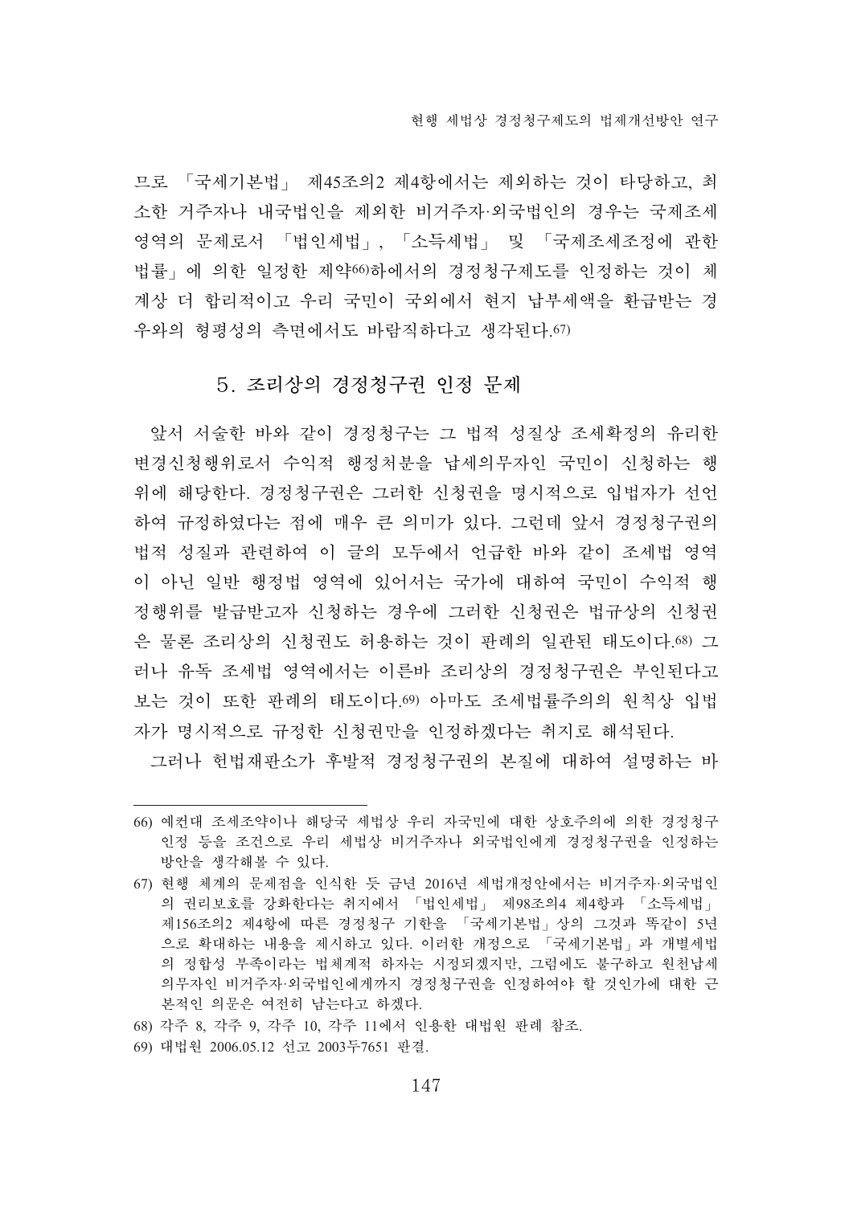므로 「국세기본법」 제45조의2 제4항에서는 제외하는 것이 타당하고, 최소한 거주자나 내국법인을 제외한 비거주자·외국법인의 경우는 국제조세 영역의 문제로서 「법인세법」, 「소득세법」 및 「국제조세조정에 관한 법률」에 의한 일정한 제약[66]하에서의 경정청구제도를 인정하는 것이 체계상 더 합리적이고 우리 국민이 국외에서 현지 납부세액을 환급받는 경우와의 형평성의 측면에서도 바람직하다고 생각된다.[67]

## 5. 조리상의 경정청구권 인정 문제

앞서 서술한 바와 같이 경정청구는 그 법적 성질상 조세확정의 유리한 변경신청행위로서 수익적 행정처분을 납세의무자인 국민이 신청하는 행위에 해당한다. 경정청구권은 그러한 신청권을 명시적으로 입법자가 선언하여 규정하였다는 점에 매우 큰 의미가 있다. 그런데 앞서 경정청구권의 법적 성질과 관련하여 이 글의 모두에서 언급한 바와 같이 조세법 영역이 아닌 일반 행정법 영역에 있어서는 국가에 대하여 국민이 수익적 행정행위를 발급받고자 신청하는 경우에 그러한 신청권은 법규상의 신청권은 물론 조리상의 신청권도 허용하는 것이 판례의 일관된 태도이다.[68] 그러나 유독 조세법 영역에서는 이른바 조리상의 경정청구권은 부인된다고 보는 것이 또한 판례의 태도이다.[69] 아마도 조세법률주의의 원칙상 입법자가 명시적으로 규정한 신청권만을 인정하겠다는 취지로 해석된다.

그러나 헌법재판소가 후발적 경정청구권의 본질에 대하여 설명하는 바

---

66) 예컨대 조세조약이나 해당국 세법상 우리 자국민에 대한 상호주의에 의한 경정청구 인정 등을 조건으로 우리 세법상 비거주자나 외국법인에게 경정청구권을 인정하는 방안을 생각해볼 수 있다.

67) 현행 체계의 문제점을 인식한 듯 금년 2016년 세법개정안에서는 비거주자·외국법인의 권리보호를 강화한다는 취지에서 「법인세법」 제98조의4 제4항과 「소득세법」 제156조의2 제4항에 따른 경정청구 기한을 「국세기본법」상의 그것과 똑같이 5년으로 확대하는 내용을 제시하고 있다. 이러한 개정으로 「국세기본법」과 개별세법의 정합성 부족이라는 법체계적 하자는 시정되겠지만, 그럼에도 불구하고 원천납세의무자인 비거주자·외국법인에게까지 경정청구권을 인정하여야 할 것인가에 대한 근본적인 의문은 여전히 남는다고 하겠다.

68) 각주 8, 각주 9, 각주 10, 각주 11에서 인용한 대법원 판례 참조.

69) 대법원 2006.05.12 선고 2003두7651 판결.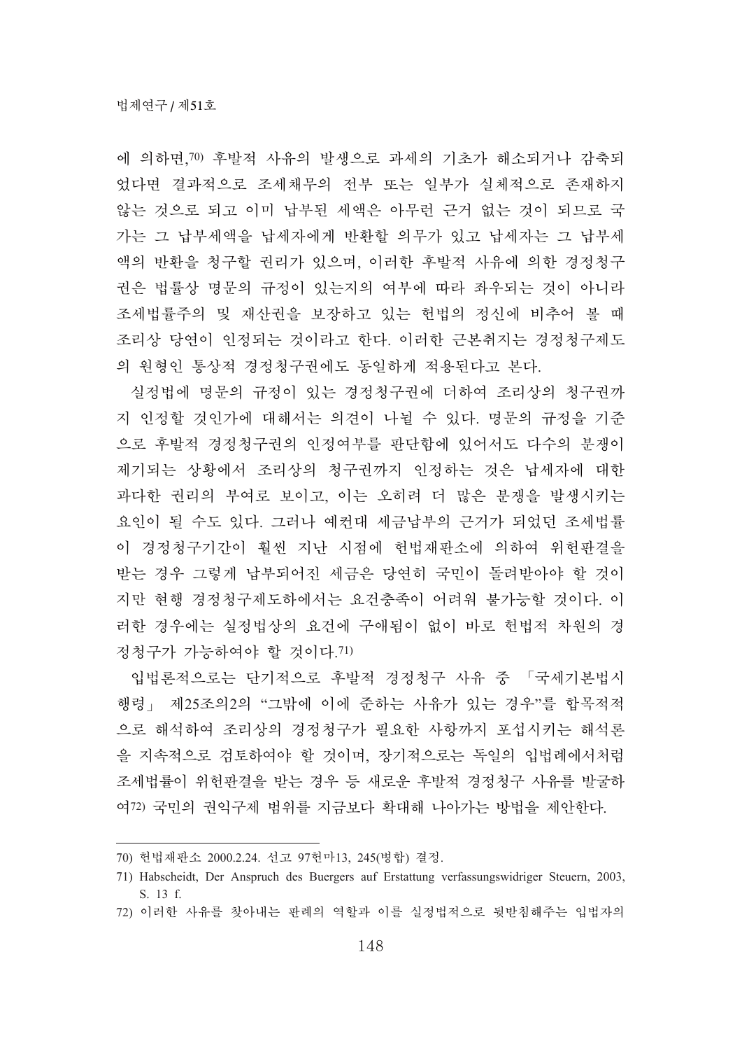에 의하면,[70] 후발적 사유의 발생으로 과세의 기초가 해소되거나 감축되었다면 결과적으로 조세채무의 전부 또는 일부가 실체적으로 존재하지 않는 것으로 되고 이미 납부된 세액은 아무런 근거 없는 것이 되므로 국가는 그 납부세액을 납세자에게 반환할 의무가 있고 납세자는 그 납부세액의 반환을 청구할 권리가 있으며, 이러한 후발적 사유에 의한 경정청구권은 법률상 명문의 규정이 있는지의 여부에 따라 좌우되는 것이 아니라 조세법률주의 및 재산권을 보장하고 있는 헌법의 정신에 비추어 볼 때 조리상 당연이 인정되는 것이라고 한다. 이러한 근본취지는 경정청구제도의 원형인 통상적 경정청구권에도 동일하게 적용된다고 본다.

실정법에 명문의 규정이 있는 경정청구권에 더하여 조리상의 청구권까지 인정할 것인가에 대해서는 의견이 나뉠 수 있다. 명문의 규정을 기준으로 후발적 경정청구권의 인정여부를 판단함에 있어서도 다수의 분쟁이 제기되는 상황에서 조리상의 청구권까지 인정하는 것은 납세자에 대한 과다한 권리의 부여로 보이고, 이는 오히려 더 많은 분쟁을 발생시키는 요인이 될 수도 있다. 그러나 예컨대 세금납부의 근거가 되었던 조세법률이 경정청구기간이 훨씬 지난 시점에 헌법재판소에 의하여 위헌판결을 받는 경우 그렇게 납부되어진 세금은 당연히 국민이 돌려받아야 할 것이지만 현행 경정청구제도하에서는 요건충족이 어려워 불가능할 것이다. 이러한 경우에는 실정법상의 요건에 구애됨이 없이 바로 헌법적 차원의 경정청구가 가능하여야 할 것이다.[71]

입법론적으로는 단기적으로 후발적 경정청구 사유 중 「국세기본법시행령」 제25조의2의 "그밖에 이에 준하는 사유가 있는 경우"를 합목적적으로 해석하여 조리상의 경정청구가 필요한 사항까지 포섭시키는 해석론을 지속적으로 검토하여야 할 것이며, 장기적으로는 독일의 입법례에서처럼 조세법률이 위헌판결을 받는 경우 등 새로운 후발적 경정청구 사유를 발굴하여[72] 국민의 권익구제 범위를 지금보다 확대해 나아가는 방법을 제안한다.

---

70) 헌법재판소 2000.2.24. 선고 97헌마13, 245(병합) 결정.

71) Habscheidt, Der Anspruch des Buergers auf Erstattung verfassungswidriger Steuern, 2003, S. 13 f.

72) 이러한 사유를 찾아내는 판례의 역할과 이를 실정법적으로 뒷받침해주는 입법자의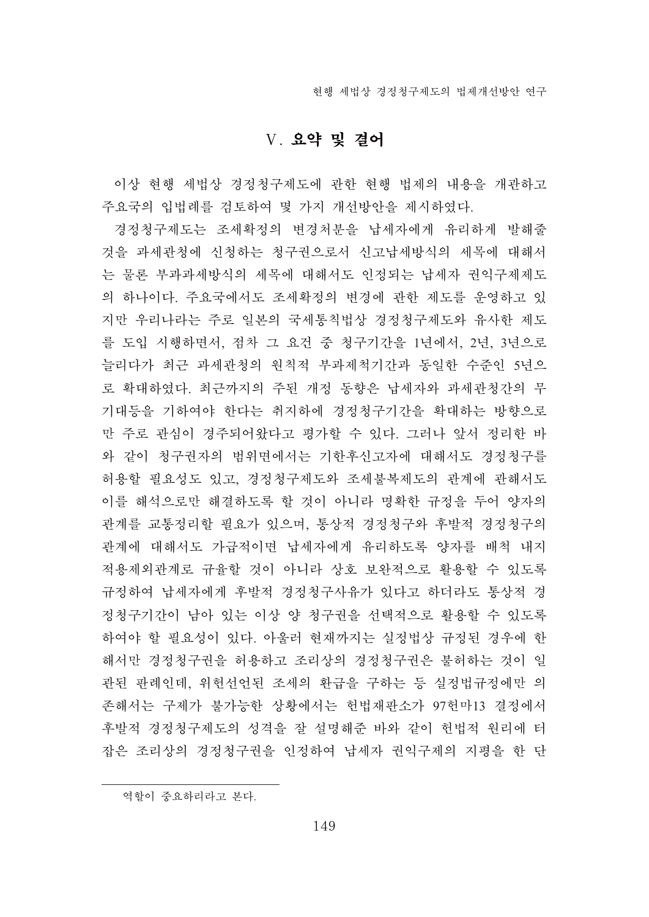# V. 요약 및 결어

이상 현행 세법상 경정청구제도에 관한 현행 법제의 내용을 개관하고 주요국의 입법례를 검토하여 몇 가지 개선방안을 제시하였다.

경정청구제도는 조세확정의 변경처분을 납세자에게 유리하게 발해줄 것을 과세관청에 신청하는 청구권으로서 신고납세방식의 세목에 대해서는 물론 부과과세방식의 세목에 대해서도 인정되는 납세자 권익구제제도의 하나이다. 주요국에서도 조세확정의 변경에 관한 제도를 운영하고 있지만 우리나라는 주로 일본의 국세통칙법상 경정청구제도와 유사한 제도를 도입 시행하면서, 점차 그 요건 중 청구기간을 1년에서, 2년, 3년으로 늘리다가 최근 과세관청의 원칙적 부과제척기간과 동일한 수준인 5년으로 확대하였다. 최근까지의 주된 개정 동향은 납세자와 과세관청간의 무기대등을 기하여야 한다는 취지하에 경정청구기간을 확대하는 방향으로만 주로 관심이 경주되어왔다고 평가할 수 있다. 그러나 앞서 정리한 바와 같이 청구권자의 범위면에서는 기한후신고자에 대해서도 경정청구를 허용할 필요성도 있고, 경정청구제도와 조세불복제도의 관계에 관해서도 이를 해석으로만 해결하도록 할 것이 아니라 명확한 규정을 두어 양자의 관계를 교통정리할 필요가 있으며, 통상적 경정청구와 후발적 경정청구의 관계에 대해서도 가급적이면 납세자에게 유리하도록 양자를 배척 내지 적용제외관계로 규율할 것이 아니라 상호 보완적으로 활용할 수 있도록 규정하여 납세자에게 후발적 경정청구사유가 있다고 하더라도 통상적 경정청구기간이 남아 있는 이상 양 청구권을 선택적으로 활용할 수 있도록 하여야 할 필요성이 있다. 아울러 현재까지는 실정법상 규정된 경우에 한해서만 경정청구권을 허용하고 조리상의 경정청구권은 불허하는 것이 일관된 판례인데, 위헌선언된 조세의 환급을 구하는 등 실정법규정에만 의존해서는 구제가 불가능한 상황에서는 헌법재판소가 97헌마13 결정에서 후발적 경정청구제도의 성격을 잘 설명해준 바와 같이 헌법적 원리에 터 잡은 조리상의 경정청구권을 인정하여 납세자 권익구제의 지평을 한 단

---

역할이 중요하리라고 본다.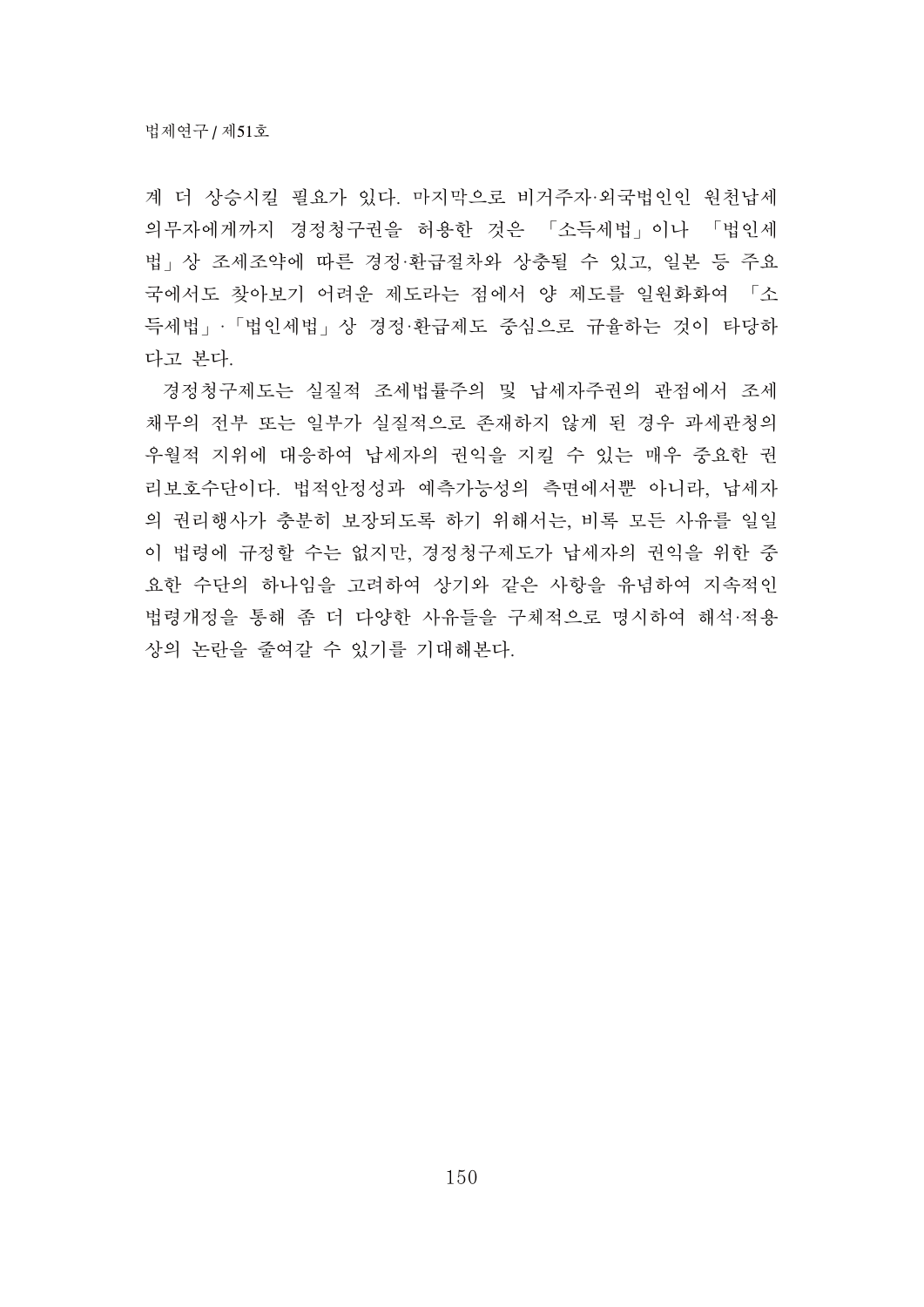계 더 상승시킬 필요가 있다. 마지막으로 비거주자·외국법인인 원천납세의무자에게까지 경정청구권을 허용한 것은 「소득세법」이나 「법인세법」상 조세조약에 따른 경정·환급절차와 상충될 수 있고, 일본 등 주요국에서도 찾아보기 어려운 제도라는 점에서 양 제도를 일원화하여 「소득세법」·「법인세법」상 경정·환급제도 중심으로 규율하는 것이 타당하다고 본다.

경정청구제도는 실질적 조세법률주의 및 납세자주권의 관점에서 조세채무의 전부 또는 일부가 실질적으로 존재하지 않게 된 경우 과세관청의 우월적 지위에 대응하여 납세자의 권익을 지킬 수 있는 매우 중요한 권리보호수단이다. 법적안정성과 예측가능성의 측면에서뿐 아니라, 납세자의 권리행사가 충분히 보장되도록 하기 위해서는, 비록 모든 사유를 일일이 법령에 규정할 수는 없지만, 경정청구제도가 납세자의 권익을 위한 중요한 수단의 하나임을 고려하여 상기와 같은 사항을 유념하여 지속적인 법령개정을 통해 좀 더 다양한 사유들을 구체적으로 명시하여 해석·적용상의 논란을 줄여갈 수 있기를 기대해본다.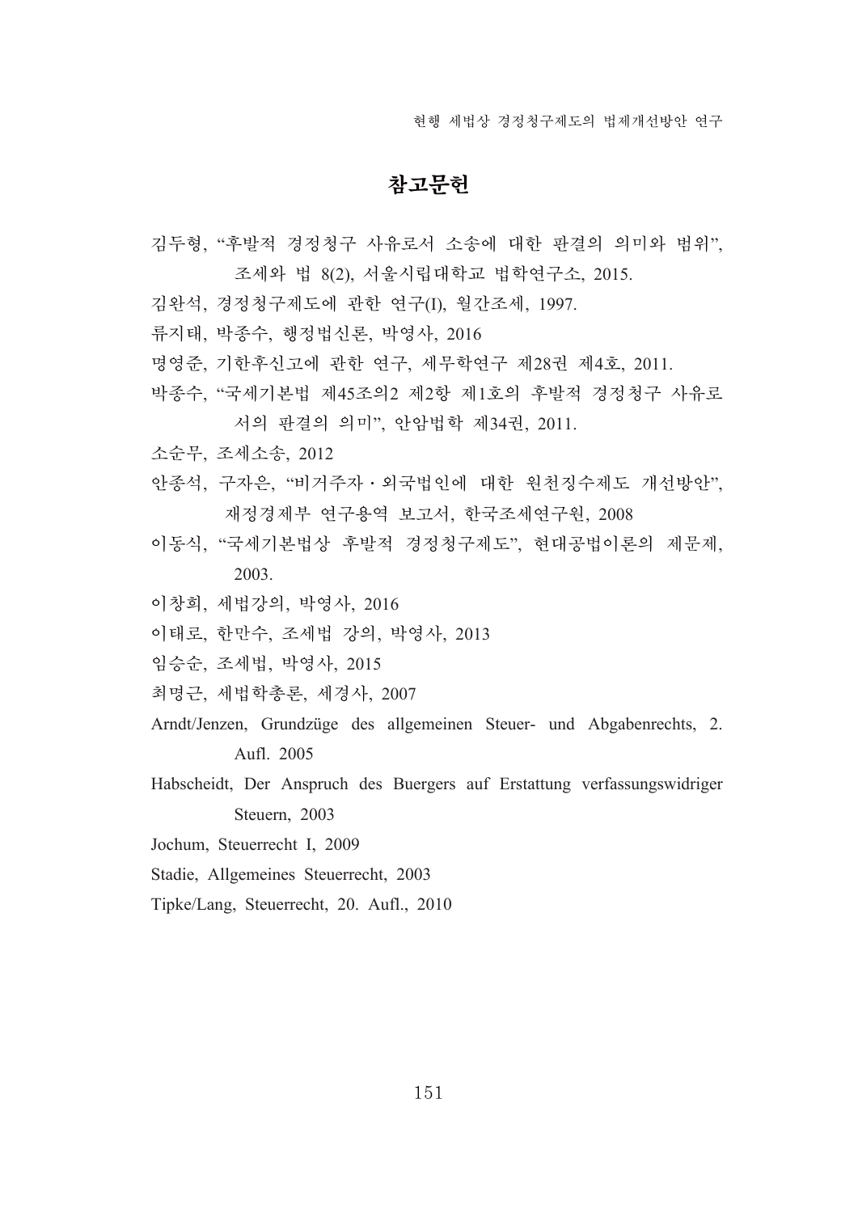# 참고문헌

김두형, "후발적 경정청구 사유로서 소송에 대한 판결의 의미와 범위", 조세와 법 8(2), 서울시립대학교 법학연구소, 2015.

김완석, 경정청구제도에 관한 연구(I), 월간조세, 1997.

류지태, 박종수, 행정법신론, 박영사, 2016

명영준, 기한후신고에 관한 연구, 세무학연구 제28권 제4호, 2011.

박종수, "국세기본법 제45조의2 제2항 제1호의 후발적 경정청구 사유로서의 판결의 의미", 안암법학 제34권, 2011.

소순무, 조세소송, 2012

안종석, 구자은, "비거주자・외국법인에 대한 원천징수제도 개선방안", 재정경제부 연구용역 보고서, 한국조세연구원, 2008

이동식, "국세기본법상 후발적 경정청구제도", 현대공법이론의 제문제, 2003.

이창희, 세법강의, 박영사, 2016

이태로, 한만수, 조세법 강의, 박영사, 2013

임승순, 조세법, 박영사, 2015

최명근, 세법학총론, 세경사, 2007

Arndt/Jenzen, Grundzüge des allgemeinen Steuer- und Abgabenrechts, 2. Aufl. 2005

Habscheidt, Der Anspruch des Buergers auf Erstattung verfassungswidriger Steuern, 2003

Jochum, Steuerrecht I, 2009

Stadie, Allgemeines Steuerrecht, 2003

Tipke/Lang, Steuerrecht, 20. Aufl., 2010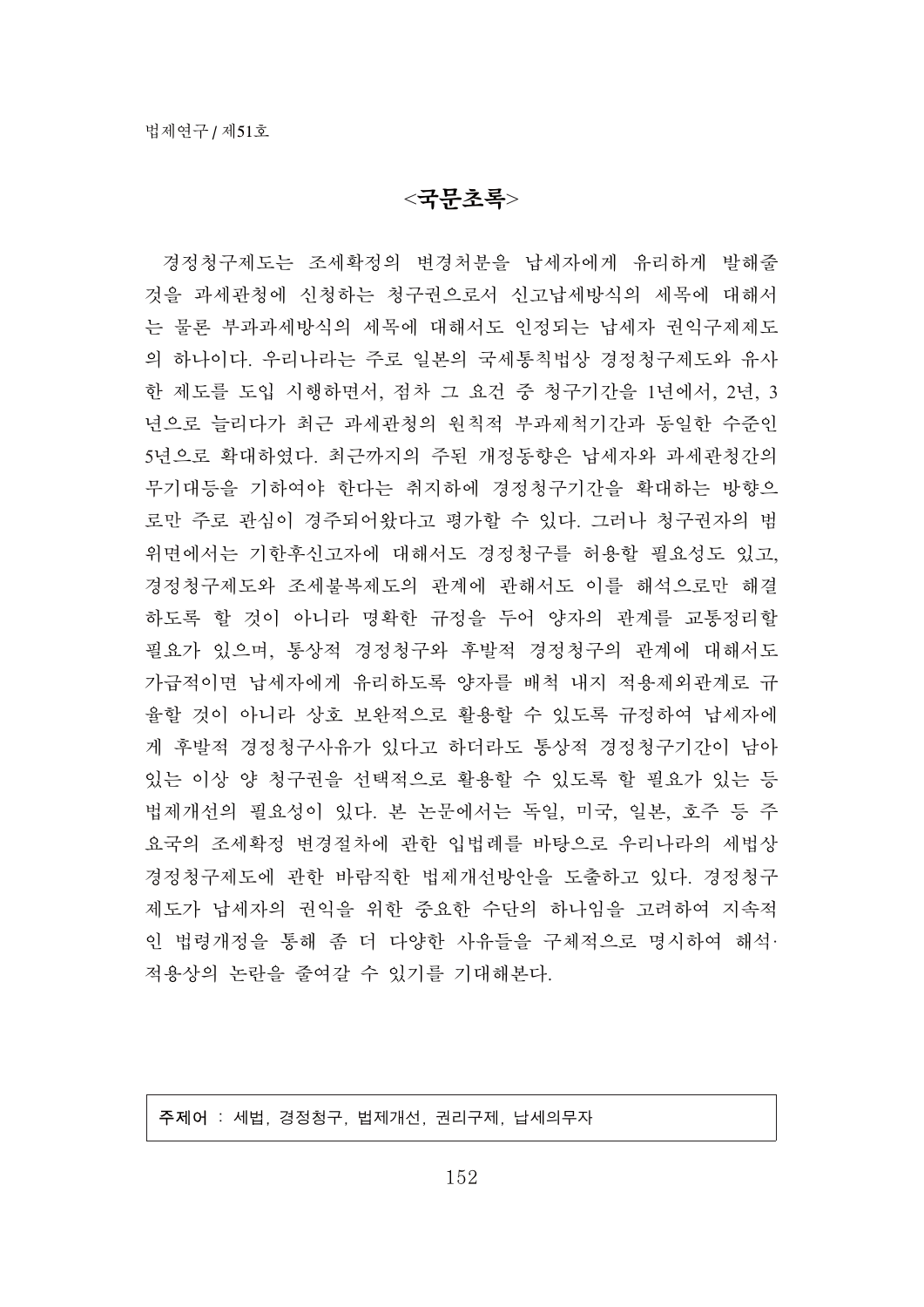## <국문초록>

경정청구제도는 조세확정의 변경처분을 납세자에게 유리하게 발해줄 것을 과세관청에 신청하는 청구권으로서 신고납세방식의 세목에 대해서는 물론 부과과세방식의 세목에 대해서도 인정되는 납세자 권익구제제도의 하나이다. 우리나라는 주로 일본의 국세통칙법상 경정청구제도와 유사한 제도를 도입 시행하면서, 점차 그 요건 중 청구기간을 1년에서, 2년, 3년으로 늘리다가 최근 과세관청의 원칙적 부과제척기간과 동일한 수준인 5년으로 확대하였다. 최근까지의 주된 개정동향은 납세자와 과세관청간의 무기대등을 기하여야 한다는 취지하에 경정청구기간을 확대하는 방향으로만 주로 관심이 경주되어왔다고 평가할 수 있다. 그러나 청구권자의 범위면에서는 기한후신고자에 대해서도 경정청구를 허용할 필요성도 있고, 경정청구제도와 조세불복제도의 관계에 관해서도 이를 해석으로만 해결하도록 할 것이 아니라 명확한 규정을 두어 양자의 관계를 교통정리할 필요가 있으며, 통상적 경정청구와 후발적 경정청구의 관계에 대해서도 가급적이면 납세자에게 유리하도록 양자를 배척 내지 적용제외관계로 규율할 것이 아니라 상호 보완적으로 활용할 수 있도록 규정하여 납세자에게 후발적 경정청구사유가 있다고 하더라도 통상적 경정청구기간이 남아있는 이상 양 청구권을 선택적으로 활용할 수 있도록 할 필요가 있는 등 법제개선의 필요성이 있다. 본 논문에서는 독일, 미국, 일본, 호주 등 주요국의 조세확정 변경절차에 관한 입법례를 바탕으로 우리나라의 세법상 경정청구제도에 관한 바람직한 법제개선방안을 도출하고 있다. 경정청구제도가 납세자의 권익을 위한 중요한 수단의 하나임을 고려하여 지속적인 법령개정을 통해 좀 더 다양한 사유들을 구체적으로 명시하여 해석·적용상의 논란을 줄여갈 수 있기를 기대해본다.

**주제어** : 세법, 경정청구, 법제개선, 권리구제, 납세의무자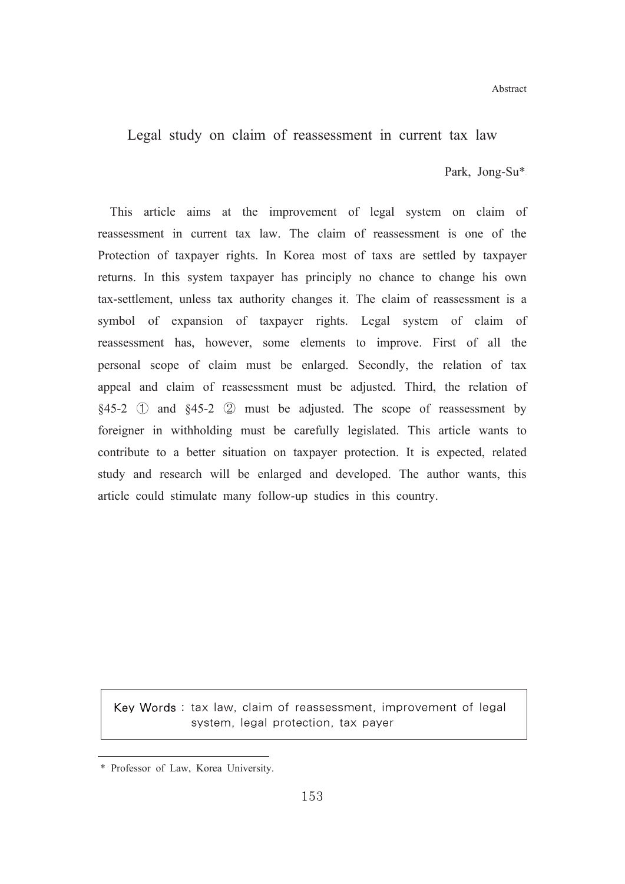Abstract

## Legal study on claim of reassessment in current tax law

Park, Jong-Su*

This article aims at the improvement of legal system on claim of reassessment in current tax law. The claim of reassessment is one of the Protection of taxpayer rights. In Korea most of taxs are settled by taxpayer returns. In this system taxpayer has principly no chance to change his own tax-settlement, unless tax authority changes it. The claim of reassessment is a symbol of expansion of taxpayer rights. Legal system of claim of reassessment has, however, some elements to improve. First of all the personal scope of claim must be enlarged. Secondly, the relation of tax appeal and claim of reassessment must be adjusted. Third, the relation of §45-2 ① and §45-2 ② must be adjusted. The scope of reassessment by foreigner in withholding must be carefully legislated. This article wants to contribute to a better situation on taxpayer protection. It is expected, related study and research will be enlarged and developed. The author wants, this article could stimulate many follow-up studies in this country.

Key Words : tax law, claim of reassessment, improvement of legal system, legal protection, tax payer

* Professor of Law, Korea University.